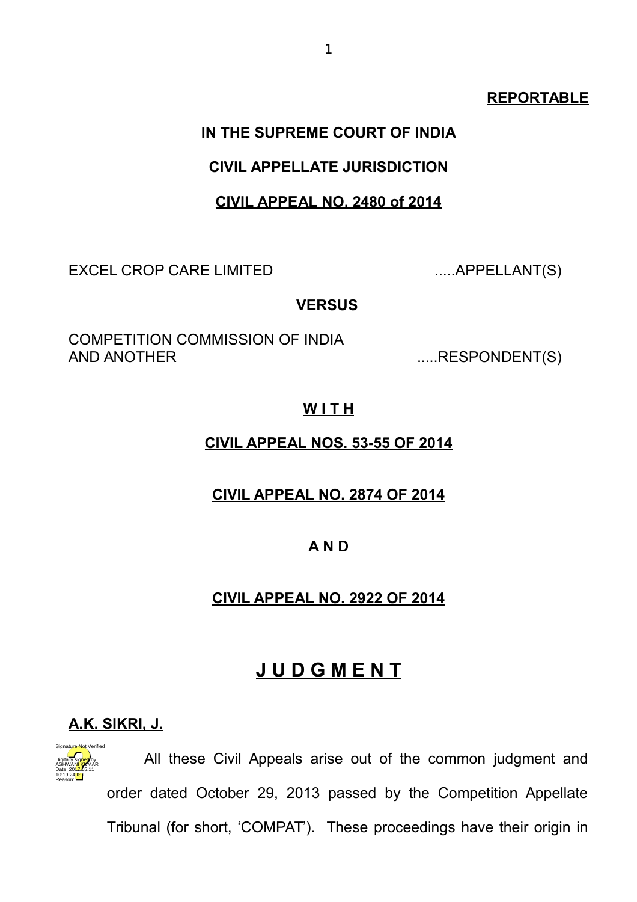**REPORTABLE**

**IN THE SUPREME COURT OF INDIA**

**CIVIL APPELLATE JURISDICTION**

**CIVIL APPEAL NO. 2480 of 2014**

EXCEL CROP CARE LIMITED .....APPELLANT(S)

**VERSUS**

COMPETITION COMMISSION OF INDIA AND ANOTHER .....RESPONDENT(S)

**W I T H**

**CIVIL APPEAL NOS. 53-55 OF 2014**

**CIVIL APPEAL NO. 2874 OF 2014**

**A N D**

**CIVIL APPEAL NO. 2922 OF 2014**

# J U D G M E N T

**A.K. SIKRI, J.**

All these Civil Appeals arise out of the common judgment and order dated October 29, 2013 passed by the Competition Appellate Tribunal (for short, 'COMPAT'). These proceedings have their origin in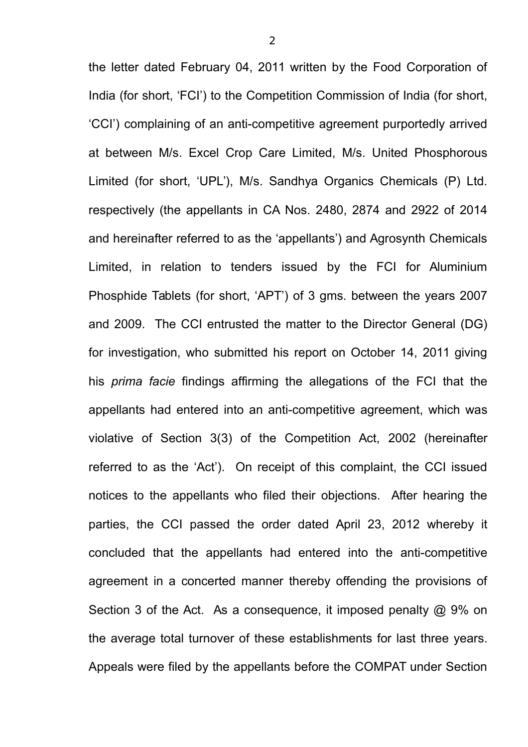the letter dated February 04, 2011 written by the Food Corporation of India (for short, 'FCI') to the Competition Commission of India (for short, 'CCI') complaining of an anti-competitive agreement purportedly arrived at between M/s. Excel Crop Care Limited, M/s. United Phosphorous Limited (for short, 'UPL'), M/s. Sandhya Organics Chemicals (P) Ltd. respectively (the appellants in CA Nos. 2480, 2874 and 2922 of 2014 and hereinafter referred to as the 'appellants') and Agrosynth Chemicals Limited, in relation to tenders issued by the FCI for Aluminium Phosphide Tablets (for short, 'APT') of 3 gms. between the years 2007 and 2009. The CCI entrusted the matter to the Director General (DG) for investigation, who submitted his report on October 14, 2011 giving his *prima facie* findings affirming the allegations of the FCI that the appellants had entered into an anti-competitive agreement, which was violative of Section 3(3) of the Competition Act, 2002 (hereinafter referred to as the 'Act'). On receipt of this complaint, the CCI issued notices to the appellants who filed their objections. After hearing the parties, the CCI passed the order dated April 23, 2012 whereby it concluded that the appellants had entered into the anti-competitive agreement in a concerted manner thereby offending the provisions of Section 3 of the Act. As a consequence, it imposed penalty @ 9% on the average total turnover of these establishments for last three years. Appeals were filed by the appellants before the COMPAT under Section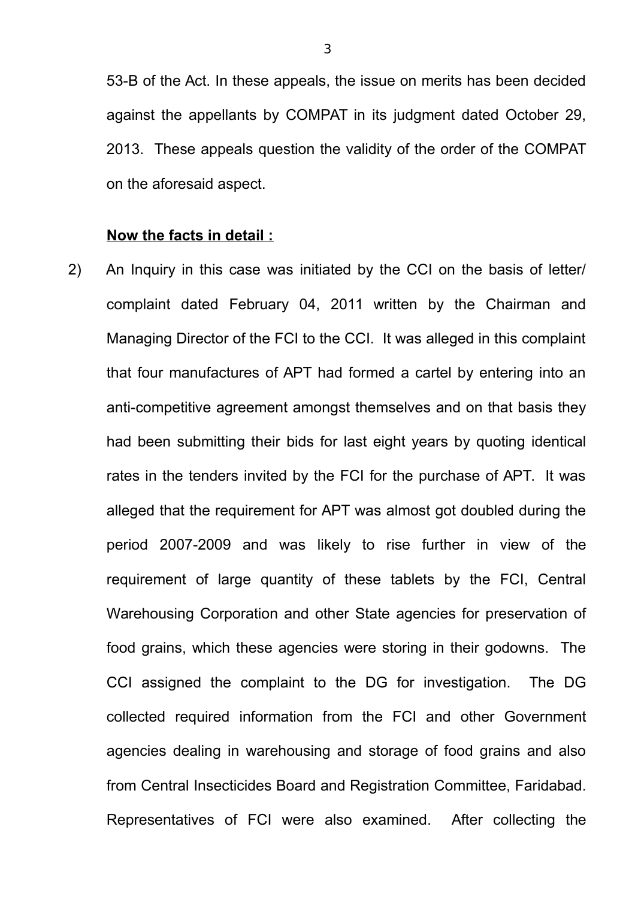53-B of the Act. In these appeals, the issue on merits has been decided against the appellants by COMPAT in its judgment dated October 29, 2013. These appeals question the validity of the order of the COMPAT on the aforesaid aspect.

**<u>Now the facts in detail :</u>**

2) An Inquiry in this case was initiated by the CCI on the basis of letter/ complaint dated February 04, 2011 written by the Chairman and Managing Director of the FCI to the CCI. It was alleged in this complaint that four manufactures of APT had formed a cartel by entering into an anti-competitive agreement amongst themselves and on that basis they had been submitting their bids for last eight years by quoting identical rates in the tenders invited by the FCI for the purchase of APT. It was alleged that the requirement for APT was almost got doubled during the period 2007-2009 and was likely to rise further in view of the requirement of large quantity of these tablets by the FCI, Central Warehousing Corporation and other State agencies for preservation of food grains, which these agencies were storing in their godowns. The CCI assigned the complaint to the DG for investigation. The DG collected required information from the FCI and other Government agencies dealing in warehousing and storage of food grains and also from Central Insecticides Board and Registration Committee, Faridabad. Representatives of FCI were also examined. After collecting the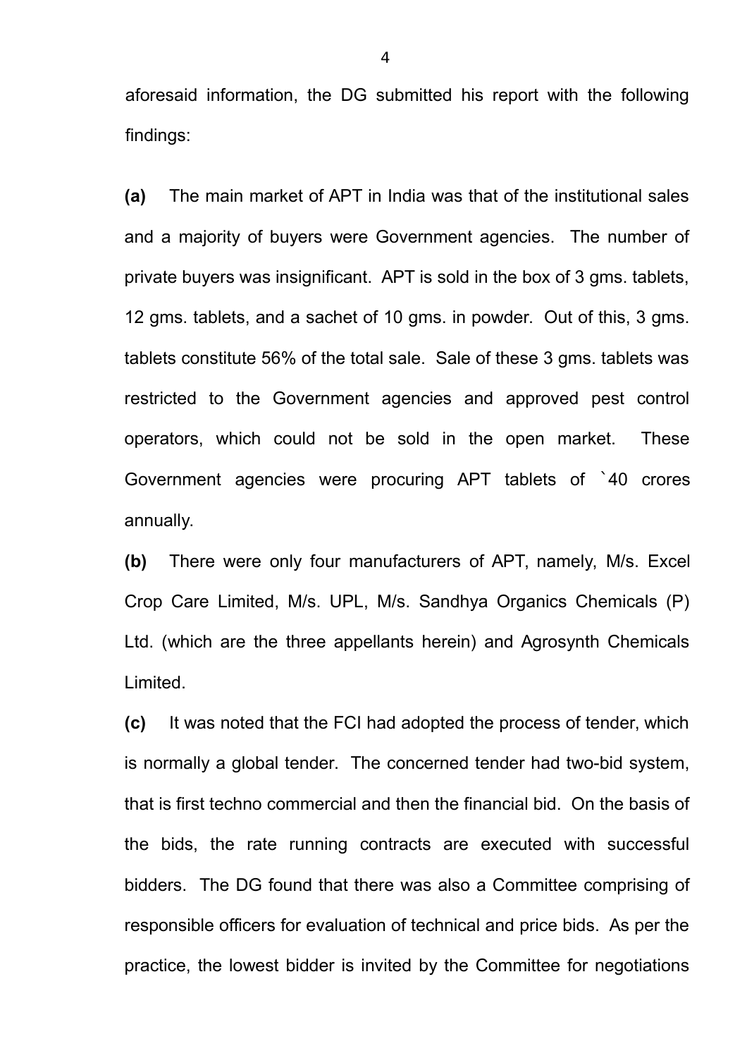aforesaid information, the DG submitted his report with the following findings:

**(a)** The main market of APT in India was that of the institutional sales and a majority of buyers were Government agencies. The number of private buyers was insignificant. APT is sold in the box of 3 gms. tablets, 12 gms. tablets, and a sachet of 10 gms. in powder. Out of this, 3 gms. tablets constitute 56% of the total sale. Sale of these 3 gms. tablets was restricted to the Government agencies and approved pest control operators, which could not be sold in the open market. These Government agencies were procuring APT tablets of `40 crores annually.

**(b)** There were only four manufacturers of APT, namely, M/s. Excel Crop Care Limited, M/s. UPL, M/s. Sandhya Organics Chemicals (P) Ltd. (which are the three appellants herein) and Agrosynth Chemicals Limited.

**(c)** It was noted that the FCI had adopted the process of tender, which is normally a global tender. The concerned tender had two-bid system, that is first techno commercial and then the financial bid. On the basis of the bids, the rate running contracts are executed with successful bidders. The DG found that there was also a Committee comprising of responsible officers for evaluation of technical and price bids. As per the practice, the lowest bidder is invited by the Committee for negotiations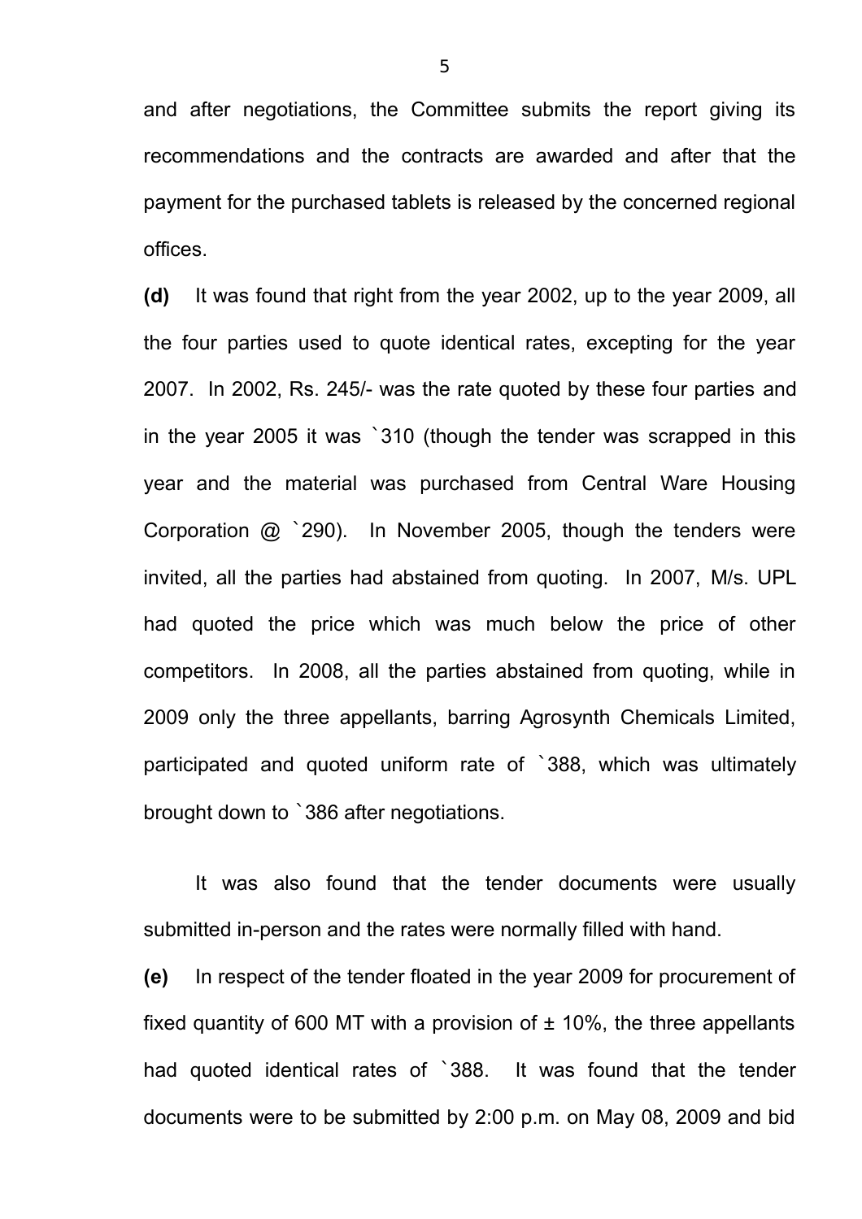and after negotiations, the Committee submits the report giving its recommendations and the contracts are awarded and after that the payment for the purchased tablets is released by the concerned regional offices.

**(d)** It was found that right from the year 2002, up to the year 2009, all the four parties used to quote identical rates, excepting for the year 2007. In 2002, Rs. 245/- was the rate quoted by these four parties and in the year 2005 it was `310 (though the tender was scrapped in this year and the material was purchased from Central Ware Housing Corporation @ `290). In November 2005, though the tenders were invited, all the parties had abstained from quoting. In 2007, M/s. UPL had quoted the price which was much below the price of other competitors. In 2008, all the parties abstained from quoting, while in 2009 only the three appellants, barring Agrosynth Chemicals Limited, participated and quoted uniform rate of `388, which was ultimately brought down to `386 after negotiations.

It was also found that the tender documents were usually submitted in-person and the rates were normally filled with hand.

**(e)** In respect of the tender floated in the year 2009 for procurement of fixed quantity of 600 MT with a provision of ± 10%, the three appellants had quoted identical rates of `388. It was found that the tender documents were to be submitted by 2:00 p.m. on May 08, 2009 and bid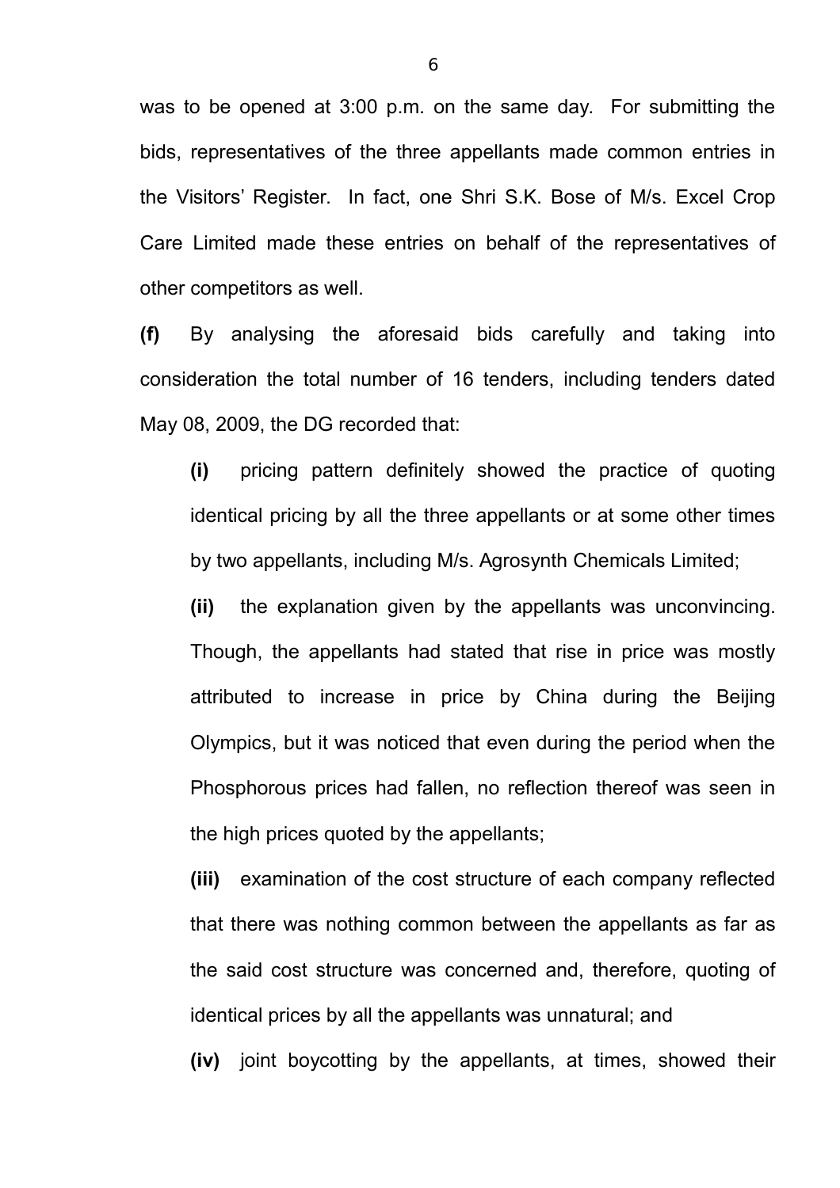was to be opened at 3:00 p.m. on the same day. For submitting the bids, representatives of the three appellants made common entries in the Visitors' Register. In fact, one Shri S.K. Bose of M/s. Excel Crop Care Limited made these entries on behalf of the representatives of other competitors as well.

**(f)** By analysing the aforesaid bids carefully and taking into consideration the total number of 16 tenders, including tenders dated May 08, 2009, the DG recorded that:

> **(i)** pricing pattern definitely showed the practice of quoting identical pricing by all the three appellants or at some other times by two appellants, including M/s. Agrosynth Chemicals Limited;
>
> **(ii)** the explanation given by the appellants was unconvincing. Though, the appellants had stated that rise in price was mostly attributed to increase in price by China during the Beijing Olympics, but it was noticed that even during the period when the Phosphorous prices had fallen, no reflection thereof was seen in the high prices quoted by the appellants;
>
> **(iii)** examination of the cost structure of each company reflected that there was nothing common between the appellants as far as the said cost structure was concerned and, therefore, quoting of identical prices by all the appellants was unnatural; and
>
> **(iv)** joint boycotting by the appellants, at times, showed their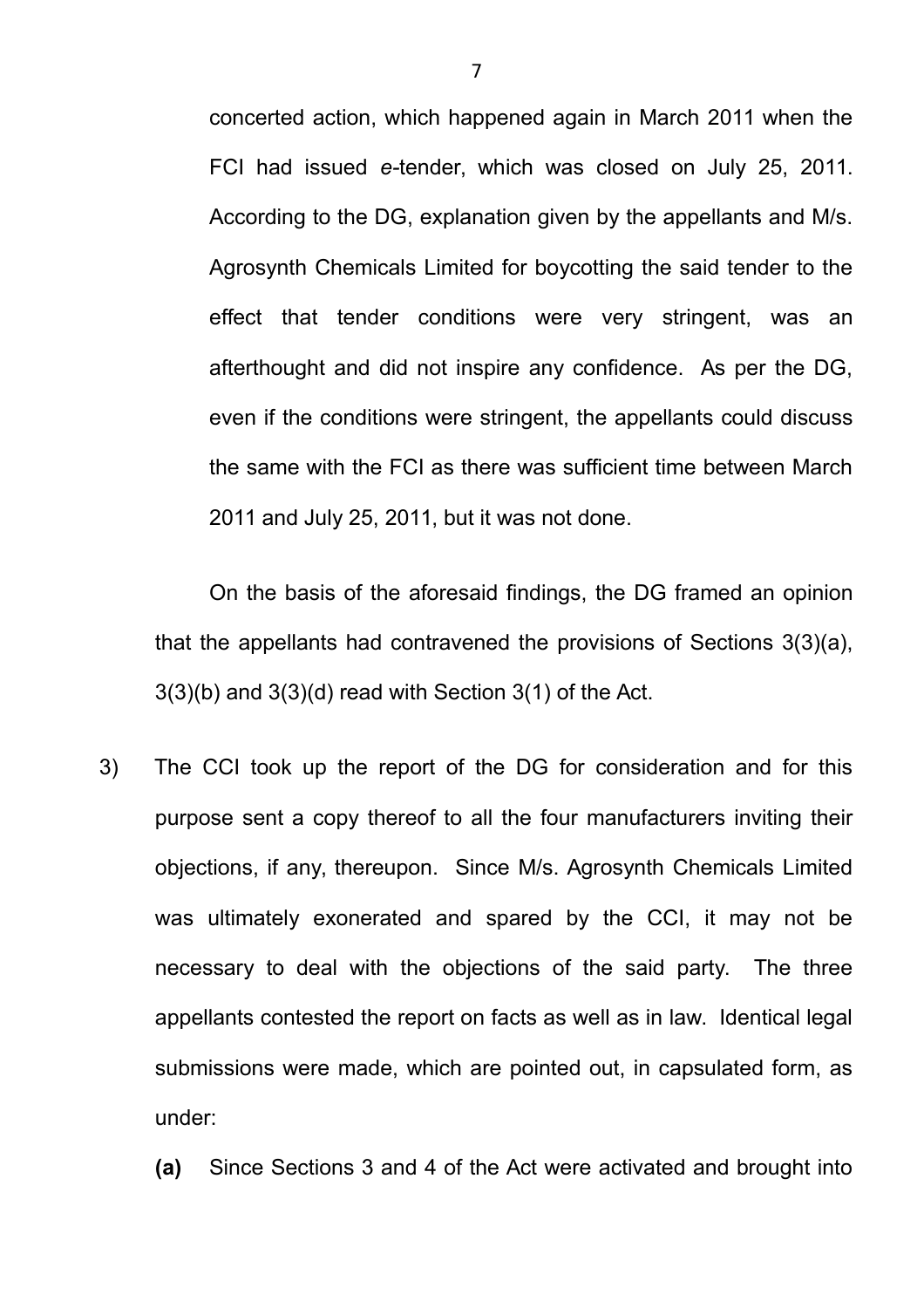concerted action, which happened again in March 2011 when the FCI had issued *e*-tender, which was closed on July 25, 2011. According to the DG, explanation given by the appellants and M/s. Agrosynth Chemicals Limited for boycotting the said tender to the effect that tender conditions were very stringent, was an afterthought and did not inspire any confidence. As per the DG, even if the conditions were stringent, the appellants could discuss the same with the FCI as there was sufficient time between March 2011 and July 25, 2011, but it was not done.

On the basis of the aforesaid findings, the DG framed an opinion that the appellants had contravened the provisions of Sections 3(3)(a), 3(3)(b) and 3(3)(d) read with Section 3(1) of the Act.

3) The CCI took up the report of the DG for consideration and for this purpose sent a copy thereof to all the four manufacturers inviting their objections, if any, thereupon. Since M/s. Agrosynth Chemicals Limited was ultimately exonerated and spared by the CCI, it may not be necessary to deal with the objections of the said party. The three appellants contested the report on facts as well as in law. Identical legal submissions were made, which are pointed out, in capsulated form, as under:

**(a)** Since Sections 3 and 4 of the Act were activated and brought into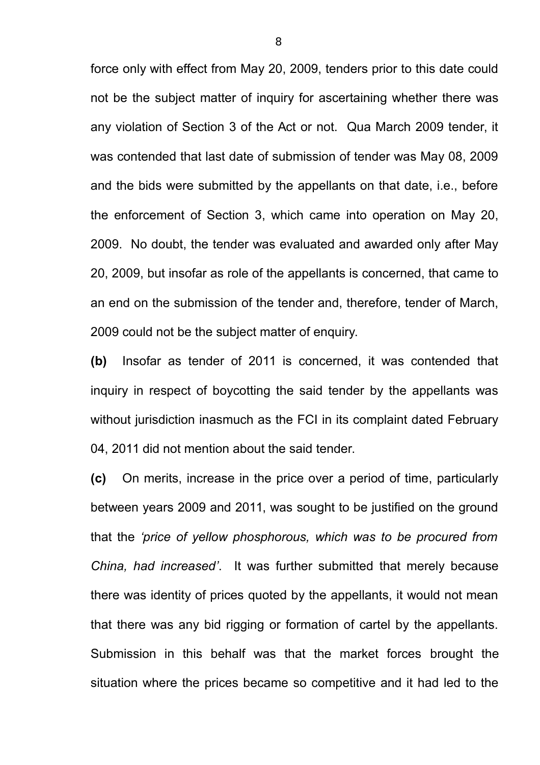force only with effect from May 20, 2009, tenders prior to this date could not be the subject matter of inquiry for ascertaining whether there was any violation of Section 3 of the Act or not. Qua March 2009 tender, it was contended that last date of submission of tender was May 08, 2009 and the bids were submitted by the appellants on that date, i.e., before the enforcement of Section 3, which came into operation on May 20, 2009. No doubt, the tender was evaluated and awarded only after May 20, 2009, but insofar as role of the appellants is concerned, that came to an end on the submission of the tender and, therefore, tender of March, 2009 could not be the subject matter of enquiry.

**(b)** Insofar as tender of 2011 is concerned, it was contended that inquiry in respect of boycotting the said tender by the appellants was without jurisdiction inasmuch as the FCI in its complaint dated February 04, 2011 did not mention about the said tender.

**(c)** On merits, increase in the price over a period of time, particularly between years 2009 and 2011, was sought to be justified on the ground that the *'price of yellow phosphorous, which was to be procured from China, had increased'*. It was further submitted that merely because there was identity of prices quoted by the appellants, it would not mean that there was any bid rigging or formation of cartel by the appellants. Submission in this behalf was that the market forces brought the situation where the prices became so competitive and it had led to the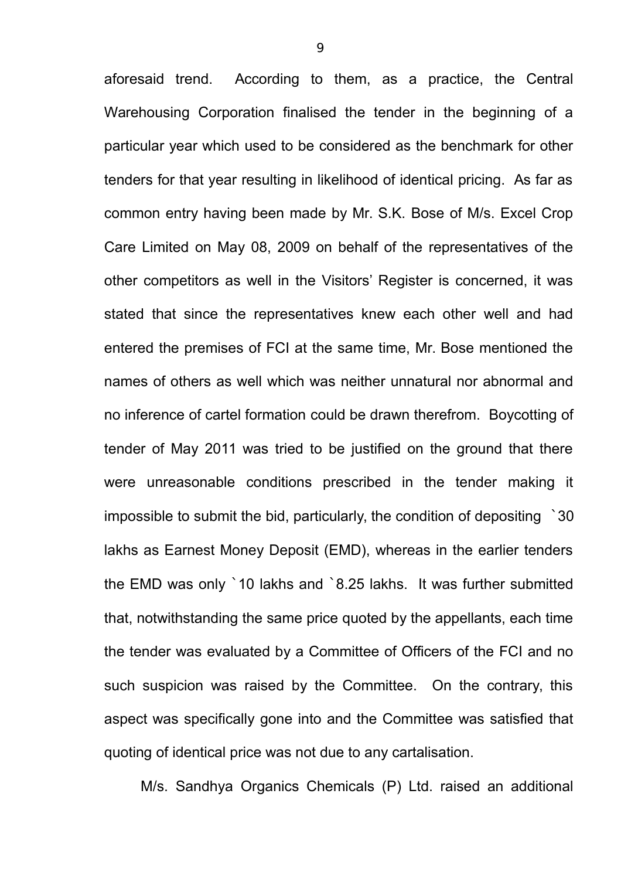aforesaid trend. According to them, as a practice, the Central Warehousing Corporation finalised the tender in the beginning of a particular year which used to be considered as the benchmark for other tenders for that year resulting in likelihood of identical pricing. As far as common entry having been made by Mr. S.K. Bose of M/s. Excel Crop Care Limited on May 08, 2009 on behalf of the representatives of the other competitors as well in the Visitors' Register is concerned, it was stated that since the representatives knew each other well and had entered the premises of FCI at the same time, Mr. Bose mentioned the names of others as well which was neither unnatural nor abnormal and no inference of cartel formation could be drawn therefrom. Boycotting of tender of May 2011 was tried to be justified on the ground that there were unreasonable conditions prescribed in the tender making it impossible to submit the bid, particularly, the condition of depositing `30 lakhs as Earnest Money Deposit (EMD), whereas in the earlier tenders the EMD was only `10 lakhs and `8.25 lakhs. It was further submitted that, notwithstanding the same price quoted by the appellants, each time the tender was evaluated by a Committee of Officers of the FCI and no such suspicion was raised by the Committee. On the contrary, this aspect was specifically gone into and the Committee was satisfied that quoting of identical price was not due to any cartalisation.

M/s. Sandhya Organics Chemicals (P) Ltd. raised an additional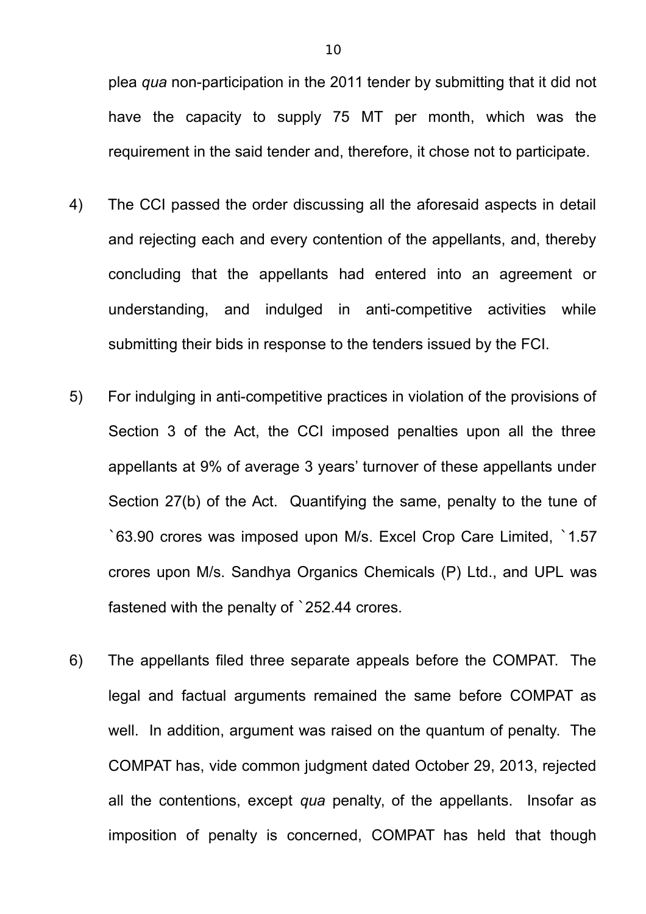plea *qua* non-participation in the 2011 tender by submitting that it did not have the capacity to supply 75 MT per month, which was the requirement in the said tender and, therefore, it chose not to participate.

4) The CCI passed the order discussing all the aforesaid aspects in detail and rejecting each and every contention of the appellants, and, thereby concluding that the appellants had entered into an agreement or understanding, and indulged in anti-competitive activities while submitting their bids in response to the tenders issued by the FCI.

5) For indulging in anti-competitive practices in violation of the provisions of Section 3 of the Act, the CCI imposed penalties upon all the three appellants at 9% of average 3 years' turnover of these appellants under Section 27(b) of the Act. Quantifying the same, penalty to the tune of `63.90 crores was imposed upon M/s. Excel Crop Care Limited, `1.57 crores upon M/s. Sandhya Organics Chemicals (P) Ltd., and UPL was fastened with the penalty of `252.44 crores.

6) The appellants filed three separate appeals before the COMPAT. The legal and factual arguments remained the same before COMPAT as well. In addition, argument was raised on the quantum of penalty. The COMPAT has, vide common judgment dated October 29, 2013, rejected all the contentions, except *qua* penalty, of the appellants. Insofar as imposition of penalty is concerned, COMPAT has held that though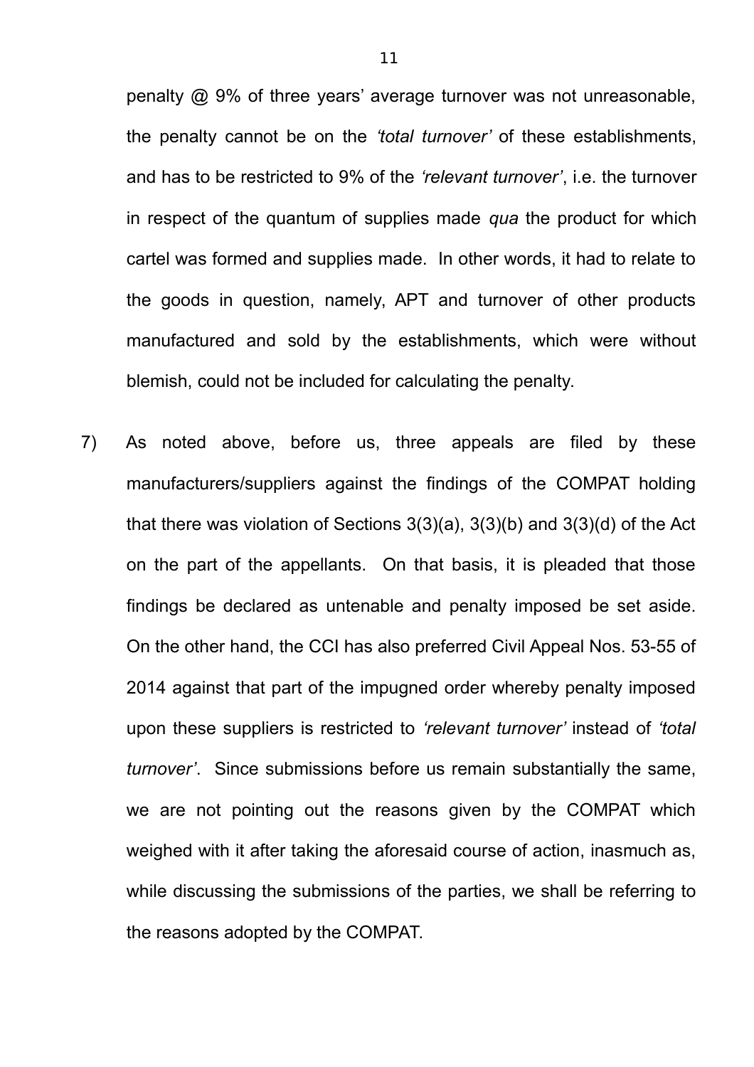penalty @ 9% of three years' average turnover was not unreasonable, the penalty cannot be on the *'total turnover'* of these establishments, and has to be restricted to 9% of the *'relevant turnover'*, i.e. the turnover in respect of the quantum of supplies made *qua* the product for which cartel was formed and supplies made. In other words, it had to relate to the goods in question, namely, APT and turnover of other products manufactured and sold by the establishments, which were without blemish, could not be included for calculating the penalty.

7) As noted above, before us, three appeals are filed by these manufacturers/suppliers against the findings of the COMPAT holding that there was violation of Sections 3(3)(a), 3(3)(b) and 3(3)(d) of the Act on the part of the appellants. On that basis, it is pleaded that those findings be declared as untenable and penalty imposed be set aside. On the other hand, the CCI has also preferred Civil Appeal Nos. 53-55 of 2014 against that part of the impugned order whereby penalty imposed upon these suppliers is restricted to *'relevant turnover'* instead of *'total turnover'*. Since submissions before us remain substantially the same, we are not pointing out the reasons given by the COMPAT which weighed with it after taking the aforesaid course of action, inasmuch as, while discussing the submissions of the parties, we shall be referring to the reasons adopted by the COMPAT.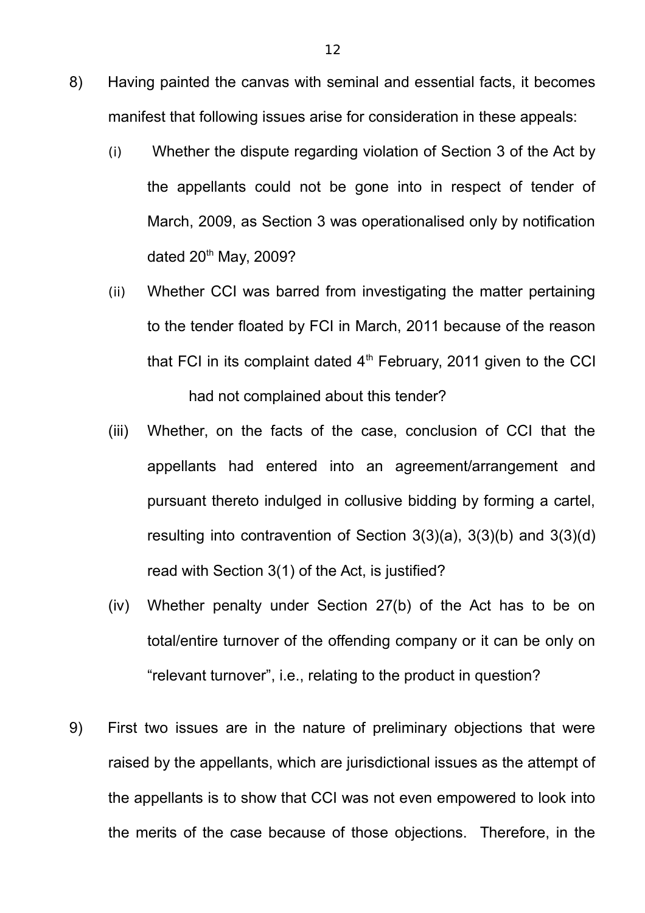8) Having painted the canvas with seminal and essential facts, it becomes manifest that following issues arise for consideration in these appeals:

   (i) Whether the dispute regarding violation of Section 3 of the Act by the appellants could not be gone into in respect of tender of March, 2009, as Section 3 was operationalised only by notification dated 20th May, 2009?

   (ii) Whether CCI was barred from investigating the matter pertaining to the tender floated by FCI in March, 2011 because of the reason that FCI in its complaint dated 4th February, 2011 given to the CCI had not complained about this tender?

   (iii) Whether, on the facts of the case, conclusion of CCI that the appellants had entered into an agreement/arrangement and pursuant thereto indulged in collusive bidding by forming a cartel, resulting into contravention of Section 3(3)(a), 3(3)(b) and 3(3)(d) read with Section 3(1) of the Act, is justified?

   (iv) Whether penalty under Section 27(b) of the Act has to be on total/entire turnover of the offending company or it can be only on "relevant turnover", i.e., relating to the product in question?

9) First two issues are in the nature of preliminary objections that were raised by the appellants, which are jurisdictional issues as the attempt of the appellants is to show that CCI was not even empowered to look into the merits of the case because of those objections. Therefore, in the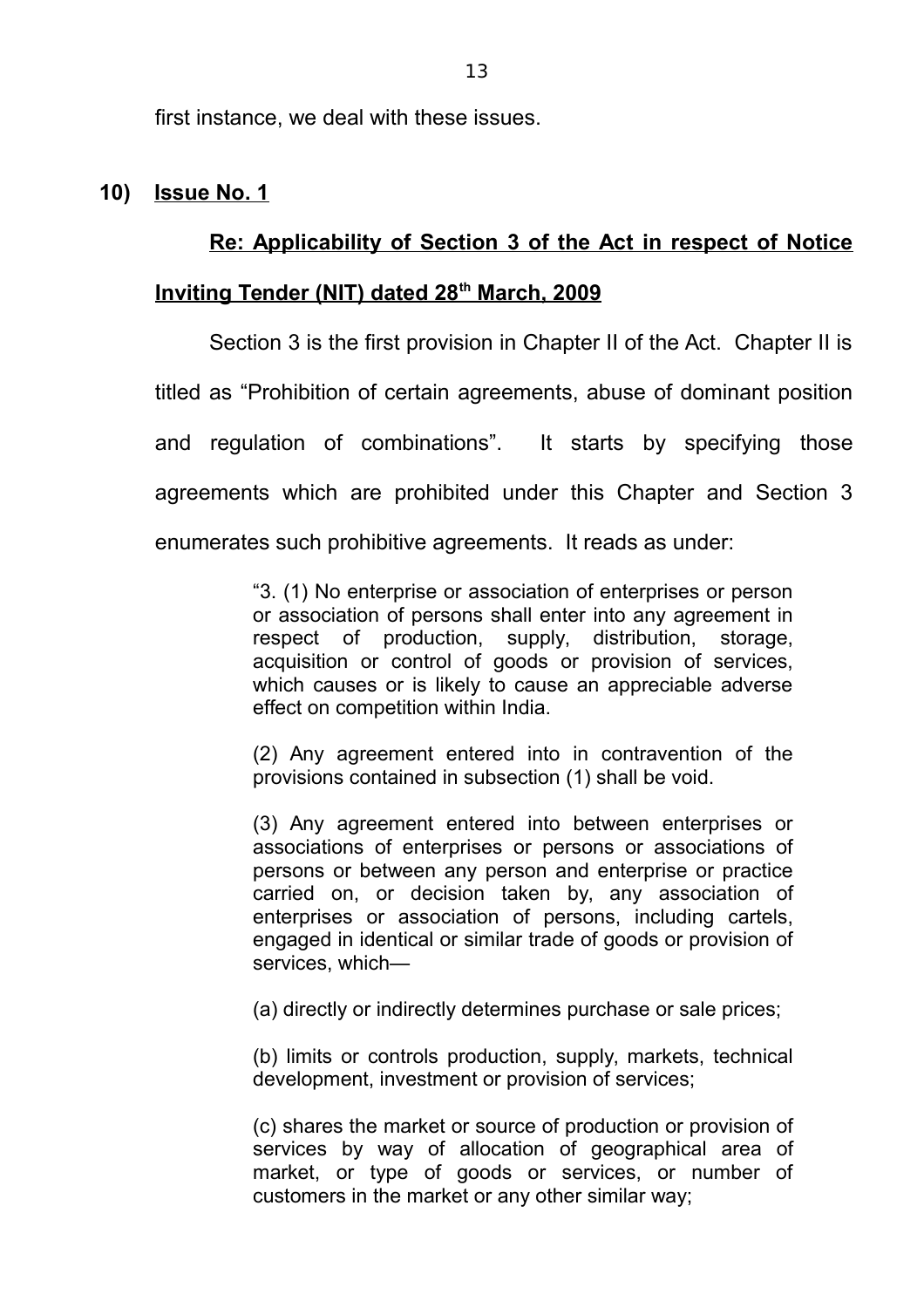first instance, we deal with these issues.

**10) Issue No. 1**

**Re: Applicability of Section 3 of the Act in respect of Notice Inviting Tender (NIT) dated 28th March, 2009**

Section 3 is the first provision in Chapter II of the Act. Chapter II is titled as "Prohibition of certain agreements, abuse of dominant position and regulation of combinations". It starts by specifying those agreements which are prohibited under this Chapter and Section 3 enumerates such prohibitive agreements. It reads as under:

> "3. (1) No enterprise or association of enterprises or person or association of persons shall enter into any agreement in respect of production, supply, distribution, storage, acquisition or control of goods or provision of services, which causes or is likely to cause an appreciable adverse effect on competition within India.
>
> (2) Any agreement entered into in contravention of the provisions contained in subsection (1) shall be void.
>
> (3) Any agreement entered into between enterprises or associations of enterprises or persons or associations of persons or between any person and enterprise or practice carried on, or decision taken by, any association of enterprises or association of persons, including cartels, engaged in identical or similar trade of goods or provision of services, which—
>
> (a) directly or indirectly determines purchase or sale prices;
>
> (b) limits or controls production, supply, markets, technical development, investment or provision of services;
>
> (c) shares the market or source of production or provision of services by way of allocation of geographical area of market, or type of goods or services, or number of customers in the market or any other similar way;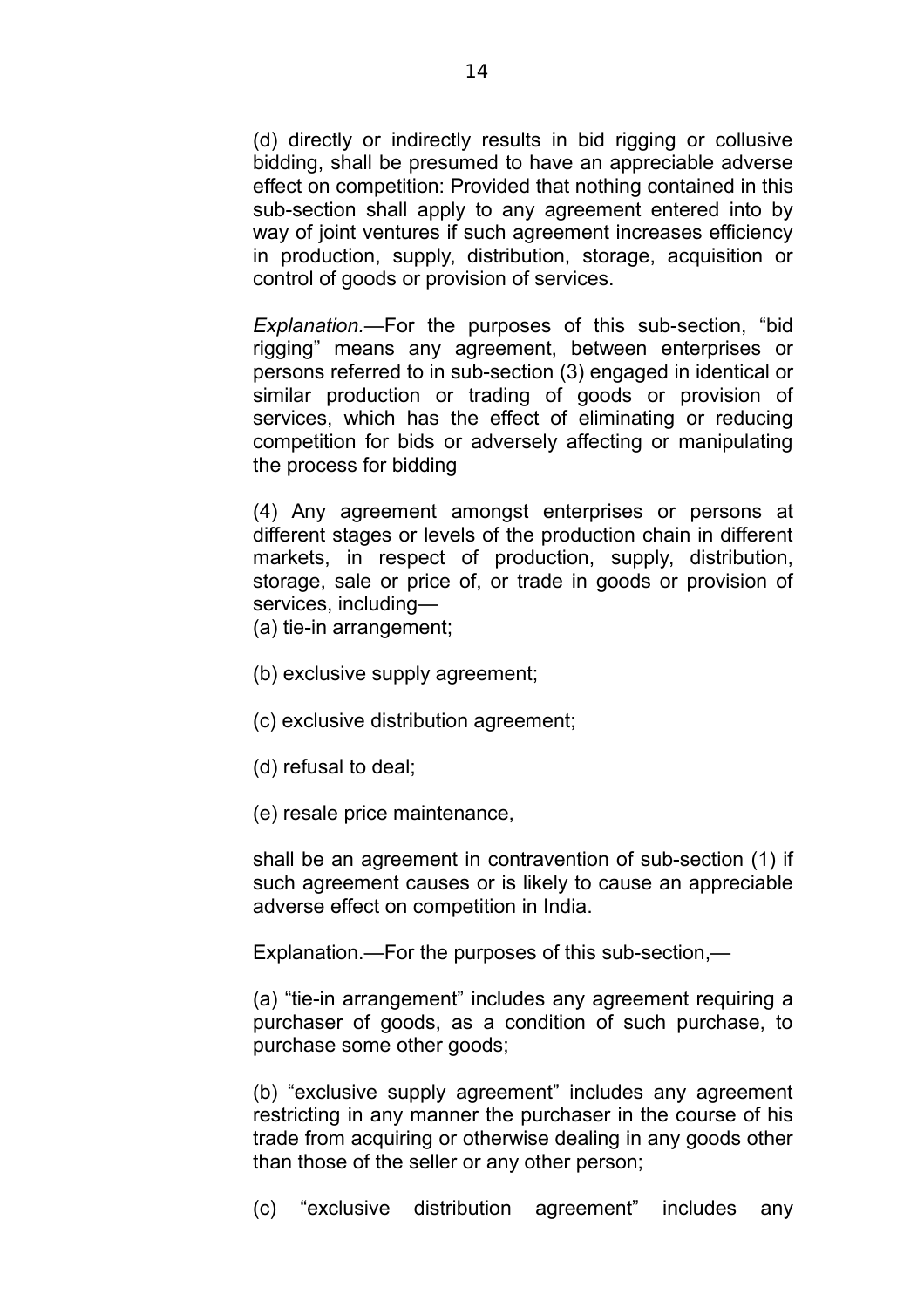(d) directly or indirectly results in bid rigging or collusive bidding, shall be presumed to have an appreciable adverse effect on competition: Provided that nothing contained in this sub-section shall apply to any agreement entered into by way of joint ventures if such agreement increases efficiency in production, supply, distribution, storage, acquisition or control of goods or provision of services.

*Explanation*.—For the purposes of this sub-section, "bid rigging" means any agreement, between enterprises or persons referred to in sub-section (3) engaged in identical or similar production or trading of goods or provision of services, which has the effect of eliminating or reducing competition for bids or adversely affecting or manipulating the process for bidding

(4) Any agreement amongst enterprises or persons at different stages or levels of the production chain in different markets, in respect of production, supply, distribution, storage, sale or price of, or trade in goods or provision of services, including—

(a) tie-in arrangement;

(b) exclusive supply agreement;

(c) exclusive distribution agreement;

(d) refusal to deal;

(e) resale price maintenance,

shall be an agreement in contravention of sub-section (1) if such agreement causes or is likely to cause an appreciable adverse effect on competition in India.

Explanation.—For the purposes of this sub-section,—

(a) "tie-in arrangement" includes any agreement requiring a purchaser of goods, as a condition of such purchase, to purchase some other goods;

(b) "exclusive supply agreement" includes any agreement restricting in any manner the purchaser in the course of his trade from acquiring or otherwise dealing in any goods other than those of the seller or any other person;

(c) "exclusive distribution agreement" includes any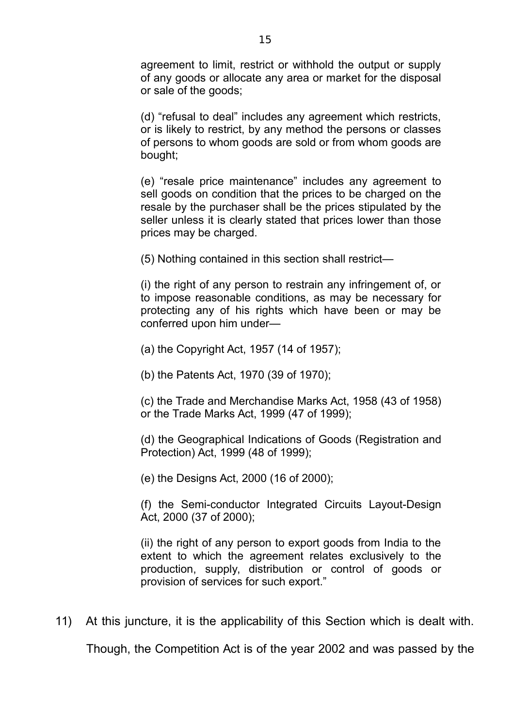agreement to limit, restrict or withhold the output or supply of any goods or allocate any area or market for the disposal or sale of the goods;

(d) "refusal to deal" includes any agreement which restricts, or is likely to restrict, by any method the persons or classes of persons to whom goods are sold or from whom goods are bought;

(e) "resale price maintenance" includes any agreement to sell goods on condition that the prices to be charged on the resale by the purchaser shall be the prices stipulated by the seller unless it is clearly stated that prices lower than those prices may be charged.

(5) Nothing contained in this section shall restrict—

(i) the right of any person to restrain any infringement of, or to impose reasonable conditions, as may be necessary for protecting any of his rights which have been or may be conferred upon him under—

(a) the Copyright Act, 1957 (14 of 1957);

(b) the Patents Act, 1970 (39 of 1970);

(c) the Trade and Merchandise Marks Act, 1958 (43 of 1958) or the Trade Marks Act, 1999 (47 of 1999);

(d) the Geographical Indications of Goods (Registration and Protection) Act, 1999 (48 of 1999);

(e) the Designs Act, 2000 (16 of 2000);

(f) the Semi-conductor Integrated Circuits Layout-Design Act, 2000 (37 of 2000);

(ii) the right of any person to export goods from India to the extent to which the agreement relates exclusively to the production, supply, distribution or control of goods or provision of services for such export."

11) At this juncture, it is the applicability of this Section which is dealt with. Though, the Competition Act is of the year 2002 and was passed by the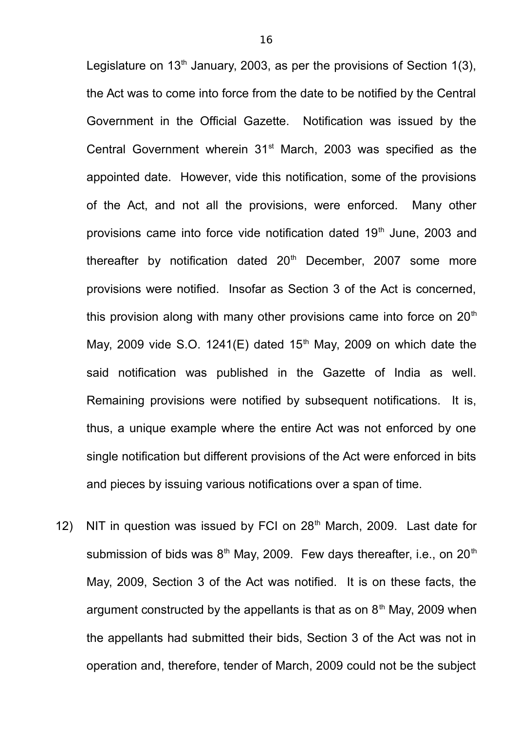Legislature on 13th January, 2003, as per the provisions of Section 1(3), the Act was to come into force from the date to be notified by the Central Government in the Official Gazette. Notification was issued by the Central Government wherein 31st March, 2003 was specified as the appointed date. However, vide this notification, some of the provisions of the Act, and not all the provisions, were enforced. Many other provisions came into force vide notification dated 19th June, 2003 and thereafter by notification dated 20th December, 2007 some more provisions were notified. Insofar as Section 3 of the Act is concerned, this provision along with many other provisions came into force on 20th May, 2009 vide S.O. 1241(E) dated 15th May, 2009 on which date the said notification was published in the Gazette of India as well. Remaining provisions were notified by subsequent notifications. It is, thus, a unique example where the entire Act was not enforced by one single notification but different provisions of the Act were enforced in bits and pieces by issuing various notifications over a span of time.

12) NIT in question was issued by FCI on 28th March, 2009. Last date for submission of bids was 8th May, 2009. Few days thereafter, i.e., on 20th May, 2009, Section 3 of the Act was notified. It is on these facts, the argument constructed by the appellants is that as on 8th May, 2009 when the appellants had submitted their bids, Section 3 of the Act was not in operation and, therefore, tender of March, 2009 could not be the subject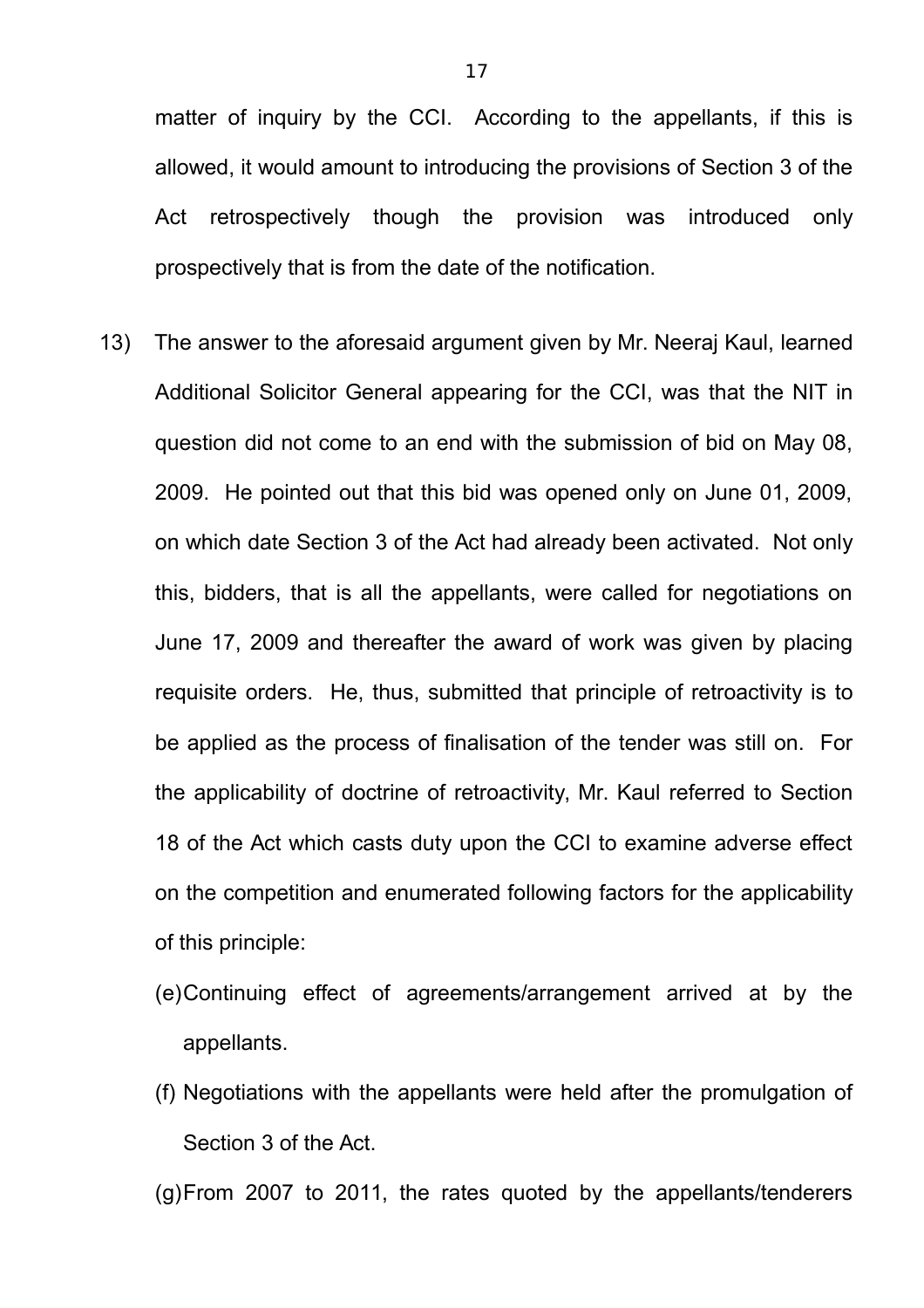matter of inquiry by the CCI. According to the appellants, if this is allowed, it would amount to introducing the provisions of Section 3 of the Act retrospectively though the provision was introduced only prospectively that is from the date of the notification.

13) The answer to the aforesaid argument given by Mr. Neeraj Kaul, learned Additional Solicitor General appearing for the CCI, was that the NIT in question did not come to an end with the submission of bid on May 08, 2009. He pointed out that this bid was opened only on June 01, 2009, on which date Section 3 of the Act had already been activated. Not only this, bidders, that is all the appellants, were called for negotiations on June 17, 2009 and thereafter the award of work was given by placing requisite orders. He, thus, submitted that principle of retroactivity is to be applied as the process of finalisation of the tender was still on. For the applicability of doctrine of retroactivity, Mr. Kaul referred to Section 18 of the Act which casts duty upon the CCI to examine adverse effect on the competition and enumerated following factors for the applicability of this principle:

(e) Continuing effect of agreements/arrangement arrived at by the appellants.

(f) Negotiations with the appellants were held after the promulgation of Section 3 of the Act.

(g) From 2007 to 2011, the rates quoted by the appellants/tenderers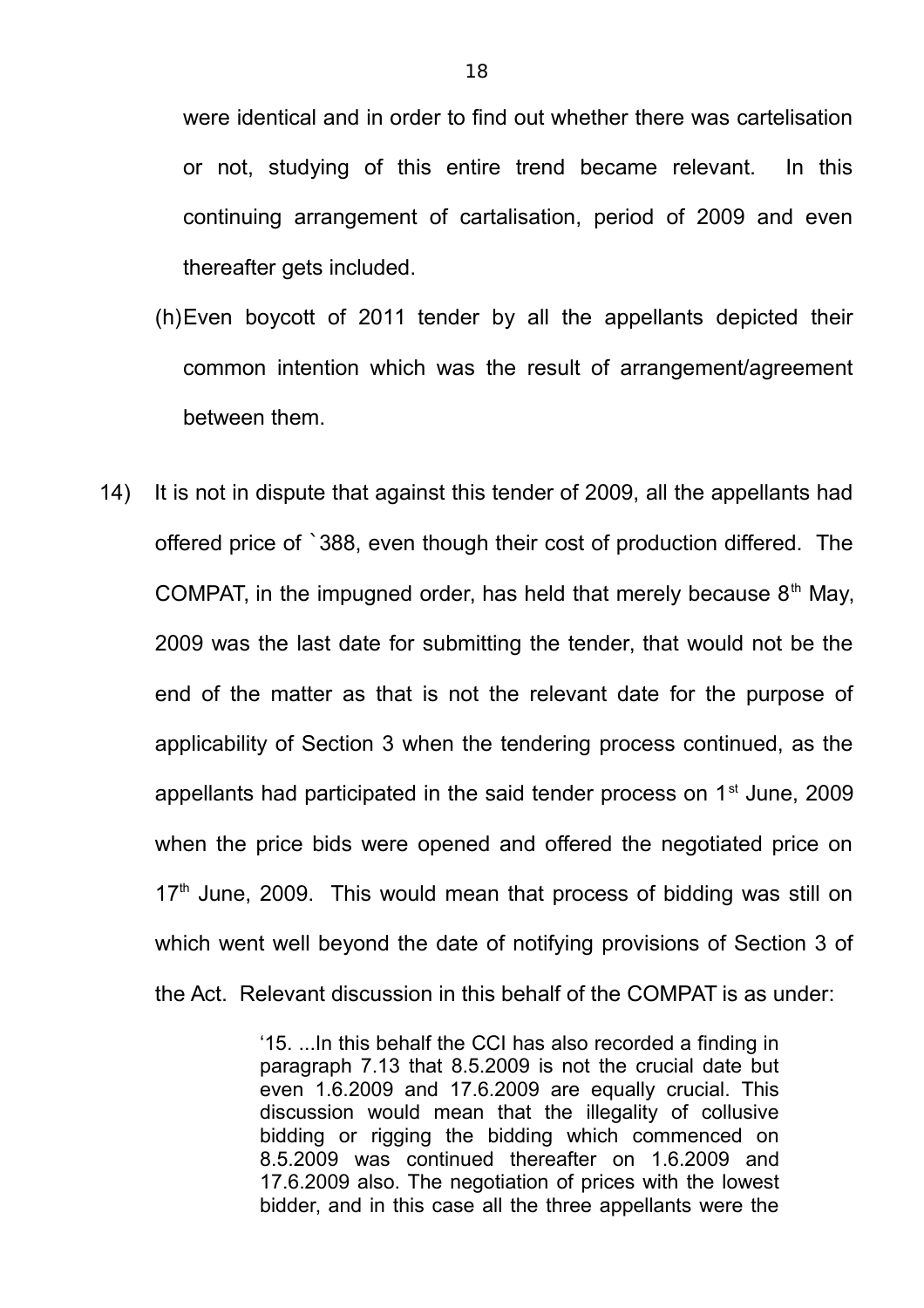were identical and in order to find out whether there was cartelisation or not, studying of this entire trend became relevant. In this continuing arrangement of cartalisation, period of 2009 and even thereafter gets included.

(h) Even boycott of 2011 tender by all the appellants depicted their common intention which was the result of arrangement/agreement between them.

14) It is not in dispute that against this tender of 2009, all the appellants had offered price of `388, even though their cost of production differed. The COMPAT, in the impugned order, has held that merely because 8th May, 2009 was the last date for submitting the tender, that would not be the end of the matter as that is not the relevant date for the purpose of applicability of Section 3 when the tendering process continued, as the appellants had participated in the said tender process on 1st June, 2009 when the price bids were opened and offered the negotiated price on 17th June, 2009. This would mean that process of bidding was still on which went well beyond the date of notifying provisions of Section 3 of the Act. Relevant discussion in this behalf of the COMPAT is as under:

> '15. ...In this behalf the CCI has also recorded a finding in paragraph 7.13 that 8.5.2009 is not the crucial date but even 1.6.2009 and 17.6.2009 are equally crucial. This discussion would mean that the illegality of collusive bidding or rigging the bidding which commenced on 8.5.2009 was continued thereafter on 1.6.2009 and 17.6.2009 also. The negotiation of prices with the lowest bidder, and in this case all the three appellants were the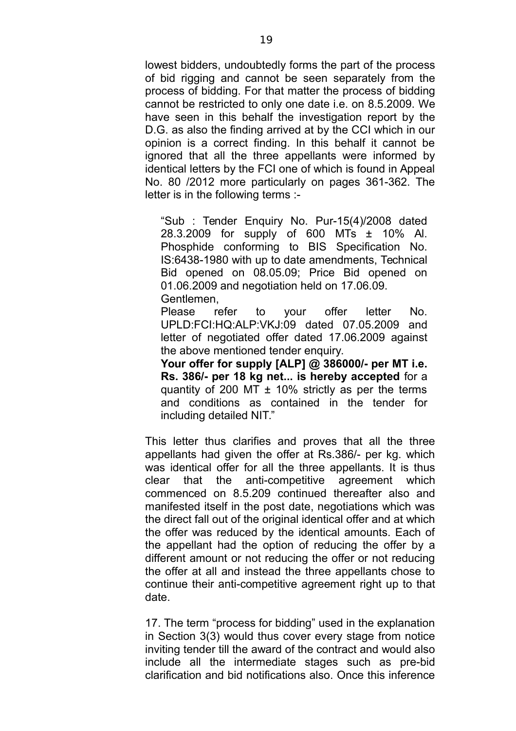lowest bidders, undoubtedly forms the part of the process of bid rigging and cannot be seen separately from the process of bidding. For that matter the process of bidding cannot be restricted to only one date i.e. on 8.5.2009. We have seen in this behalf the investigation report by the D.G. as also the finding arrived at by the CCI which in our opinion is a correct finding. In this behalf it cannot be ignored that all the three appellants were informed by identical letters by the FCI one of which is found in Appeal No. 80 /2012 more particularly on pages 361-362. The letter is in the following terms :-

> "Sub : Tender Enquiry No. Pur-15(4)/2008 dated 28.3.2009 for supply of 600 MTs ± 10% Al. Phosphide conforming to BIS Specification No. IS:6438-1980 with up to date amendments, Technical Bid opened on 08.05.09; Price Bid opened on 01.06.2009 and negotiation held on 17.06.09.
>
> Gentlemen,
>
> Please refer to your offer letter No. UPLD:FCI:HQ:ALP:VKJ:09 dated 07.05.2009 and letter of negotiated offer dated 17.06.2009 against the above mentioned tender enquiry.
>
> **Your offer for supply [ALP] @ 386000/- per MT i.e. Rs. 386/- per 18 kg net... is hereby accepted** for a quantity of 200 MT ± 10% strictly as per the terms and conditions as contained in the tender for including detailed NIT."

This letter thus clarifies and proves that all the three appellants had given the offer at Rs.386/- per kg. which was identical offer for all the three appellants. It is thus clear that the anti-competitive agreement which commenced on 8.5.209 continued thereafter also and manifested itself in the post date, negotiations which was the direct fall out of the original identical offer and at which the offer was reduced by the identical amounts. Each of the appellant had the option of reducing the offer by a different amount or not reducing the offer or not reducing the offer at all and instead the three appellants chose to continue their anti-competitive agreement right up to that date.

17. The term "process for bidding" used in the explanation in Section 3(3) would thus cover every stage from notice inviting tender till the award of the contract and would also include all the intermediate stages such as pre-bid clarification and bid notifications also. Once this inference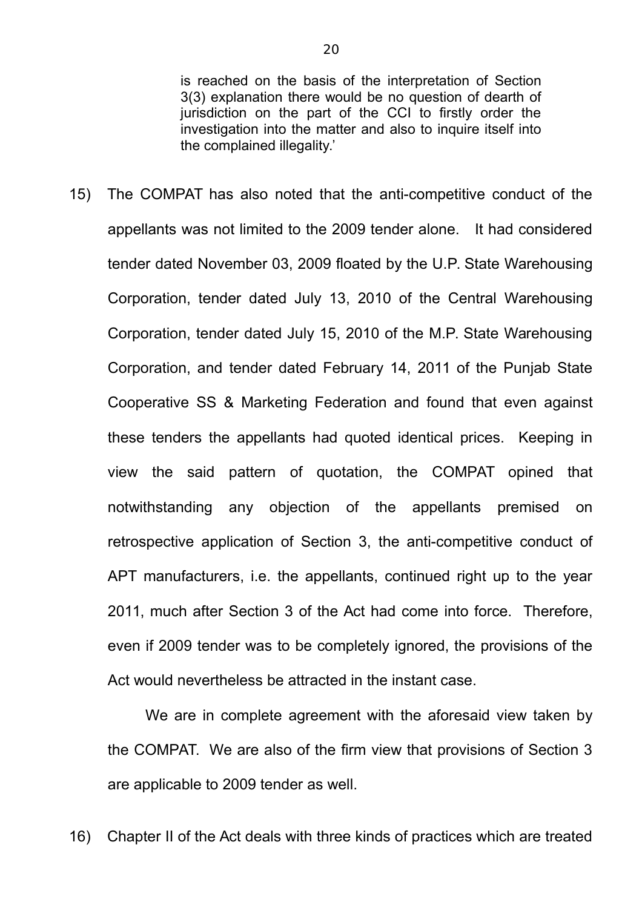> is reached on the basis of the interpretation of Section 3(3) explanation there would be no question of dearth of jurisdiction on the part of the CCI to firstly order the investigation into the matter and also to inquire itself into the complained illegality.'

15) The COMPAT has also noted that the anti-competitive conduct of the appellants was not limited to the 2009 tender alone. It had considered tender dated November 03, 2009 floated by the U.P. State Warehousing Corporation, tender dated July 13, 2010 of the Central Warehousing Corporation, tender dated July 15, 2010 of the M.P. State Warehousing Corporation, and tender dated February 14, 2011 of the Punjab State Cooperative SS & Marketing Federation and found that even against these tenders the appellants had quoted identical prices. Keeping in view the said pattern of quotation, the COMPAT opined that notwithstanding any objection of the appellants premised on retrospective application of Section 3, the anti-competitive conduct of APT manufacturers, i.e. the appellants, continued right up to the year 2011, much after Section 3 of the Act had come into force. Therefore, even if 2009 tender was to be completely ignored, the provisions of the Act would nevertheless be attracted in the instant case.

We are in complete agreement with the aforesaid view taken by the COMPAT. We are also of the firm view that provisions of Section 3 are applicable to 2009 tender as well.

16) Chapter II of the Act deals with three kinds of practices which are treated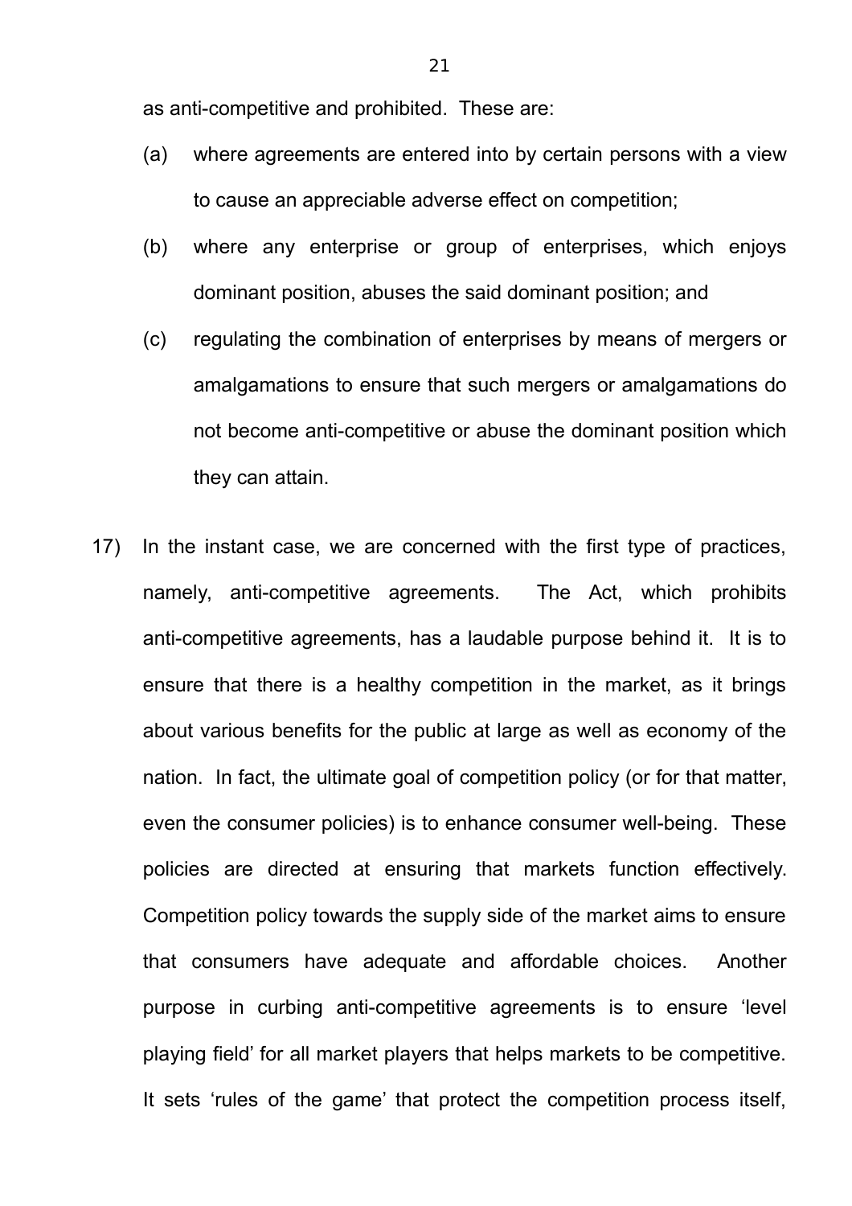as anti-competitive and prohibited. These are:

(a) where agreements are entered into by certain persons with a view to cause an appreciable adverse effect on competition;

(b) where any enterprise or group of enterprises, which enjoys dominant position, abuses the said dominant position; and

(c) regulating the combination of enterprises by means of mergers or amalgamations to ensure that such mergers or amalgamations do not become anti-competitive or abuse the dominant position which they can attain.

17) In the instant case, we are concerned with the first type of practices, namely, anti-competitive agreements. The Act, which prohibits anti-competitive agreements, has a laudable purpose behind it. It is to ensure that there is a healthy competition in the market, as it brings about various benefits for the public at large as well as economy of the nation. In fact, the ultimate goal of competition policy (or for that matter, even the consumer policies) is to enhance consumer well-being. These policies are directed at ensuring that markets function effectively. Competition policy towards the supply side of the market aims to ensure that consumers have adequate and affordable choices. Another purpose in curbing anti-competitive agreements is to ensure 'level playing field' for all market players that helps markets to be competitive. It sets 'rules of the game' that protect the competition process itself,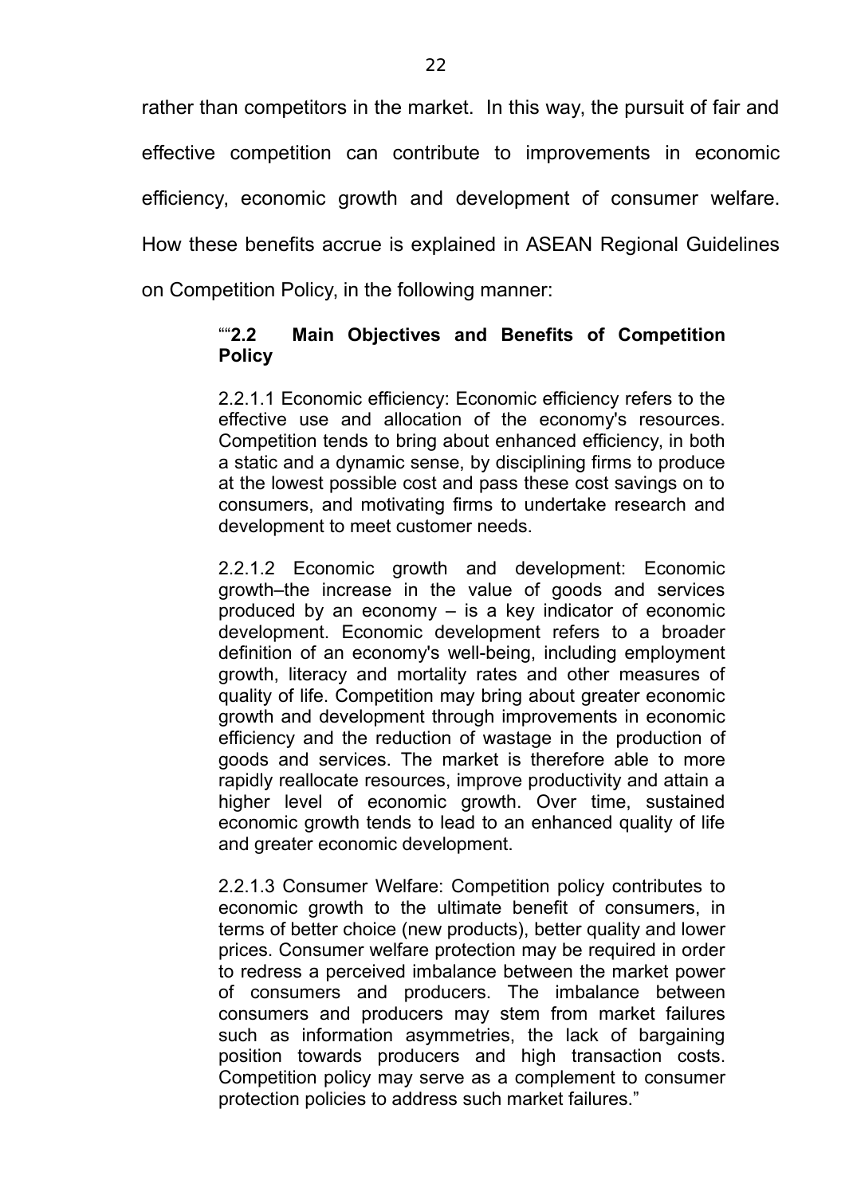rather than competitors in the market. In this way, the pursuit of fair and effective competition can contribute to improvements in economic efficiency, economic growth and development of consumer welfare. How these benefits accrue is explained in ASEAN Regional Guidelines on Competition Policy, in the following manner:

> ""**2.2 Main Objectives and Benefits of Competition Policy**
>
> 2.2.1.1 Economic efficiency: Economic efficiency refers to the effective use and allocation of the economy's resources. Competition tends to bring about enhanced efficiency, in both a static and a dynamic sense, by disciplining firms to produce at the lowest possible cost and pass these cost savings on to consumers, and motivating firms to undertake research and development to meet customer needs.
>
> 2.2.1.2 Economic growth and development: Economic growth–the increase in the value of goods and services produced by an economy – is a key indicator of economic development. Economic development refers to a broader definition of an economy's well-being, including employment growth, literacy and mortality rates and other measures of quality of life. Competition may bring about greater economic growth and development through improvements in economic efficiency and the reduction of wastage in the production of goods and services. The market is therefore able to more rapidly reallocate resources, improve productivity and attain a higher level of economic growth. Over time, sustained economic growth tends to lead to an enhanced quality of life and greater economic development.
>
> 2.2.1.3 Consumer Welfare: Competition policy contributes to economic growth to the ultimate benefit of consumers, in terms of better choice (new products), better quality and lower prices. Consumer welfare protection may be required in order to redress a perceived imbalance between the market power of consumers and producers. The imbalance between consumers and producers may stem from market failures such as information asymmetries, the lack of bargaining position towards producers and high transaction costs. Competition policy may serve as a complement to consumer protection policies to address such market failures."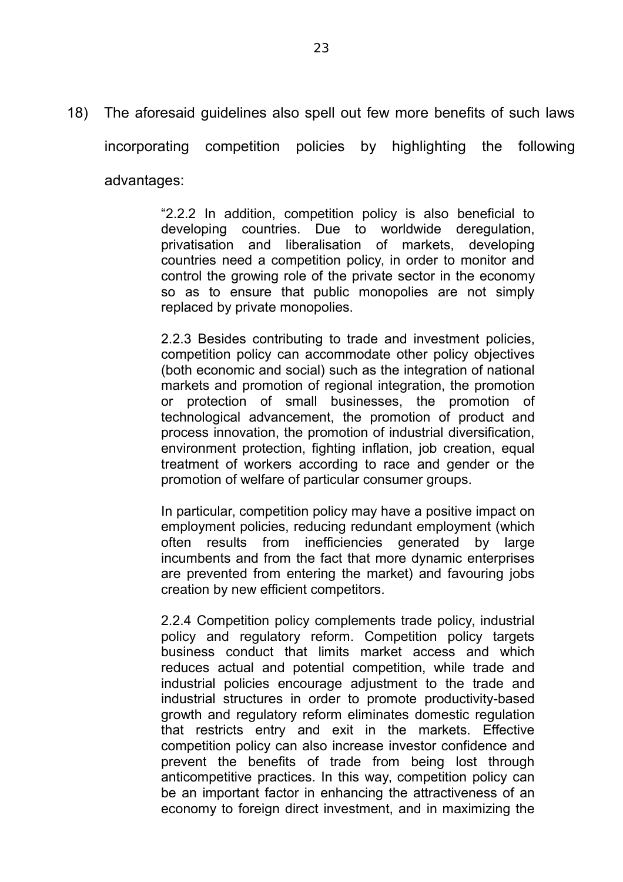18) The aforesaid guidelines also spell out few more benefits of such laws incorporating competition policies by highlighting the following advantages:

> "2.2.2 In addition, competition policy is also beneficial to developing countries. Due to worldwide deregulation, privatisation and liberalisation of markets, developing countries need a competition policy, in order to monitor and control the growing role of the private sector in the economy so as to ensure that public monopolies are not simply replaced by private monopolies.
>
> 2.2.3 Besides contributing to trade and investment policies, competition policy can accommodate other policy objectives (both economic and social) such as the integration of national markets and promotion of regional integration, the promotion or protection of small businesses, the promotion of technological advancement, the promotion of product and process innovation, the promotion of industrial diversification, environment protection, fighting inflation, job creation, equal treatment of workers according to race and gender or the promotion of welfare of particular consumer groups.
>
> In particular, competition policy may have a positive impact on employment policies, reducing redundant employment (which often results from inefficiencies generated by large incumbents and from the fact that more dynamic enterprises are prevented from entering the market) and favouring jobs creation by new efficient competitors.
>
> 2.2.4 Competition policy complements trade policy, industrial policy and regulatory reform. Competition policy targets business conduct that limits market access and which reduces actual and potential competition, while trade and industrial policies encourage adjustment to the trade and industrial structures in order to promote productivity-based growth and regulatory reform eliminates domestic regulation that restricts entry and exit in the markets. Effective competition policy can also increase investor confidence and prevent the benefits of trade from being lost through anticompetitive practices. In this way, competition policy can be an important factor in enhancing the attractiveness of an economy to foreign direct investment, and in maximizing the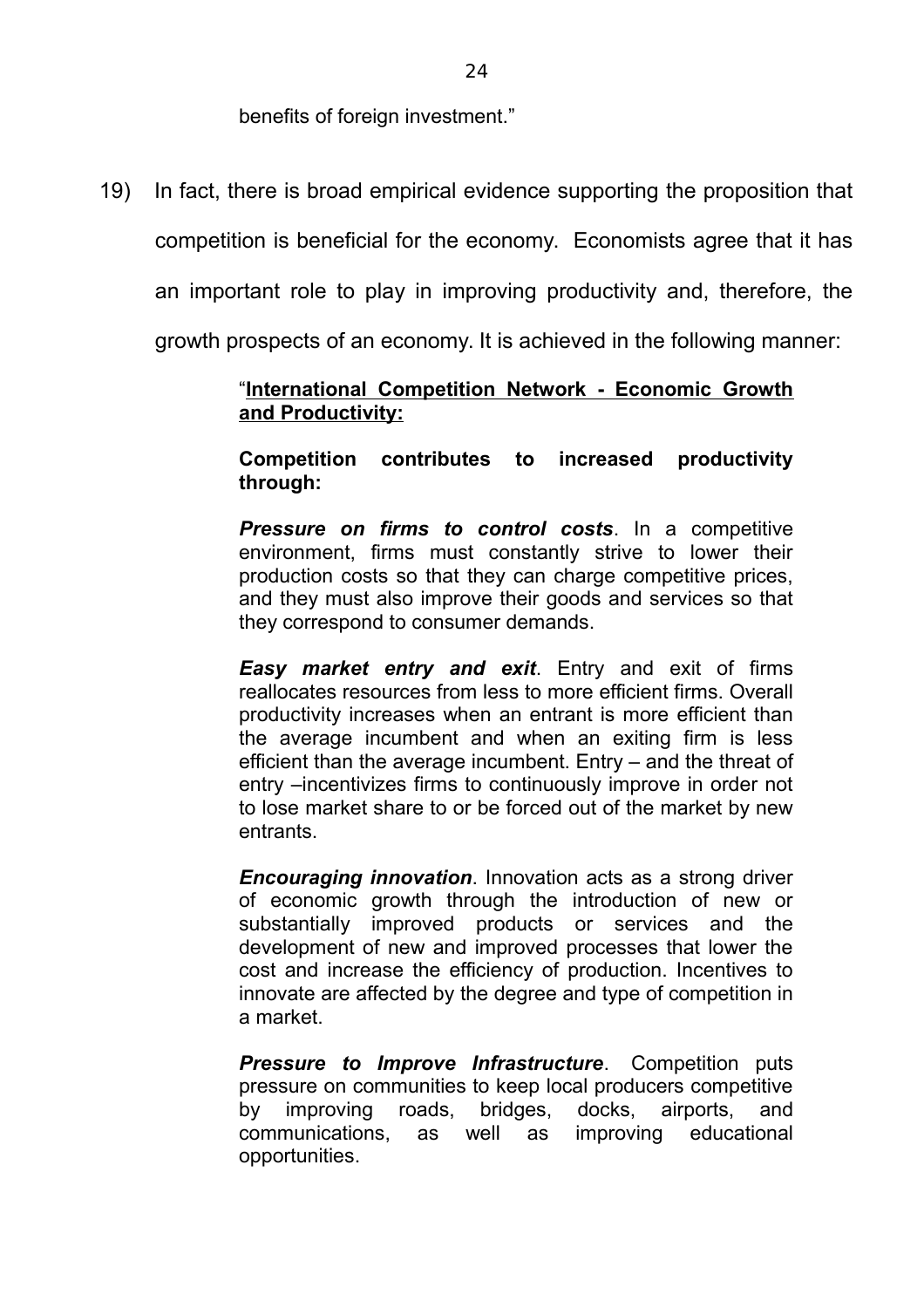benefits of foreign investment."

19) In fact, there is broad empirical evidence supporting the proposition that competition is beneficial for the economy. Economists agree that it has an important role to play in improving productivity and, therefore, the growth prospects of an economy. It is achieved in the following manner:

> "**<u>International Competition Network - Economic Growth and Productivity:</u>**
>
> **Competition contributes to increased productivity through:**
>
> ***Pressure on firms to control costs***. In a competitive environment, firms must constantly strive to lower their production costs so that they can charge competitive prices, and they must also improve their goods and services so that they correspond to consumer demands.
>
> ***Easy market entry and exit***. Entry and exit of firms reallocates resources from less to more efficient firms. Overall productivity increases when an entrant is more efficient than the average incumbent and when an exiting firm is less efficient than the average incumbent. Entry – and the threat of entry –incentivizes firms to continuously improve in order not to lose market share to or be forced out of the market by new entrants.
>
> ***Encouraging innovation***. Innovation acts as a strong driver of economic growth through the introduction of new or substantially improved products or services and the development of new and improved processes that lower the cost and increase the efficiency of production. Incentives to innovate are affected by the degree and type of competition in a market.
>
> ***Pressure to Improve Infrastructure***. Competition puts pressure on communities to keep local producers competitive by improving roads, bridges, docks, airports, and communications, as well as improving educational opportunities.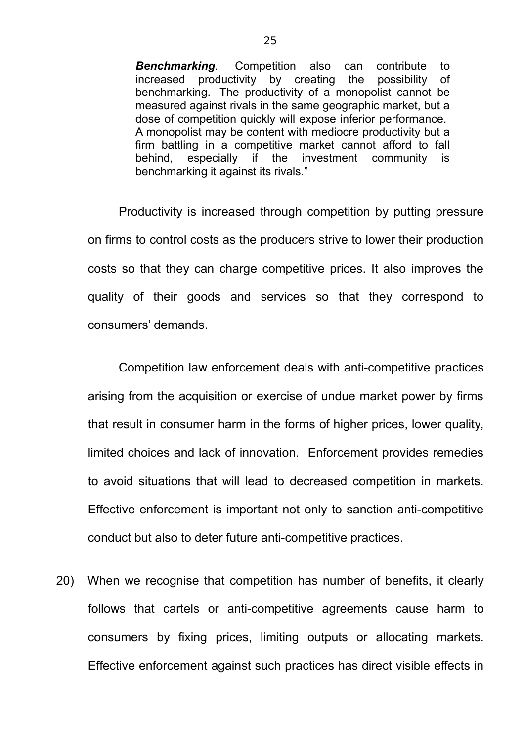> ***Benchmarking.*** Competition also can contribute to increased productivity by creating the possibility of benchmarking. The productivity of a monopolist cannot be measured against rivals in the same geographic market, but a dose of competition quickly will expose inferior performance. A monopolist may be content with mediocre productivity but a firm battling in a competitive market cannot afford to fall behind, especially if the investment community is benchmarking it against its rivals."

Productivity is increased through competition by putting pressure on firms to control costs as the producers strive to lower their production costs so that they can charge competitive prices. It also improves the quality of their goods and services so that they correspond to consumers' demands.

Competition law enforcement deals with anti-competitive practices arising from the acquisition or exercise of undue market power by firms that result in consumer harm in the forms of higher prices, lower quality, limited choices and lack of innovation. Enforcement provides remedies to avoid situations that will lead to decreased competition in markets. Effective enforcement is important not only to sanction anti-competitive conduct but also to deter future anti-competitive practices.

20) When we recognise that competition has number of benefits, it clearly follows that cartels or anti-competitive agreements cause harm to consumers by fixing prices, limiting outputs or allocating markets. Effective enforcement against such practices has direct visible effects in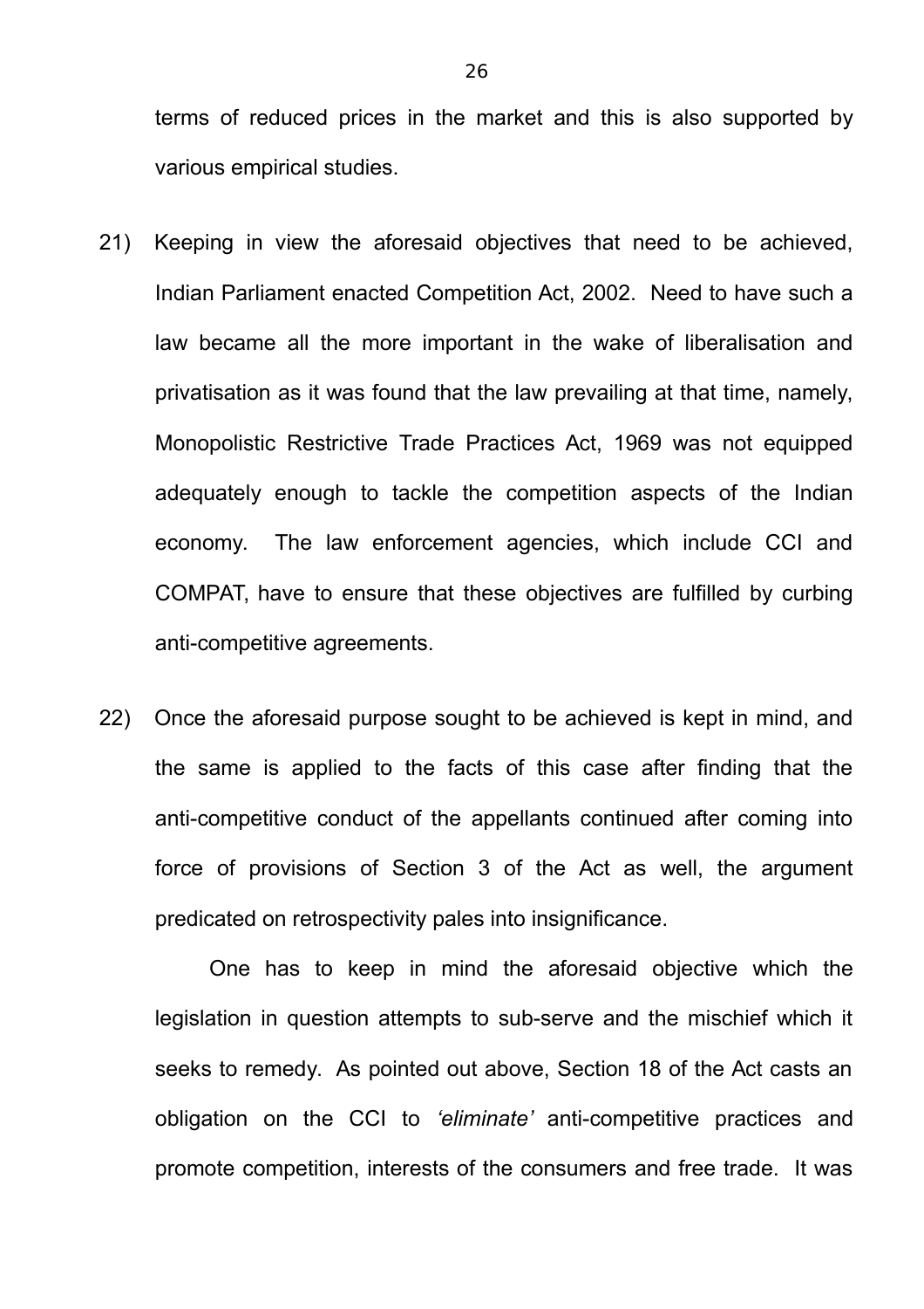terms of reduced prices in the market and this is also supported by various empirical studies.

21) Keeping in view the aforesaid objectives that need to be achieved, Indian Parliament enacted Competition Act, 2002. Need to have such a law became all the more important in the wake of liberalisation and privatisation as it was found that the law prevailing at that time, namely, Monopolistic Restrictive Trade Practices Act, 1969 was not equipped adequately enough to tackle the competition aspects of the Indian economy. The law enforcement agencies, which include CCI and COMPAT, have to ensure that these objectives are fulfilled by curbing anti-competitive agreements.

22) Once the aforesaid purpose sought to be achieved is kept in mind, and the same is applied to the facts of this case after finding that the anti-competitive conduct of the appellants continued after coming into force of provisions of Section 3 of the Act as well, the argument predicated on retrospectivity pales into insignificance.

One has to keep in mind the aforesaid objective which the legislation in question attempts to sub-serve and the mischief which it seeks to remedy. As pointed out above, Section 18 of the Act casts an obligation on the CCI to *'eliminate'* anti-competitive practices and promote competition, interests of the consumers and free trade. It was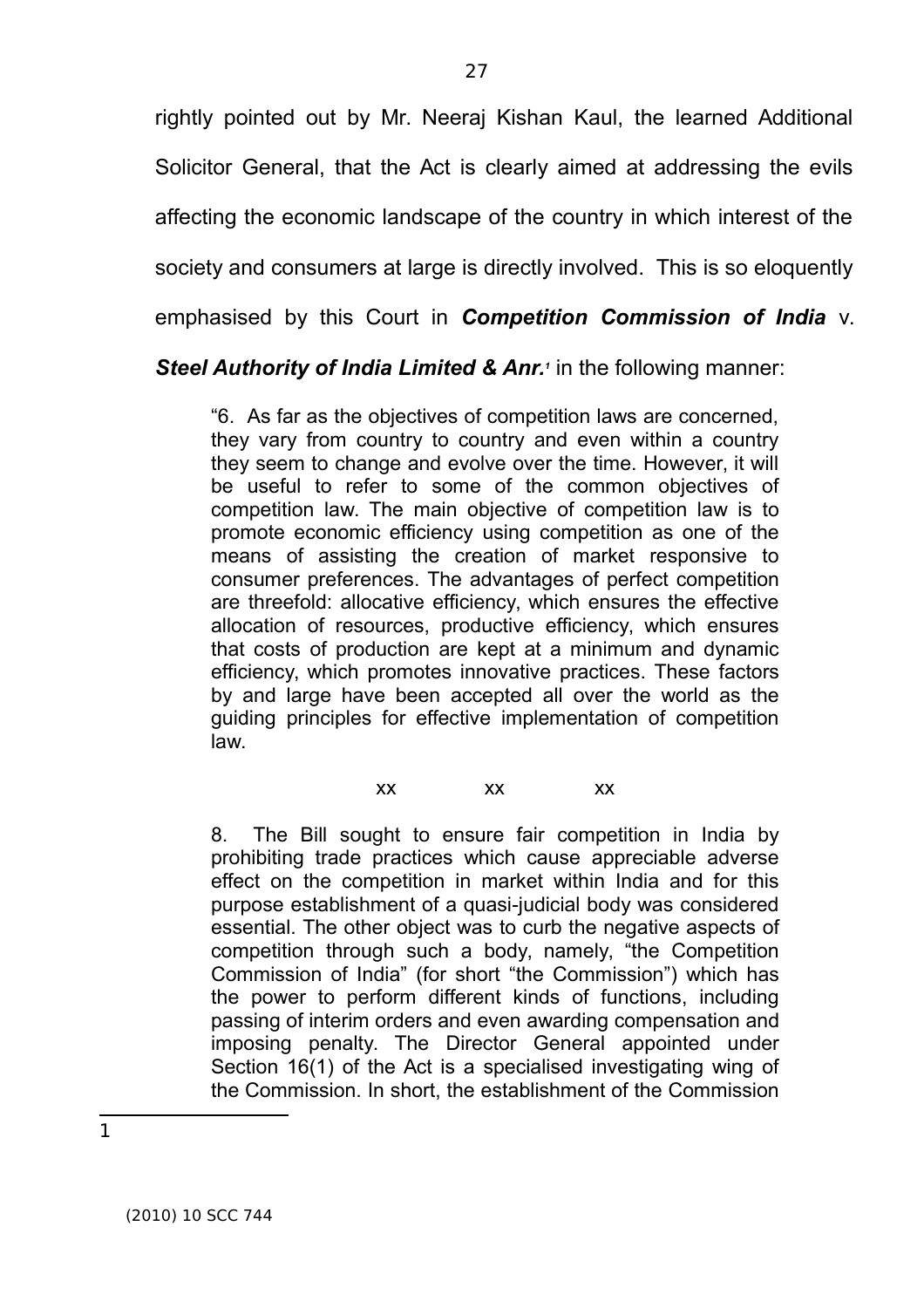rightly pointed out by Mr. Neeraj Kishan Kaul, the learned Additional Solicitor General, that the Act is clearly aimed at addressing the evils affecting the economic landscape of the country in which interest of the society and consumers at large is directly involved. This is so eloquently emphasised by this Court in ***Competition Commission of India*** v. ***Steel Authority of India Limited & Anr.***[1] in the following manner:

> "6. As far as the objectives of competition laws are concerned, they vary from country to country and even within a country they seem to change and evolve over the time. However, it will be useful to refer to some of the common objectives of competition law. The main objective of competition law is to promote economic efficiency using competition as one of the means of assisting the creation of market responsive to consumer preferences. The advantages of perfect competition are threefold: allocative efficiency, which ensures the effective allocation of resources, productive efficiency, which ensures that costs of production are kept at a minimum and dynamic efficiency, which promotes innovative practices. These factors by and large have been accepted all over the world as the guiding principles for effective implementation of competition law.
>
> xx xx xx
>
> 8. The Bill sought to ensure fair competition in India by prohibiting trade practices which cause appreciable adverse effect on the competition in market within India and for this purpose establishment of a quasi-judicial body was considered essential. The other object was to curb the negative aspects of competition through such a body, namely, "the Competition Commission of India" (for short "the Commission") which has the power to perform different kinds of functions, including passing of interim orders and even awarding compensation and imposing penalty. The Director General appointed under Section 16(1) of the Act is a specialised investigating wing of the Commission. In short, the establishment of the Commission

---

1 (2010) 10 SCC 744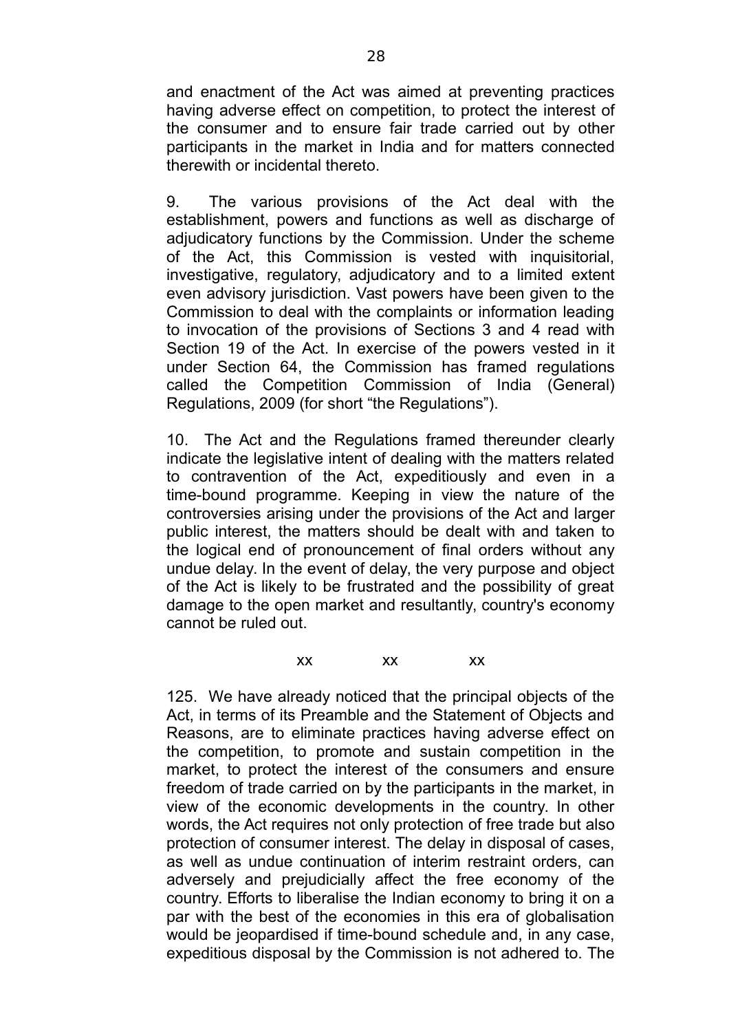and enactment of the Act was aimed at preventing practices having adverse effect on competition, to protect the interest of the consumer and to ensure fair trade carried out by other participants in the market in India and for matters connected therewith or incidental thereto.

9. The various provisions of the Act deal with the establishment, powers and functions as well as discharge of adjudicatory functions by the Commission. Under the scheme of the Act, this Commission is vested with inquisitorial, investigative, regulatory, adjudicatory and to a limited extent even advisory jurisdiction. Vast powers have been given to the Commission to deal with the complaints or information leading to invocation of the provisions of Sections 3 and 4 read with Section 19 of the Act. In exercise of the powers vested in it under Section 64, the Commission has framed regulations called the Competition Commission of India (General) Regulations, 2009 (for short "the Regulations").

10. The Act and the Regulations framed thereunder clearly indicate the legislative intent of dealing with the matters related to contravention of the Act, expeditiously and even in a time-bound programme. Keeping in view the nature of the controversies arising under the provisions of the Act and larger public interest, the matters should be dealt with and taken to the logical end of pronouncement of final orders without any undue delay. In the event of delay, the very purpose and object of the Act is likely to be frustrated and the possibility of great damage to the open market and resultantly, country's economy cannot be ruled out.

xx xx xx

125. We have already noticed that the principal objects of the Act, in terms of its Preamble and the Statement of Objects and Reasons, are to eliminate practices having adverse effect on the competition, to promote and sustain competition in the market, to protect the interest of the consumers and ensure freedom of trade carried on by the participants in the market, in view of the economic developments in the country. In other words, the Act requires not only protection of free trade but also protection of consumer interest. The delay in disposal of cases, as well as undue continuation of interim restraint orders, can adversely and prejudicially affect the free economy of the country. Efforts to liberalise the Indian economy to bring it on a par with the best of the economies in this era of globalisation would be jeopardised if time-bound schedule and, in any case, expeditious disposal by the Commission is not adhered to. The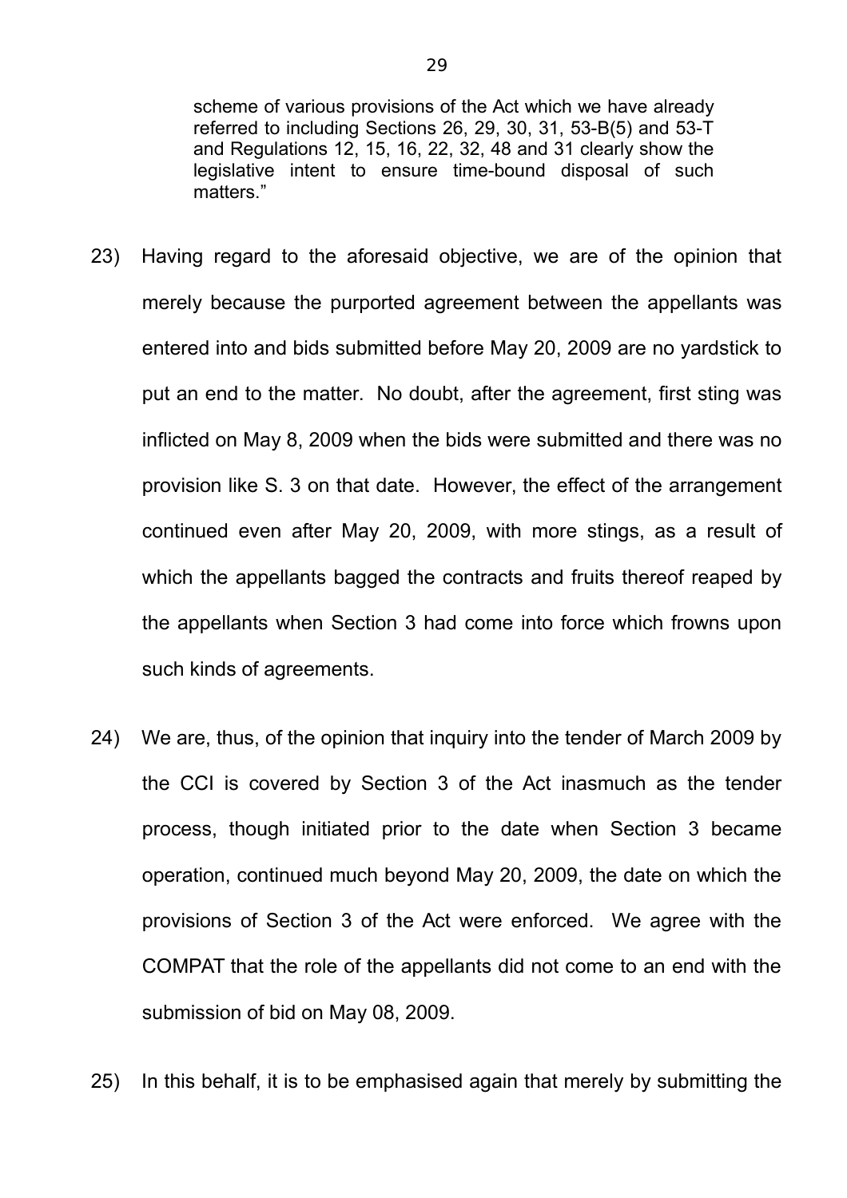> scheme of various provisions of the Act which we have already referred to including Sections 26, 29, 30, 31, 53-B(5) and 53-T and Regulations 12, 15, 16, 22, 32, 48 and 31 clearly show the legislative intent to ensure time-bound disposal of such matters."

23) Having regard to the aforesaid objective, we are of the opinion that merely because the purported agreement between the appellants was entered into and bids submitted before May 20, 2009 are no yardstick to put an end to the matter. No doubt, after the agreement, first sting was inflicted on May 8, 2009 when the bids were submitted and there was no provision like S. 3 on that date. However, the effect of the arrangement continued even after May 20, 2009, with more stings, as a result of which the appellants bagged the contracts and fruits thereof reaped by the appellants when Section 3 had come into force which frowns upon such kinds of agreements.

24) We are, thus, of the opinion that inquiry into the tender of March 2009 by the CCI is covered by Section 3 of the Act inasmuch as the tender process, though initiated prior to the date when Section 3 became operation, continued much beyond May 20, 2009, the date on which the provisions of Section 3 of the Act were enforced. We agree with the COMPAT that the role of the appellants did not come to an end with the submission of bid on May 08, 2009.

25) In this behalf, it is to be emphasised again that merely by submitting the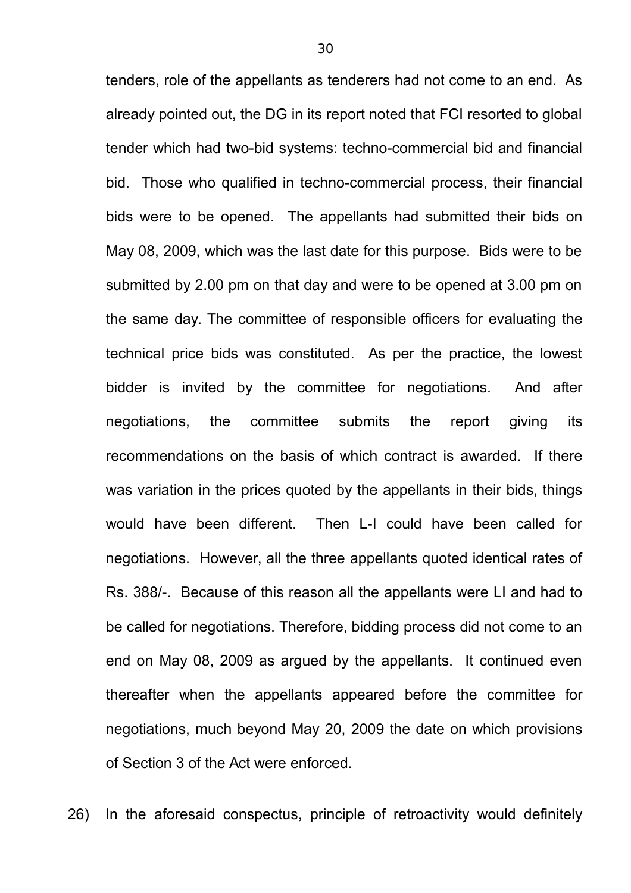tenders, role of the appellants as tenderers had not come to an end. As already pointed out, the DG in its report noted that FCI resorted to global tender which had two-bid systems: techno-commercial bid and financial bid. Those who qualified in techno-commercial process, their financial bids were to be opened. The appellants had submitted their bids on May 08, 2009, which was the last date for this purpose. Bids were to be submitted by 2.00 pm on that day and were to be opened at 3.00 pm on the same day. The committee of responsible officers for evaluating the technical price bids was constituted. As per the practice, the lowest bidder is invited by the committee for negotiations. And after negotiations, the committee submits the report giving its recommendations on the basis of which contract is awarded. If there was variation in the prices quoted by the appellants in their bids, things would have been different. Then L-I could have been called for negotiations. However, all the three appellants quoted identical rates of Rs. 388/-. Because of this reason all the appellants were LI and had to be called for negotiations. Therefore, bidding process did not come to an end on May 08, 2009 as argued by the appellants. It continued even thereafter when the appellants appeared before the committee for negotiations, much beyond May 20, 2009 the date on which provisions of Section 3 of the Act were enforced.

26) In the aforesaid conspectus, principle of retroactivity would definitely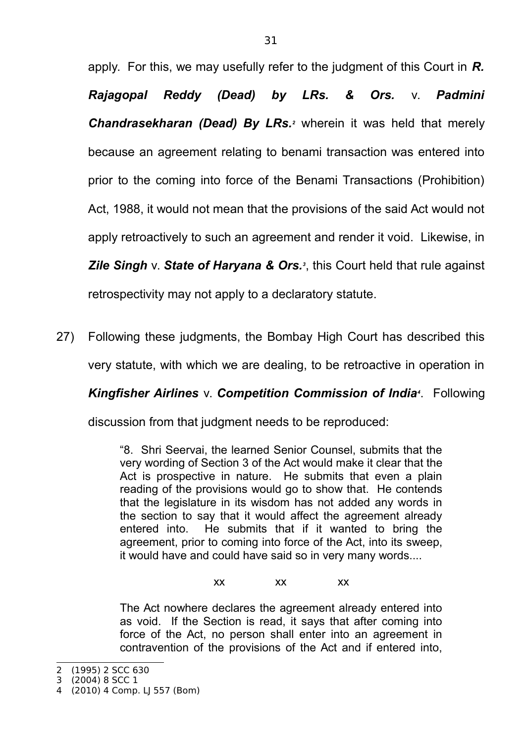apply. For this, we may usefully refer to the judgment of this Court in ***R. Rajagopal Reddy (Dead) by LRs. & Ors.*** v. ***Padmini Chandrasekharan (Dead) By LRs.***[2] wherein it was held that merely because an agreement relating to benami transaction was entered into prior to the coming into force of the Benami Transactions (Prohibition) Act, 1988, it would not mean that the provisions of the said Act would not apply retroactively to such an agreement and render it void. Likewise, in ***Zile Singh*** v. ***State of Haryana & Ors.***[3], this Court held that rule against retrospectivity may not apply to a declaratory statute.

27) Following these judgments, the Bombay High Court has described this very statute, with which we are dealing, to be retroactive in operation in ***Kingfisher Airlines*** v. ***Competition Commission of India***[4]. Following discussion from that judgment needs to be reproduced:

> "8. Shri Seervai, the learned Senior Counsel, submits that the very wording of Section 3 of the Act would make it clear that the Act is prospective in nature. He submits that even a plain reading of the provisions would go to show that. He contends that the legislature in its wisdom has not added any words in the section to say that it would affect the agreement already entered into. He submits that if it wanted to bring the agreement, prior to coming into force of the Act, into its sweep, it would have and could have said so in very many words....
>
> xx xx xx
>
> The Act nowhere declares the agreement already entered into as void. If the Section is read, it says that after coming into force of the Act, no person shall enter into an agreement in contravention of the provisions of the Act and if entered into,

---

2 (1995) 2 SCC 630
3 (2004) 8 SCC 1
4 (2010) 4 Comp. LJ 557 (Bom)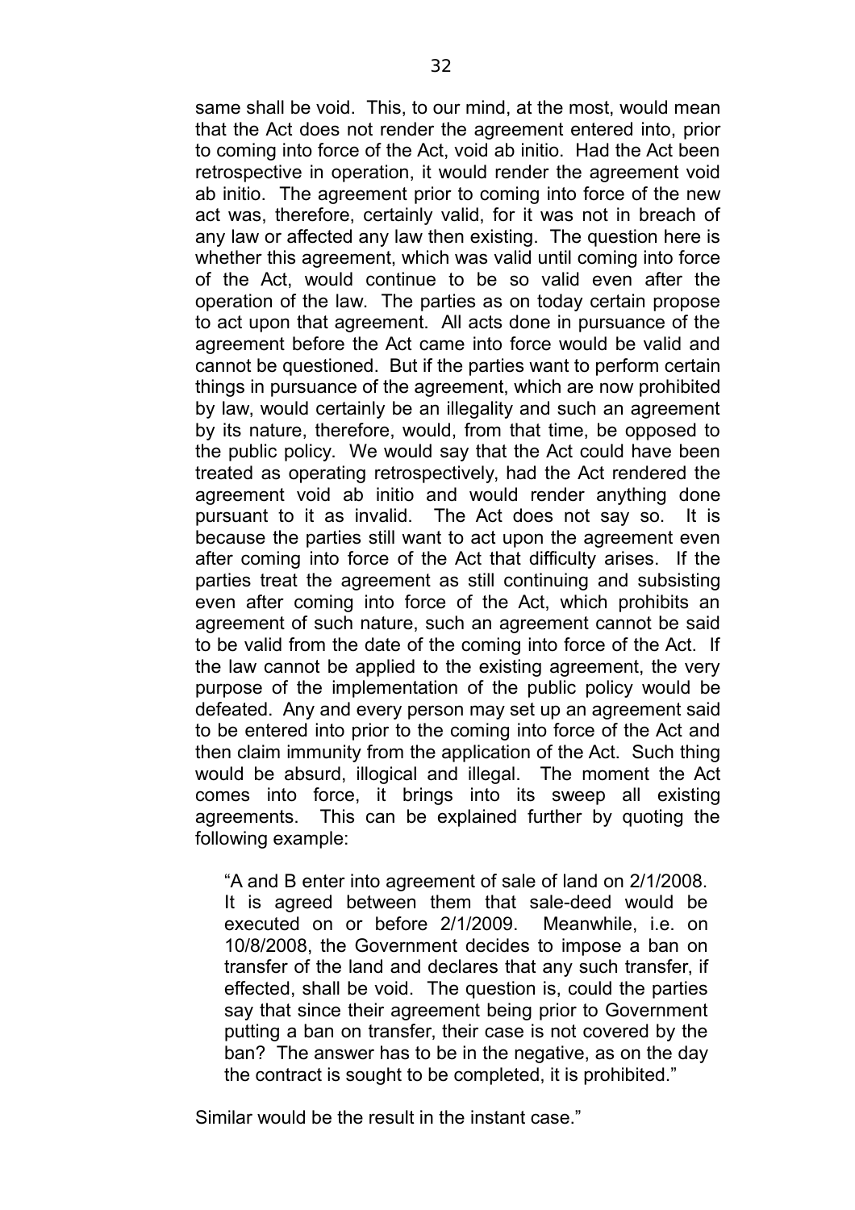same shall be void. This, to our mind, at the most, would mean that the Act does not render the agreement entered into, prior to coming into force of the Act, void ab initio. Had the Act been retrospective in operation, it would render the agreement void ab initio. The agreement prior to coming into force of the new act was, therefore, certainly valid, for it was not in breach of any law or affected any law then existing. The question here is whether this agreement, which was valid until coming into force of the Act, would continue to be so valid even after the operation of the law. The parties as on today certain propose to act upon that agreement. All acts done in pursuance of the agreement before the Act came into force would be valid and cannot be questioned. But if the parties want to perform certain things in pursuance of the agreement, which are now prohibited by law, would certainly be an illegality and such an agreement by its nature, therefore, would, from that time, be opposed to the public policy. We would say that the Act could have been treated as operating retrospectively, had the Act rendered the agreement void ab initio and would render anything done pursuant to it as invalid. The Act does not say so. It is because the parties still want to act upon the agreement even after coming into force of the Act that difficulty arises. If the parties treat the agreement as still continuing and subsisting even after coming into force of the Act, which prohibits an agreement of such nature, such an agreement cannot be said to be valid from the date of the coming into force of the Act. If the law cannot be applied to the existing agreement, the very purpose of the implementation of the public policy would be defeated. Any and every person may set up an agreement said to be entered into prior to the coming into force of the Act and then claim immunity from the application of the Act. Such thing would be absurd, illogical and illegal. The moment the Act comes into force, it brings into its sweep all existing agreements. This can be explained further by quoting the following example:

> "A and B enter into agreement of sale of land on 2/1/2008. It is agreed between them that sale-deed would be executed on or before 2/1/2009. Meanwhile, i.e. on 10/8/2008, the Government decides to impose a ban on transfer of the land and declares that any such transfer, if effected, shall be void. The question is, could the parties say that since their agreement being prior to Government putting a ban on transfer, their case is not covered by the ban? The answer has to be in the negative, as on the day the contract is sought to be completed, it is prohibited."

Similar would be the result in the instant case."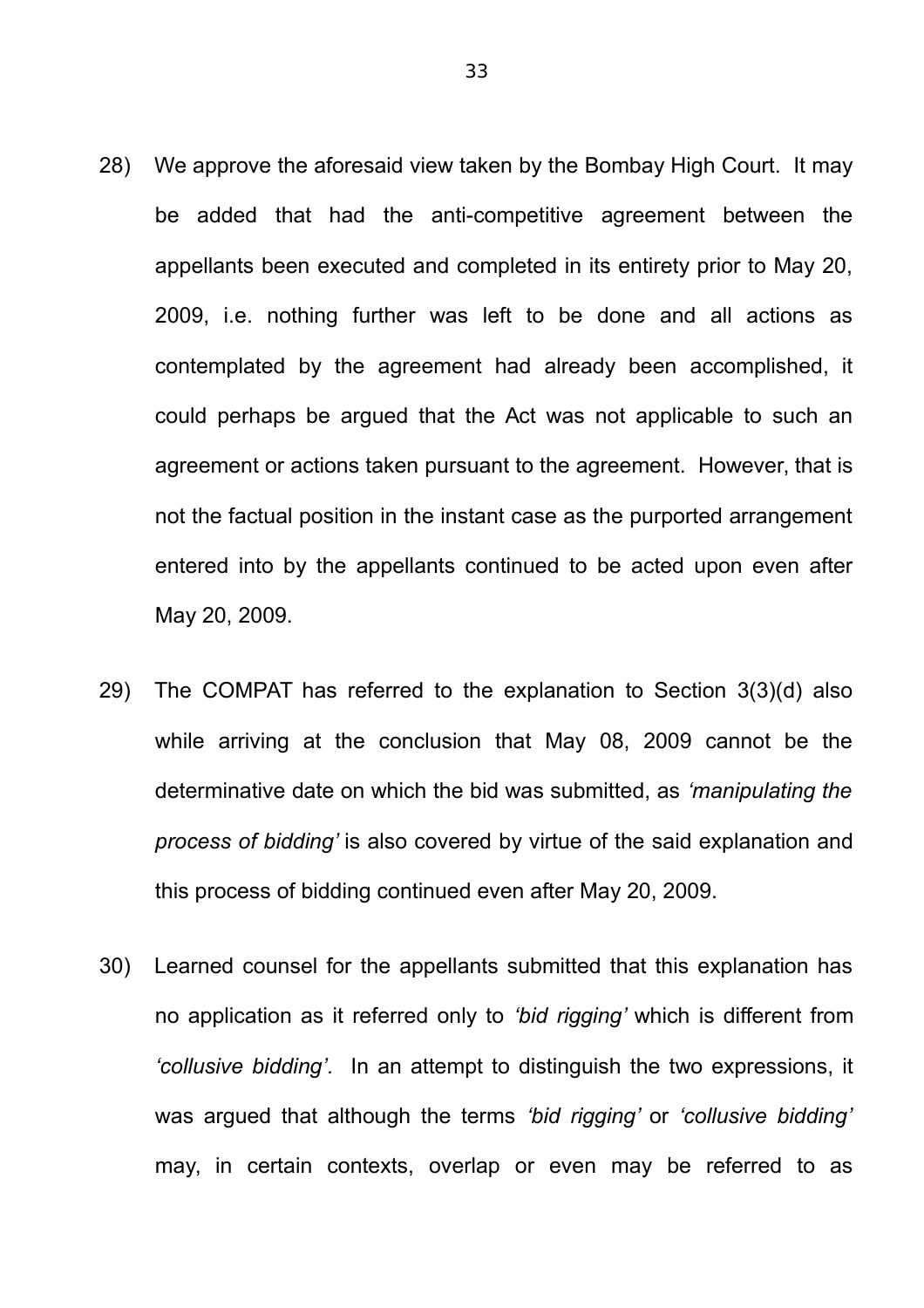28) We approve the aforesaid view taken by the Bombay High Court. It may be added that had the anti-competitive agreement between the appellants been executed and completed in its entirety prior to May 20, 2009, i.e. nothing further was left to be done and all actions as contemplated by the agreement had already been accomplished, it could perhaps be argued that the Act was not applicable to such an agreement or actions taken pursuant to the agreement. However, that is not the factual position in the instant case as the purported arrangement entered into by the appellants continued to be acted upon even after May 20, 2009.

29) The COMPAT has referred to the explanation to Section 3(3)(d) also while arriving at the conclusion that May 08, 2009 cannot be the determinative date on which the bid was submitted, as *'manipulating the process of bidding'* is also covered by virtue of the said explanation and this process of bidding continued even after May 20, 2009.

30) Learned counsel for the appellants submitted that this explanation has no application as it referred only to *'bid rigging'* which is different from *'collusive bidding'*. In an attempt to distinguish the two expressions, it was argued that although the terms *'bid rigging'* or *'collusive bidding'* may, in certain contexts, overlap or even may be referred to as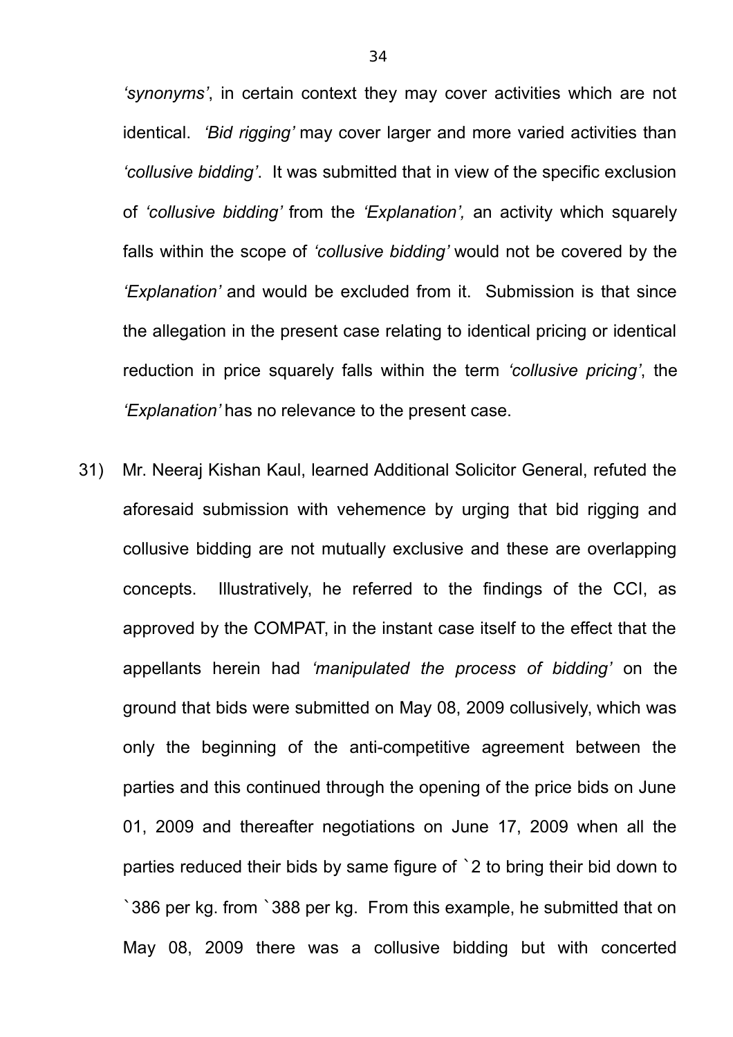*'synonyms'*, in certain context they may cover activities which are not identical. *'Bid rigging'* may cover larger and more varied activities than *'collusive bidding'*. It was submitted that in view of the specific exclusion of *'collusive bidding'* from the *'Explanation',* an activity which squarely falls within the scope of *'collusive bidding'* would not be covered by the *'Explanation'* and would be excluded from it. Submission is that since the allegation in the present case relating to identical pricing or identical reduction in price squarely falls within the term *'collusive pricing'*, the *'Explanation'* has no relevance to the present case.

31) Mr. Neeraj Kishan Kaul, learned Additional Solicitor General, refuted the aforesaid submission with vehemence by urging that bid rigging and collusive bidding are not mutually exclusive and these are overlapping concepts. Illustratively, he referred to the findings of the CCI, as approved by the COMPAT, in the instant case itself to the effect that the appellants herein had *'manipulated the process of bidding'* on the ground that bids were submitted on May 08, 2009 collusively, which was only the beginning of the anti-competitive agreement between the parties and this continued through the opening of the price bids on June 01, 2009 and thereafter negotiations on June 17, 2009 when all the parties reduced their bids by same figure of `2 to bring their bid down to `386 per kg. from `388 per kg. From this example, he submitted that on May 08, 2009 there was a collusive bidding but with concerted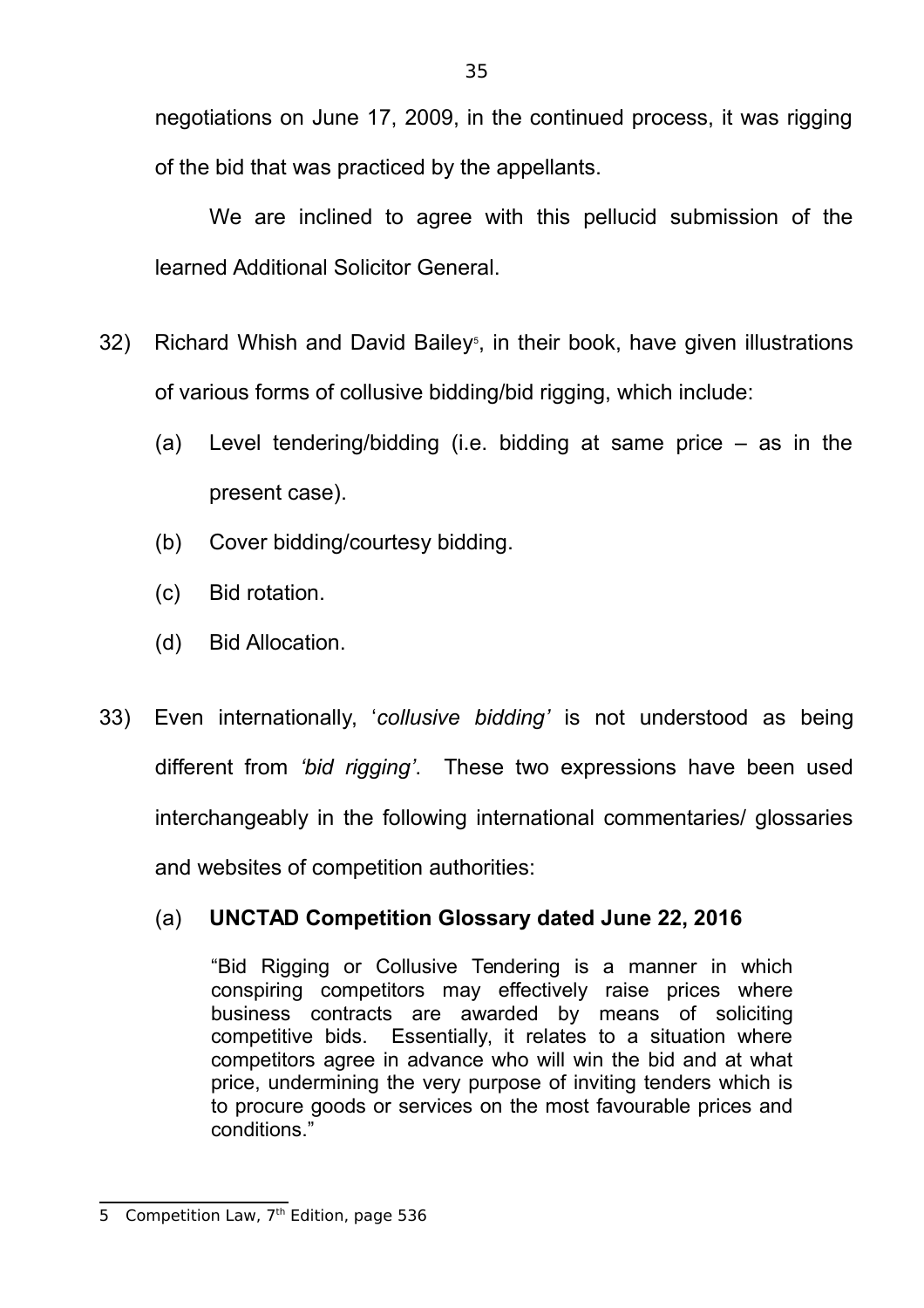negotiations on June 17, 2009, in the continued process, it was rigging of the bid that was practiced by the appellants.

We are inclined to agree with this pellucid submission of the learned Additional Solicitor General.

32) Richard Whish and David Bailey[5], in their book, have given illustrations of various forms of collusive bidding/bid rigging, which include:

   (a) Level tendering/bidding (i.e. bidding at same price – as in the present case).

   (b) Cover bidding/courtesy bidding.

   (c) Bid rotation.

   (d) Bid Allocation.

33) Even internationally, '*collusive bidding'* is not understood as being different from *'bid rigging'*. These two expressions have been used interchangeably in the following international commentaries/ glossaries and websites of competition authorities:

   (a) **UNCTAD Competition Glossary dated June 22, 2016**

   > "Bid Rigging or Collusive Tendering is a manner in which conspiring competitors may effectively raise prices where business contracts are awarded by means of soliciting competitive bids. Essentially, it relates to a situation where competitors agree in advance who will win the bid and at what price, undermining the very purpose of inviting tenders which is to procure goods or services on the most favourable prices and conditions."

---

5 Competition Law, 7th Edition, page 536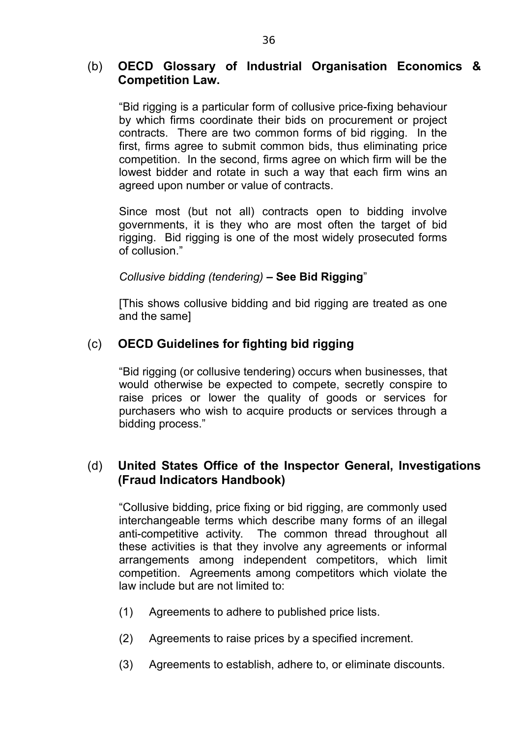(b) **OECD Glossary of Industrial Organisation Economics & Competition Law.**

"Bid rigging is a particular form of collusive price-fixing behaviour by which firms coordinate their bids on procurement or project contracts. There are two common forms of bid rigging. In the first, firms agree to submit common bids, thus eliminating price competition. In the second, firms agree on which firm will be the lowest bidder and rotate in such a way that each firm wins an agreed upon number or value of contracts.

Since most (but not all) contracts open to bidding involve governments, it is they who are most often the target of bid rigging. Bid rigging is one of the most widely prosecuted forms of collusion."

*Collusive bidding (tendering)* **– See Bid Rigging**"

[This shows collusive bidding and bid rigging are treated as one and the same]

(c) **OECD Guidelines for fighting bid rigging**

"Bid rigging (or collusive tendering) occurs when businesses, that would otherwise be expected to compete, secretly conspire to raise prices or lower the quality of goods or services for purchasers who wish to acquire products or services through a bidding process."

(d) **United States Office of the Inspector General, Investigations (Fraud Indicators Handbook)**

"Collusive bidding, price fixing or bid rigging, are commonly used interchangeable terms which describe many forms of an illegal anti-competitive activity. The common thread throughout all these activities is that they involve any agreements or informal arrangements among independent competitors, which limit competition. Agreements among competitors which violate the law include but are not limited to:

(1) Agreements to adhere to published price lists.

(2) Agreements to raise prices by a specified increment.

(3) Agreements to establish, adhere to, or eliminate discounts.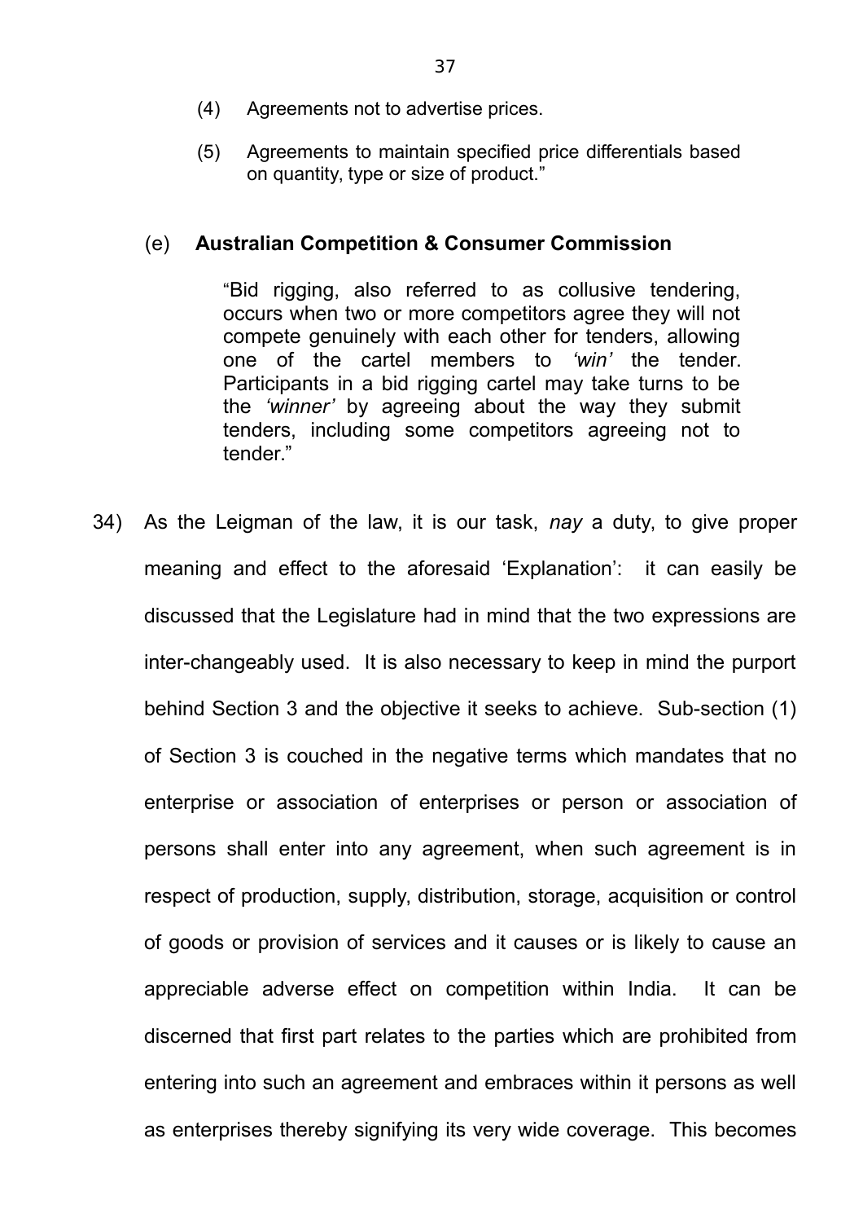(4) Agreements not to advertise prices.

(5) Agreements to maintain specified price differentials based on quantity, type or size of product."

(e) **Australian Competition & Consumer Commission**

> "Bid rigging, also referred to as collusive tendering, occurs when two or more competitors agree they will not compete genuinely with each other for tenders, allowing one of the cartel members to *'win'* the tender. Participants in a bid rigging cartel may take turns to be the *'winner'* by agreeing about the way they submit tenders, including some competitors agreeing not to tender."

34) As the Leigman of the law, it is our task, *nay* a duty, to give proper meaning and effect to the aforesaid 'Explanation': it can easily be discussed that the Legislature had in mind that the two expressions are inter-changeably used. It is also necessary to keep in mind the purport behind Section 3 and the objective it seeks to achieve. Sub-section (1) of Section 3 is couched in the negative terms which mandates that no enterprise or association of enterprises or person or association of persons shall enter into any agreement, when such agreement is in respect of production, supply, distribution, storage, acquisition or control of goods or provision of services and it causes or is likely to cause an appreciable adverse effect on competition within India. It can be discerned that first part relates to the parties which are prohibited from entering into such an agreement and embraces within it persons as well as enterprises thereby signifying its very wide coverage. This becomes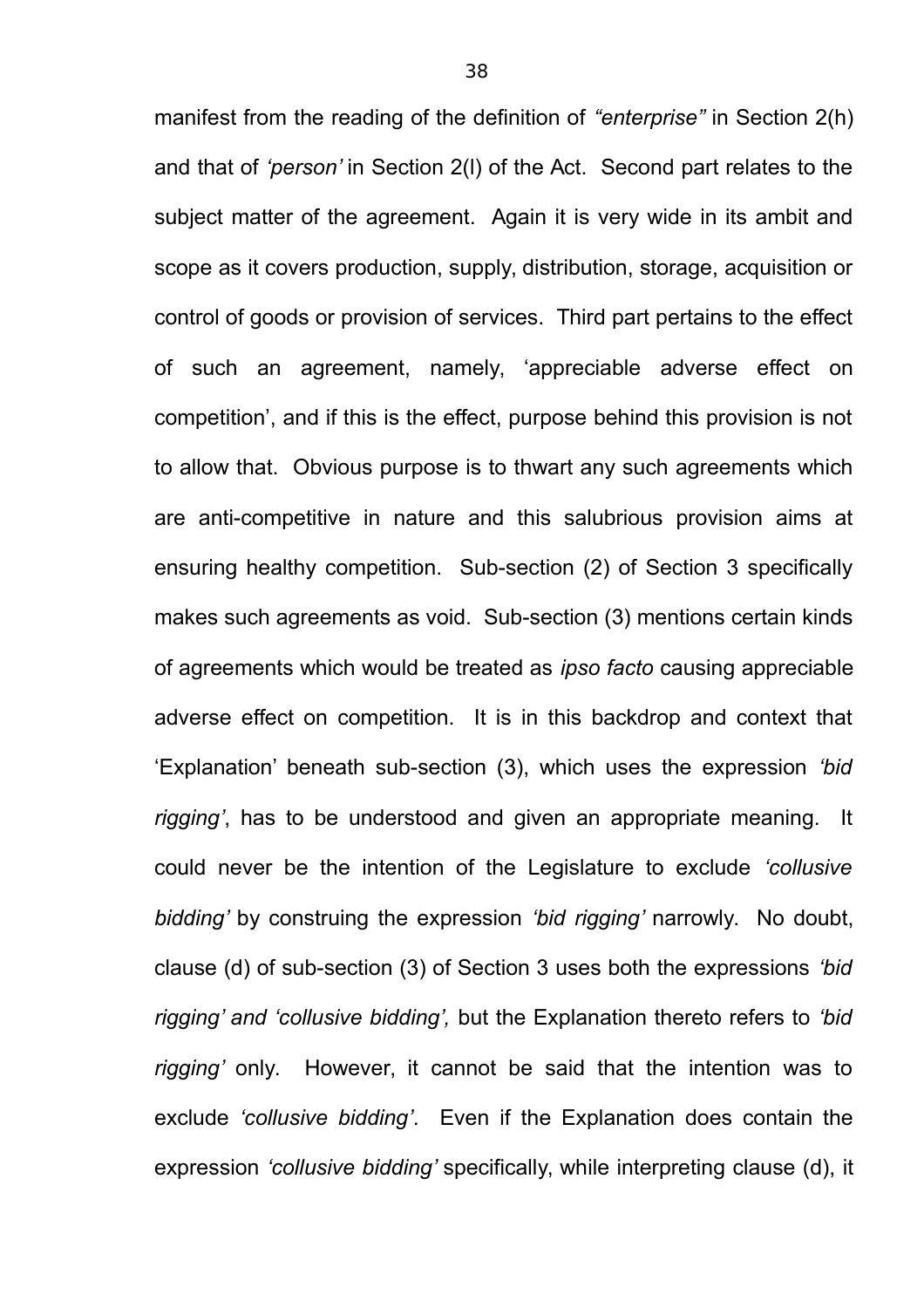manifest from the reading of the definition of *"enterprise"* in Section 2(h) and that of *'person'* in Section 2(l) of the Act. Second part relates to the subject matter of the agreement. Again it is very wide in its ambit and scope as it covers production, supply, distribution, storage, acquisition or control of goods or provision of services. Third part pertains to the effect of such an agreement, namely, 'appreciable adverse effect on competition', and if this is the effect, purpose behind this provision is not to allow that. Obvious purpose is to thwart any such agreements which are anti-competitive in nature and this salubrious provision aims at ensuring healthy competition. Sub-section (2) of Section 3 specifically makes such agreements as void. Sub-section (3) mentions certain kinds of agreements which would be treated as *ipso facto* causing appreciable adverse effect on competition. It is in this backdrop and context that 'Explanation' beneath sub-section (3), which uses the expression *'bid rigging'*, has to be understood and given an appropriate meaning. It could never be the intention of the Legislature to exclude *'collusive bidding'* by construing the expression *'bid rigging'* narrowly. No doubt, clause (d) of sub-section (3) of Section 3 uses both the expressions *'bid rigging' and 'collusive bidding',* but the Explanation thereto refers to *'bid rigging'* only. However, it cannot be said that the intention was to exclude *'collusive bidding'*. Even if the Explanation does contain the expression *'collusive bidding'* specifically, while interpreting clause (d), it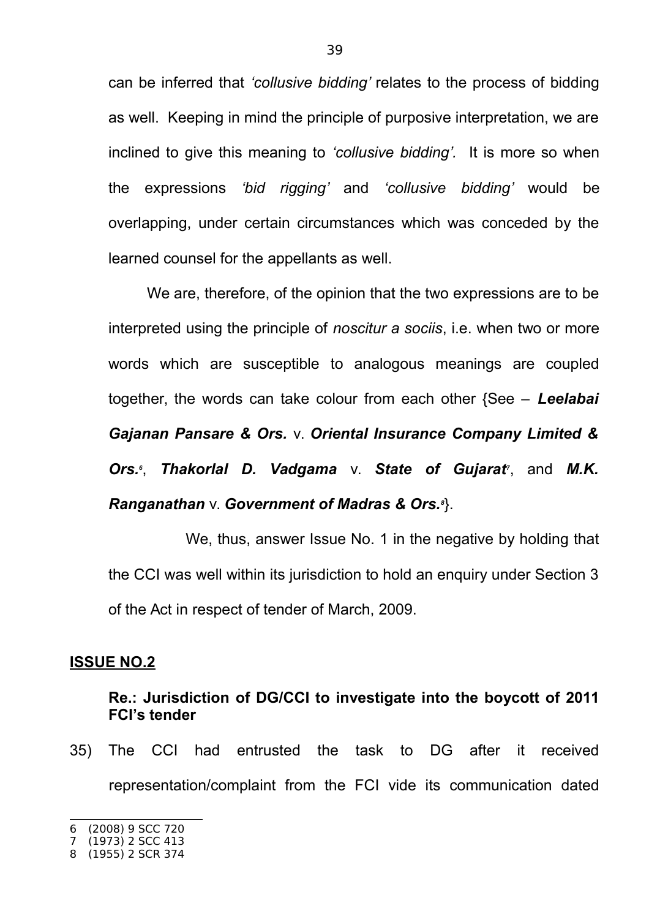can be inferred that *'collusive bidding'* relates to the process of bidding as well. Keeping in mind the principle of purposive interpretation, we are inclined to give this meaning to *'collusive bidding'.* It is more so when the expressions *'bid rigging'* and *'collusive bidding'* would be overlapping, under certain circumstances which was conceded by the learned counsel for the appellants as well.

We are, therefore, of the opinion that the two expressions are to be interpreted using the principle of *noscitur a sociis*, i.e. when two or more words which are susceptible to analogous meanings are coupled together, the words can take colour from each other {See – ***Leelabai Gajanan Pansare & Ors.*** v. ***Oriental Insurance Company Limited & Ors.***[6], ***Thakorlal D. Vadgama*** v. ***State of Gujarat***[7], and ***M.K. Ranganathan*** v. ***Government of Madras & Ors.***[8]}.

We, thus, answer Issue No. 1 in the negative by holding that the CCI was well within its jurisdiction to hold an enquiry under Section 3 of the Act in respect of tender of March, 2009.

**ISSUE NO.2**

**Re.: Jurisdiction of DG/CCI to investigate into the boycott of 2011 FCI's tender**

35) The CCI had entrusted the task to DG after it received representation/complaint from the FCI vide its communication dated

---

6 (2008) 9 SCC 720
7 (1973) 2 SCC 413
8 (1955) 2 SCR 374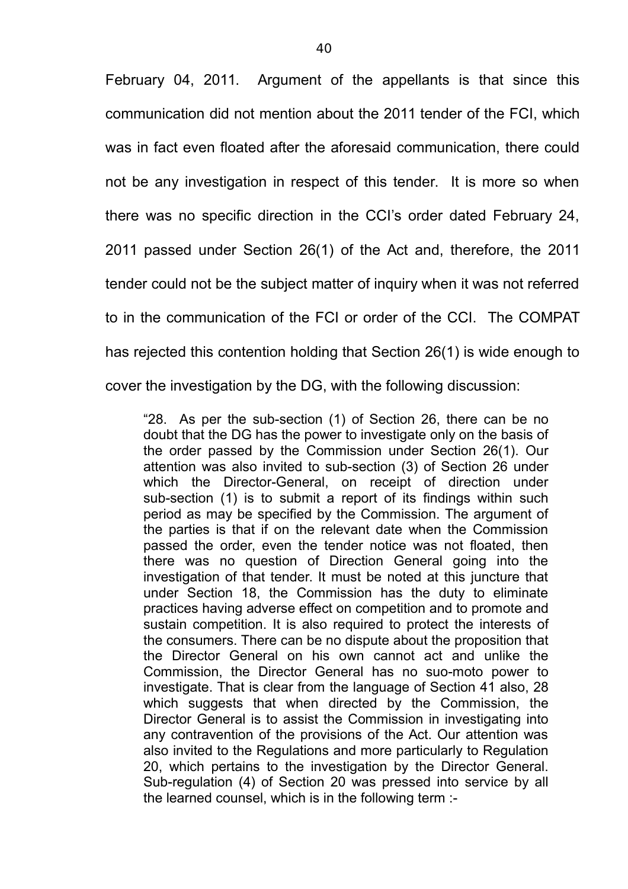February 04, 2011. Argument of the appellants is that since this communication did not mention about the 2011 tender of the FCI, which was in fact even floated after the aforesaid communication, there could not be any investigation in respect of this tender. It is more so when there was no specific direction in the CCI's order dated February 24, 2011 passed under Section 26(1) of the Act and, therefore, the 2011 tender could not be the subject matter of inquiry when it was not referred to in the communication of the FCI or order of the CCI. The COMPAT has rejected this contention holding that Section 26(1) is wide enough to cover the investigation by the DG, with the following discussion:

> "28. As per the sub-section (1) of Section 26, there can be no doubt that the DG has the power to investigate only on the basis of the order passed by the Commission under Section 26(1). Our attention was also invited to sub-section (3) of Section 26 under which the Director-General, on receipt of direction under sub-section (1) is to submit a report of its findings within such period as may be specified by the Commission. The argument of the parties is that if on the relevant date when the Commission passed the order, even the tender notice was not floated, then there was no question of Direction General going into the investigation of that tender. It must be noted at this juncture that under Section 18, the Commission has the duty to eliminate practices having adverse effect on competition and to promote and sustain competition. It is also required to protect the interests of the consumers. There can be no dispute about the proposition that the Director General on his own cannot act and unlike the Commission, the Director General has no suo-moto power to investigate. That is clear from the language of Section 41 also, 28 which suggests that when directed by the Commission, the Director General is to assist the Commission in investigating into any contravention of the provisions of the Act. Our attention was also invited to the Regulations and more particularly to Regulation 20, which pertains to the investigation by the Director General. Sub-regulation (4) of Section 20 was pressed into service by all the learned counsel, which is in the following term :-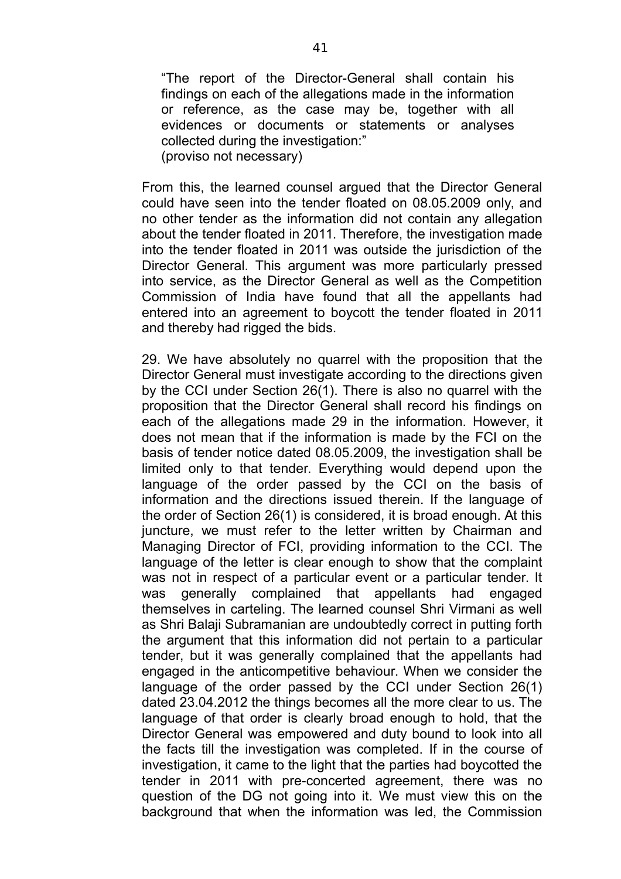> "The report of the Director-General shall contain his findings on each of the allegations made in the information or reference, as the case may be, together with all evidences or documents or statements or analyses collected during the investigation:"
> (proviso not necessary)

From this, the learned counsel argued that the Director General could have seen into the tender floated on 08.05.2009 only, and no other tender as the information did not contain any allegation about the tender floated in 2011. Therefore, the investigation made into the tender floated in 2011 was outside the jurisdiction of the Director General. This argument was more particularly pressed into service, as the Director General as well as the Competition Commission of India have found that all the appellants had entered into an agreement to boycott the tender floated in 2011 and thereby had rigged the bids.

29. We have absolutely no quarrel with the proposition that the Director General must investigate according to the directions given by the CCI under Section 26(1). There is also no quarrel with the proposition that the Director General shall record his findings on each of the allegations made 29 in the information. However, it does not mean that if the information is made by the FCI on the basis of tender notice dated 08.05.2009, the investigation shall be limited only to that tender. Everything would depend upon the language of the order passed by the CCI on the basis of information and the directions issued therein. If the language of the order of Section 26(1) is considered, it is broad enough. At this juncture, we must refer to the letter written by Chairman and Managing Director of FCI, providing information to the CCI. The language of the letter is clear enough to show that the complaint was not in respect of a particular event or a particular tender. It was generally complained that appellants had engaged themselves in carteling. The learned counsel Shri Virmani as well as Shri Balaji Subramanian are undoubtedly correct in putting forth the argument that this information did not pertain to a particular tender, but it was generally complained that the appellants had engaged in the anticompetitive behaviour. When we consider the language of the order passed by the CCI under Section 26(1) dated 23.04.2012 the things becomes all the more clear to us. The language of that order is clearly broad enough to hold, that the Director General was empowered and duty bound to look into all the facts till the investigation was completed. If in the course of investigation, it came to the light that the parties had boycotted the tender in 2011 with pre-concerted agreement, there was no question of the DG not going into it. We must view this on the background that when the information was led, the Commission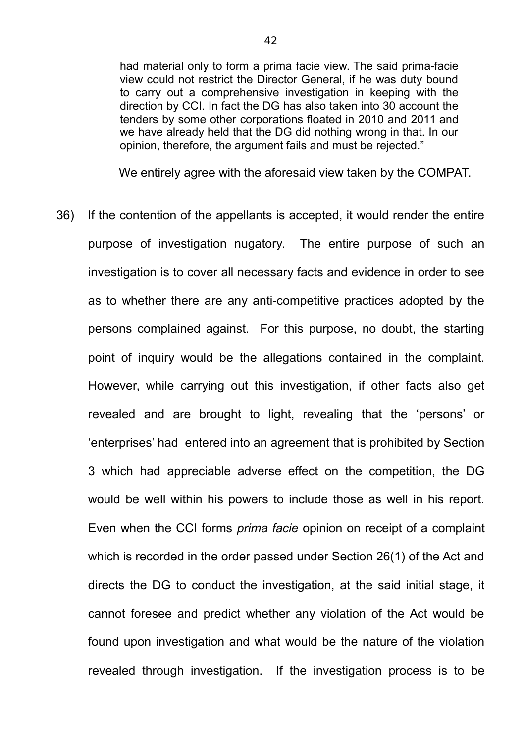> had material only to form a prima facie view. The said prima-facie view could not restrict the Director General, if he was duty bound to carry out a comprehensive investigation in keeping with the direction by CCI. In fact the DG has also taken into 30 account the tenders by some other corporations floated in 2010 and 2011 and we have already held that the DG did nothing wrong in that. In our opinion, therefore, the argument fails and must be rejected."

We entirely agree with the aforesaid view taken by the COMPAT.

36) If the contention of the appellants is accepted, it would render the entire purpose of investigation nugatory. The entire purpose of such an investigation is to cover all necessary facts and evidence in order to see as to whether there are any anti-competitive practices adopted by the persons complained against. For this purpose, no doubt, the starting point of inquiry would be the allegations contained in the complaint. However, while carrying out this investigation, if other facts also get revealed and are brought to light, revealing that the 'persons' or 'enterprises' had entered into an agreement that is prohibited by Section 3 which had appreciable adverse effect on the competition, the DG would be well within his powers to include those as well in his report. Even when the CCI forms *prima facie* opinion on receipt of a complaint which is recorded in the order passed under Section 26(1) of the Act and directs the DG to conduct the investigation, at the said initial stage, it cannot foresee and predict whether any violation of the Act would be found upon investigation and what would be the nature of the violation revealed through investigation. If the investigation process is to be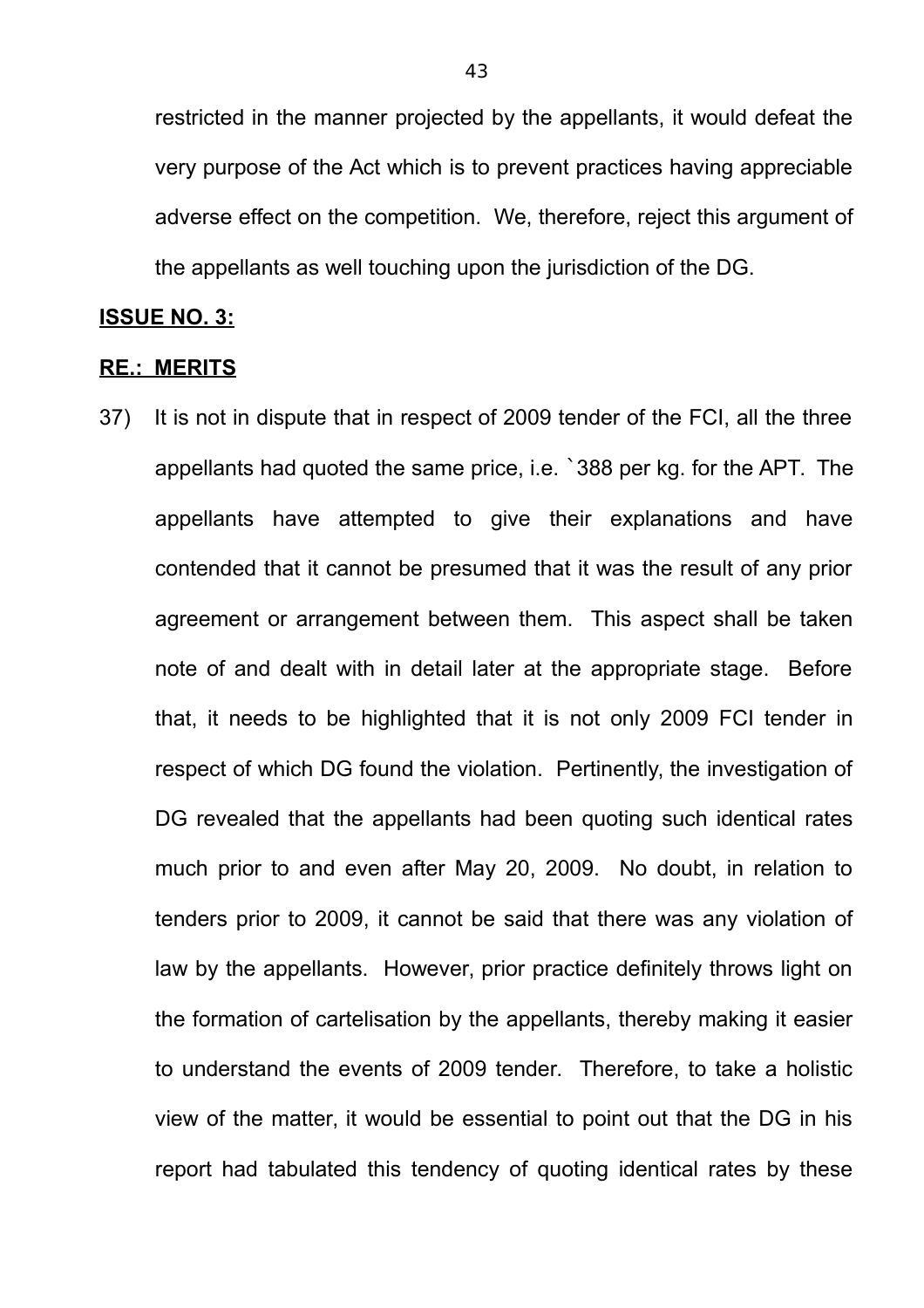restricted in the manner projected by the appellants, it would defeat the very purpose of the Act which is to prevent practices having appreciable adverse effect on the competition. We, therefore, reject this argument of the appellants as well touching upon the jurisdiction of the DG.

**ISSUE NO. 3:**

**RE.: MERITS**

37) It is not in dispute that in respect of 2009 tender of the FCI, all the three appellants had quoted the same price, i.e. `388 per kg. for the APT. The appellants have attempted to give their explanations and have contended that it cannot be presumed that it was the result of any prior agreement or arrangement between them. This aspect shall be taken note of and dealt with in detail later at the appropriate stage. Before that, it needs to be highlighted that it is not only 2009 FCI tender in respect of which DG found the violation. Pertinently, the investigation of DG revealed that the appellants had been quoting such identical rates much prior to and even after May 20, 2009. No doubt, in relation to tenders prior to 2009, it cannot be said that there was any violation of law by the appellants. However, prior practice definitely throws light on the formation of cartelisation by the appellants, thereby making it easier to understand the events of 2009 tender. Therefore, to take a holistic view of the matter, it would be essential to point out that the DG in his report had tabulated this tendency of quoting identical rates by these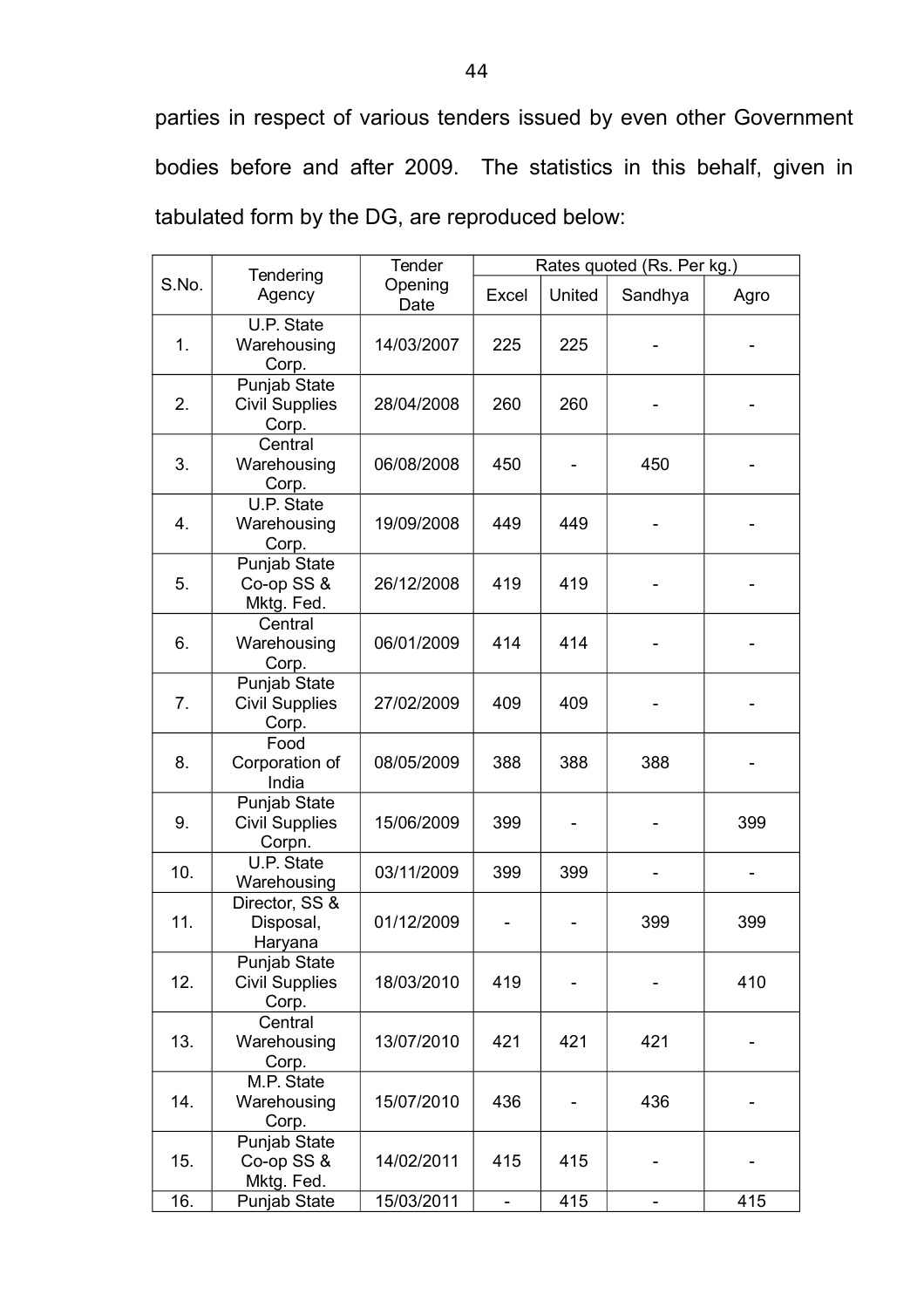parties in respect of various tenders issued by even other Government bodies before and after 2009. The statistics in this behalf, given in tabulated form by the DG, are reproduced below:

| S.No. | Tendering Agency | Tender Opening Date | Rates quoted (Rs. Per kg.) | | | |
|---|---|---|---|---|---|---|
| | | | Excel | United | Sandhya | Agro |
| 1. | U.P. State Warehousing Corp. | 14/03/2007 | 225 | 225 | - | - |
| 2. | Punjab State Civil Supplies Corp. | 28/04/2008 | 260 | 260 | - | - |
| 3. | Central Warehousing Corp. | 06/08/2008 | 450 | - | 450 | - |
| 4. | U.P. State Warehousing Corp. | 19/09/2008 | 449 | 449 | - | - |
| 5. | Punjab State Co-op SS & Mktg. Fed. | 26/12/2008 | 419 | 419 | - | - |
| 6. | Central Warehousing Corp. | 06/01/2009 | 414 | 414 | - | - |
| 7. | Punjab State Civil Supplies Corp. | 27/02/2009 | 409 | 409 | - | - |
| 8. | Food Corporation of India | 08/05/2009 | 388 | 388 | 388 | - |
| 9. | Punjab State Civil Supplies Corpn. | 15/06/2009 | 399 | - | - | 399 |
| 10. | U.P. State Warehousing | 03/11/2009 | 399 | 399 | - | - |
| 11. | Director, SS & Disposal, Haryana | 01/12/2009 | - | - | 399 | 399 |
| 12. | Punjab State Civil Supplies Corp. | 18/03/2010 | 419 | - | - | 410 |
| 13. | Central Warehousing Corp. | 13/07/2010 | 421 | 421 | 421 | - |
| 14. | M.P. State Warehousing Corp. | 15/07/2010 | 436 | - | 436 | - |
| 15. | Punjab State Co-op SS & Mktg. Fed. | 14/02/2011 | 415 | 415 | - | - |
| 16. | Punjab State | 15/03/2011 | - | 415 | - | 415 |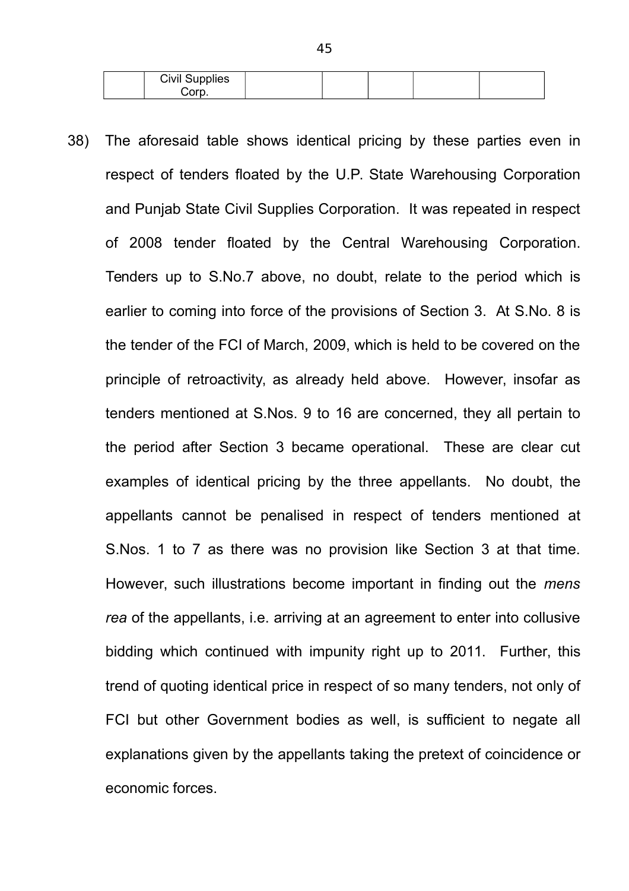| | Civil Supplies Corp. | | | | | |
|---|---|---|---|---|---|---|

38) The aforesaid table shows identical pricing by these parties even in respect of tenders floated by the U.P. State Warehousing Corporation and Punjab State Civil Supplies Corporation. It was repeated in respect of 2008 tender floated by the Central Warehousing Corporation. Tenders up to S.No.7 above, no doubt, relate to the period which is earlier to coming into force of the provisions of Section 3. At S.No. 8 is the tender of the FCI of March, 2009, which is held to be covered on the principle of retroactivity, as already held above. However, insofar as tenders mentioned at S.Nos. 9 to 16 are concerned, they all pertain to the period after Section 3 became operational. These are clear cut examples of identical pricing by the three appellants. No doubt, the appellants cannot be penalised in respect of tenders mentioned at S.Nos. 1 to 7 as there was no provision like Section 3 at that time. However, such illustrations become important in finding out the *mens rea* of the appellants, i.e. arriving at an agreement to enter into collusive bidding which continued with impunity right up to 2011. Further, this trend of quoting identical price in respect of so many tenders, not only of FCI but other Government bodies as well, is sufficient to negate all explanations given by the appellants taking the pretext of coincidence or economic forces.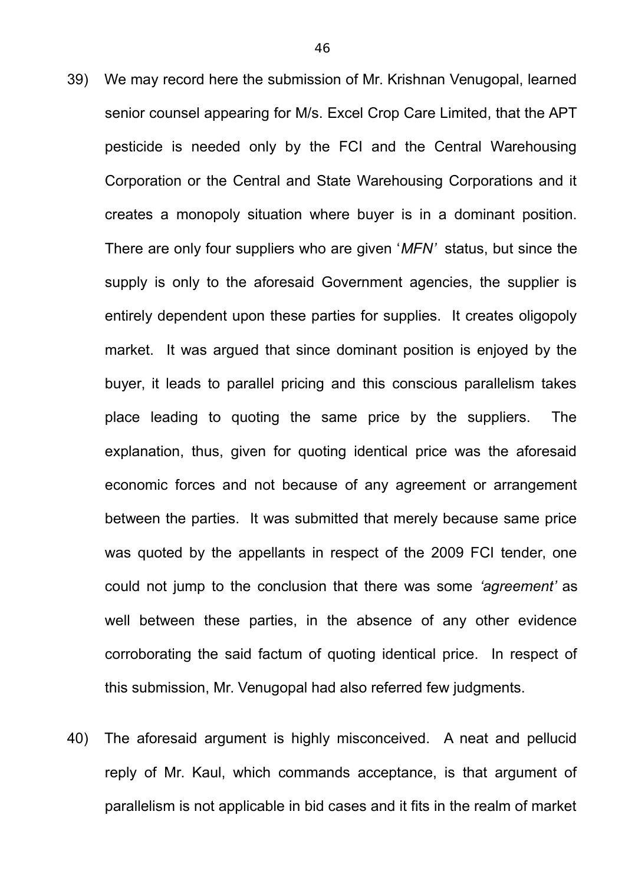39) We may record here the submission of Mr. Krishnan Venugopal, learned senior counsel appearing for M/s. Excel Crop Care Limited, that the APT pesticide is needed only by the FCI and the Central Warehousing Corporation or the Central and State Warehousing Corporations and it creates a monopoly situation where buyer is in a dominant position. There are only four suppliers who are given '*MFN'* status, but since the supply is only to the aforesaid Government agencies, the supplier is entirely dependent upon these parties for supplies. It creates oligopoly market. It was argued that since dominant position is enjoyed by the buyer, it leads to parallel pricing and this conscious parallelism takes place leading to quoting the same price by the suppliers. The explanation, thus, given for quoting identical price was the aforesaid economic forces and not because of any agreement or arrangement between the parties. It was submitted that merely because same price was quoted by the appellants in respect of the 2009 FCI tender, one could not jump to the conclusion that there was some *'agreement'* as well between these parties, in the absence of any other evidence corroborating the said factum of quoting identical price. In respect of this submission, Mr. Venugopal had also referred few judgments.

40) The aforesaid argument is highly misconceived. A neat and pellucid reply of Mr. Kaul, which commands acceptance, is that argument of parallelism is not applicable in bid cases and it fits in the realm of market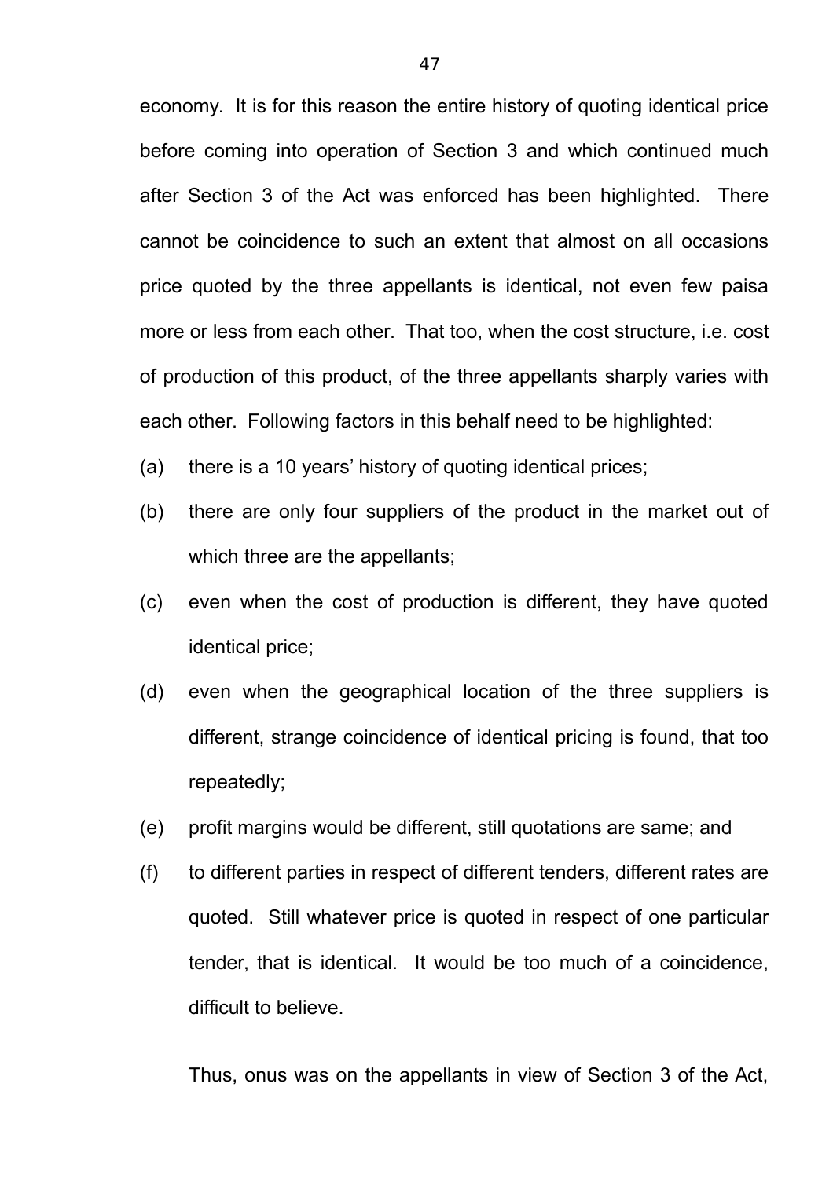economy. It is for this reason the entire history of quoting identical price before coming into operation of Section 3 and which continued much after Section 3 of the Act was enforced has been highlighted. There cannot be coincidence to such an extent that almost on all occasions price quoted by the three appellants is identical, not even few paisa more or less from each other. That too, when the cost structure, i.e. cost of production of this product, of the three appellants sharply varies with each other. Following factors in this behalf need to be highlighted:

(a) there is a 10 years' history of quoting identical prices;

(b) there are only four suppliers of the product in the market out of which three are the appellants;

(c) even when the cost of production is different, they have quoted identical price;

(d) even when the geographical location of the three suppliers is different, strange coincidence of identical pricing is found, that too repeatedly;

(e) profit margins would be different, still quotations are same; and

(f) to different parties in respect of different tenders, different rates are quoted. Still whatever price is quoted in respect of one particular tender, that is identical. It would be too much of a coincidence, difficult to believe.

Thus, onus was on the appellants in view of Section 3 of the Act,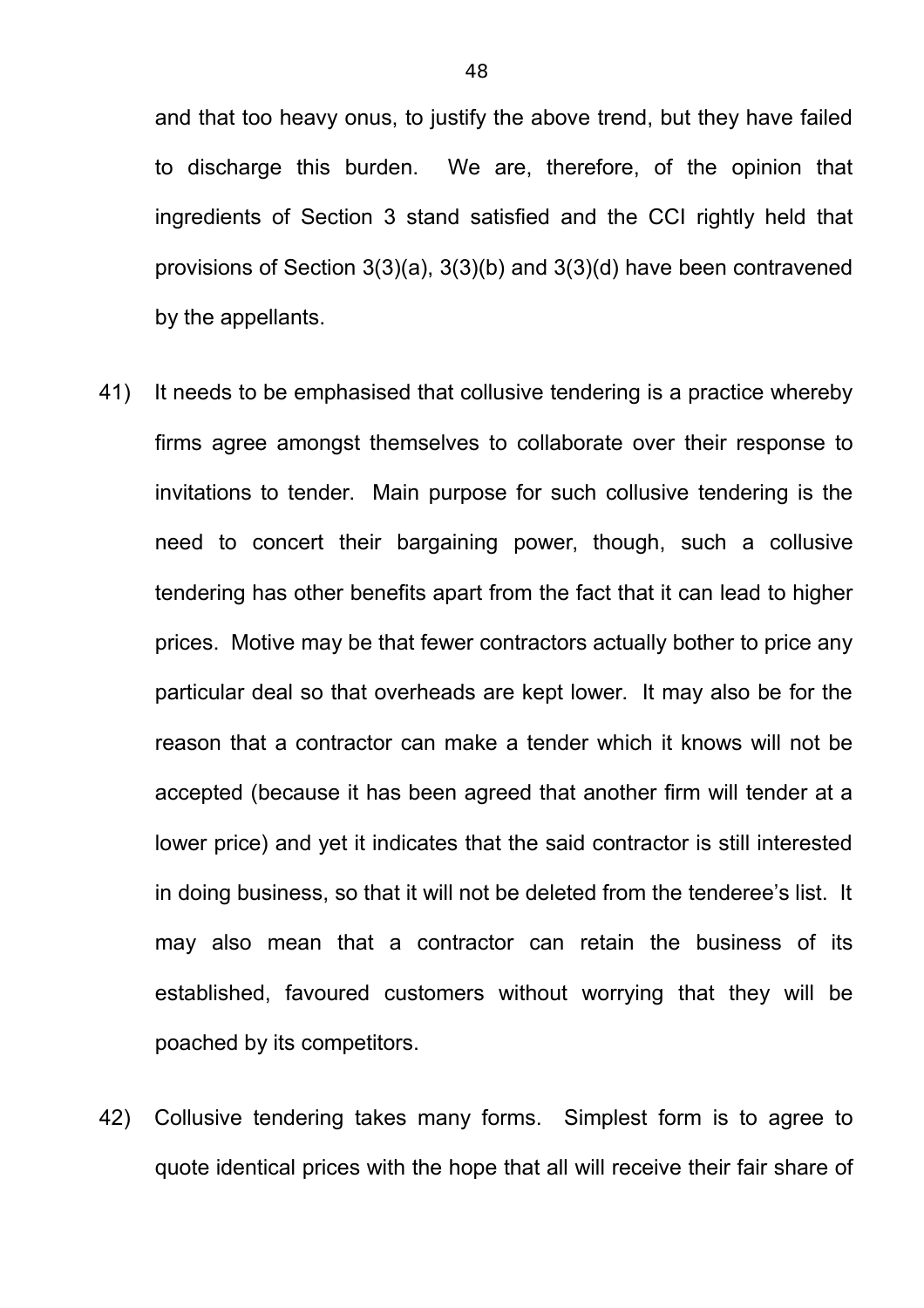and that too heavy onus, to justify the above trend, but they have failed to discharge this burden. We are, therefore, of the opinion that ingredients of Section 3 stand satisfied and the CCI rightly held that provisions of Section 3(3)(a), 3(3)(b) and 3(3)(d) have been contravened by the appellants.

41) It needs to be emphasised that collusive tendering is a practice whereby firms agree amongst themselves to collaborate over their response to invitations to tender. Main purpose for such collusive tendering is the need to concert their bargaining power, though, such a collusive tendering has other benefits apart from the fact that it can lead to higher prices. Motive may be that fewer contractors actually bother to price any particular deal so that overheads are kept lower. It may also be for the reason that a contractor can make a tender which it knows will not be accepted (because it has been agreed that another firm will tender at a lower price) and yet it indicates that the said contractor is still interested in doing business, so that it will not be deleted from the tenderee's list. It may also mean that a contractor can retain the business of its established, favoured customers without worrying that they will be poached by its competitors.

42) Collusive tendering takes many forms. Simplest form is to agree to quote identical prices with the hope that all will receive their fair share of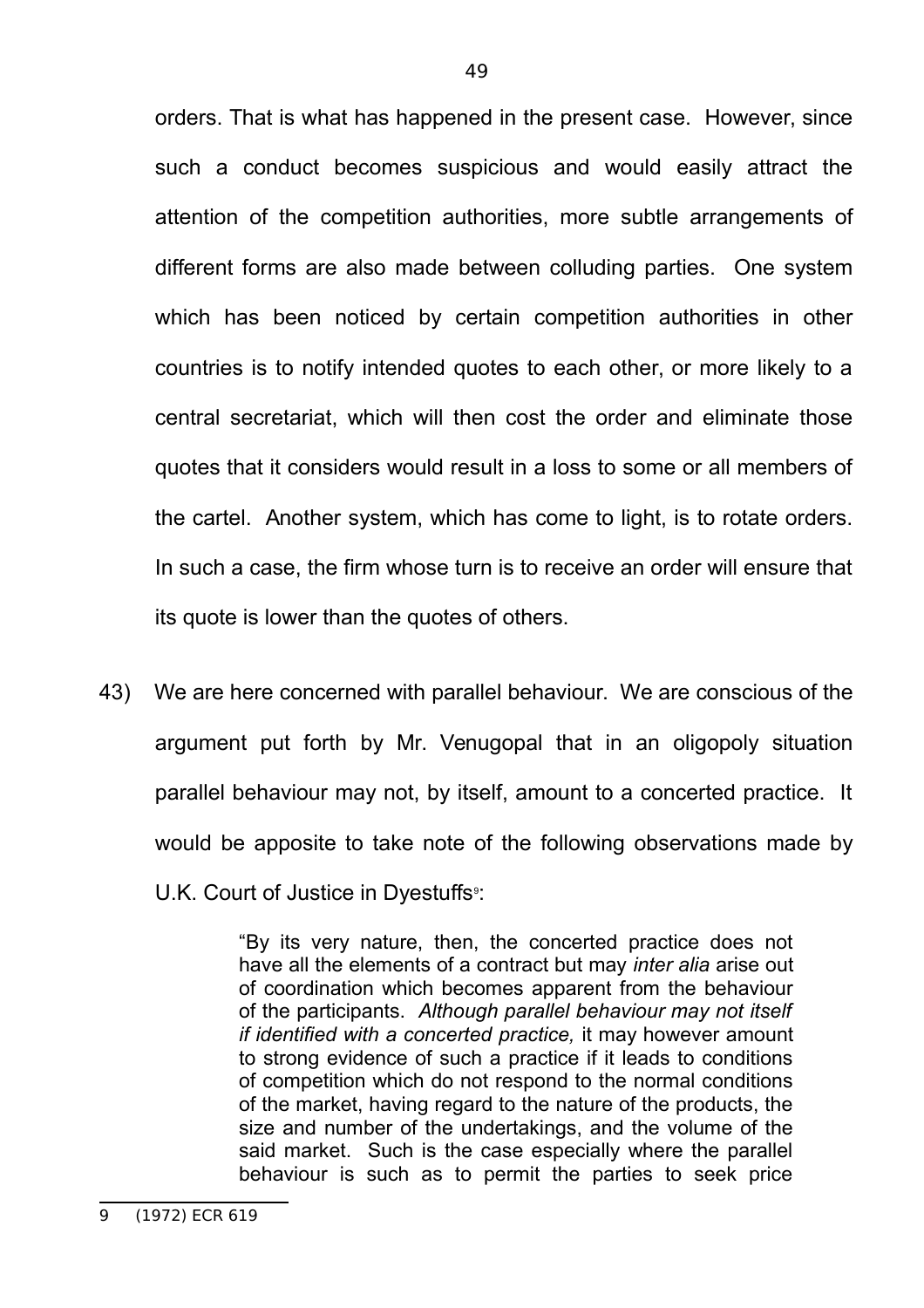orders. That is what has happened in the present case. However, since such a conduct becomes suspicious and would easily attract the attention of the competition authorities, more subtle arrangements of different forms are also made between colluding parties. One system which has been noticed by certain competition authorities in other countries is to notify intended quotes to each other, or more likely to a central secretariat, which will then cost the order and eliminate those quotes that it considers would result in a loss to some or all members of the cartel. Another system, which has come to light, is to rotate orders. In such a case, the firm whose turn is to receive an order will ensure that its quote is lower than the quotes of others.

43) We are here concerned with parallel behaviour. We are conscious of the argument put forth by Mr. Venugopal that in an oligopoly situation parallel behaviour may not, by itself, amount to a concerted practice. It would be apposite to take note of the following observations made by U.K. Court of Justice in Dyestuffs[9]:

> "By its very nature, then, the concerted practice does not have all the elements of a contract but may *inter alia* arise out of coordination which becomes apparent from the behaviour of the participants. *Although parallel behaviour may not itself if identified with a concerted practice,* it may however amount to strong evidence of such a practice if it leads to conditions of competition which do not respond to the normal conditions of the market, having regard to the nature of the products, the size and number of the undertakings, and the volume of the said market. Such is the case especially where the parallel behaviour is such as to permit the parties to seek price

9 (1972) ECR 619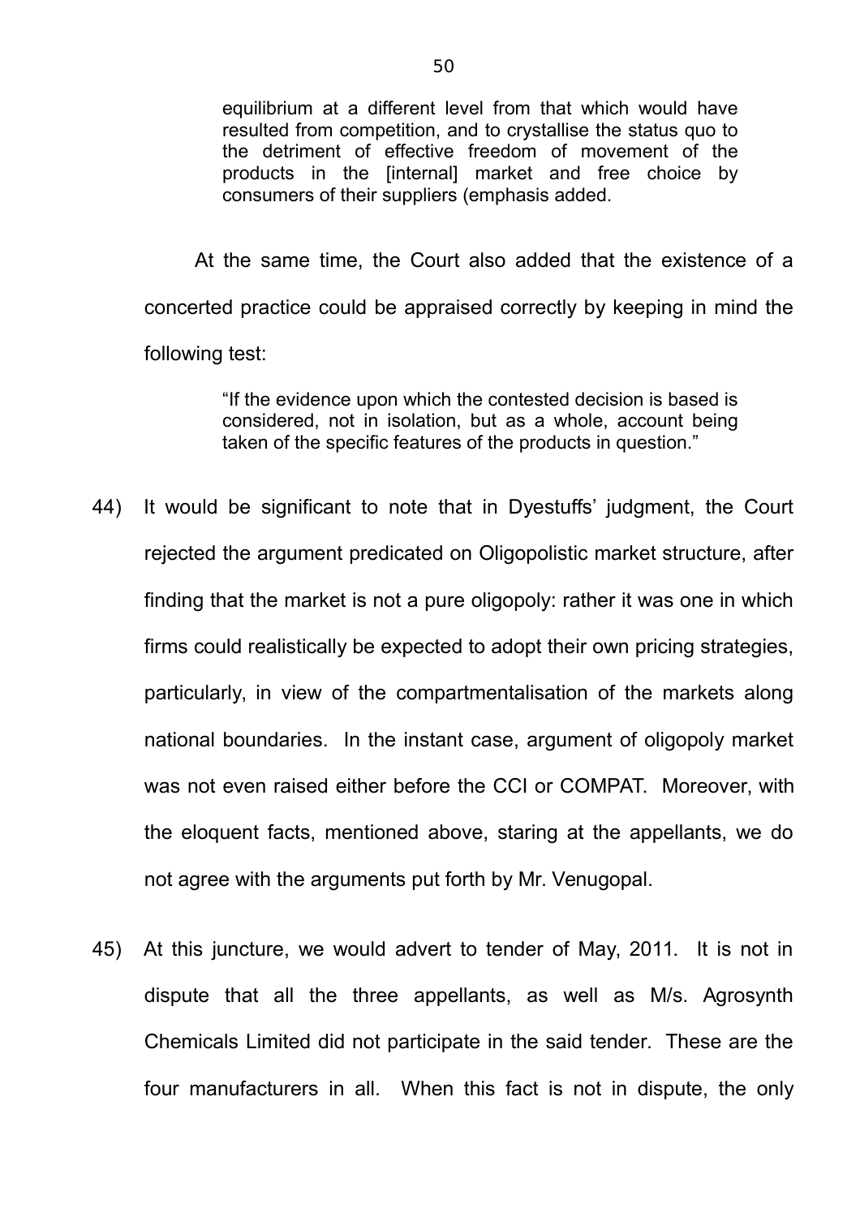> equilibrium at a different level from that which would have resulted from competition, and to crystallise the status quo to the detriment of effective freedom of movement of the products in the [internal] market and free choice by consumers of their suppliers (emphasis added.

At the same time, the Court also added that the existence of a concerted practice could be appraised correctly by keeping in mind the following test:

> "If the evidence upon which the contested decision is based is considered, not in isolation, but as a whole, account being taken of the specific features of the products in question."

44) It would be significant to note that in Dyestuffs' judgment, the Court rejected the argument predicated on Oligopolistic market structure, after finding that the market is not a pure oligopoly: rather it was one in which firms could realistically be expected to adopt their own pricing strategies, particularly, in view of the compartmentalisation of the markets along national boundaries. In the instant case, argument of oligopoly market was not even raised either before the CCI or COMPAT. Moreover, with the eloquent facts, mentioned above, staring at the appellants, we do not agree with the arguments put forth by Mr. Venugopal.

45) At this juncture, we would advert to tender of May, 2011. It is not in dispute that all the three appellants, as well as M/s. Agrosynth Chemicals Limited did not participate in the said tender. These are the four manufacturers in all. When this fact is not in dispute, the only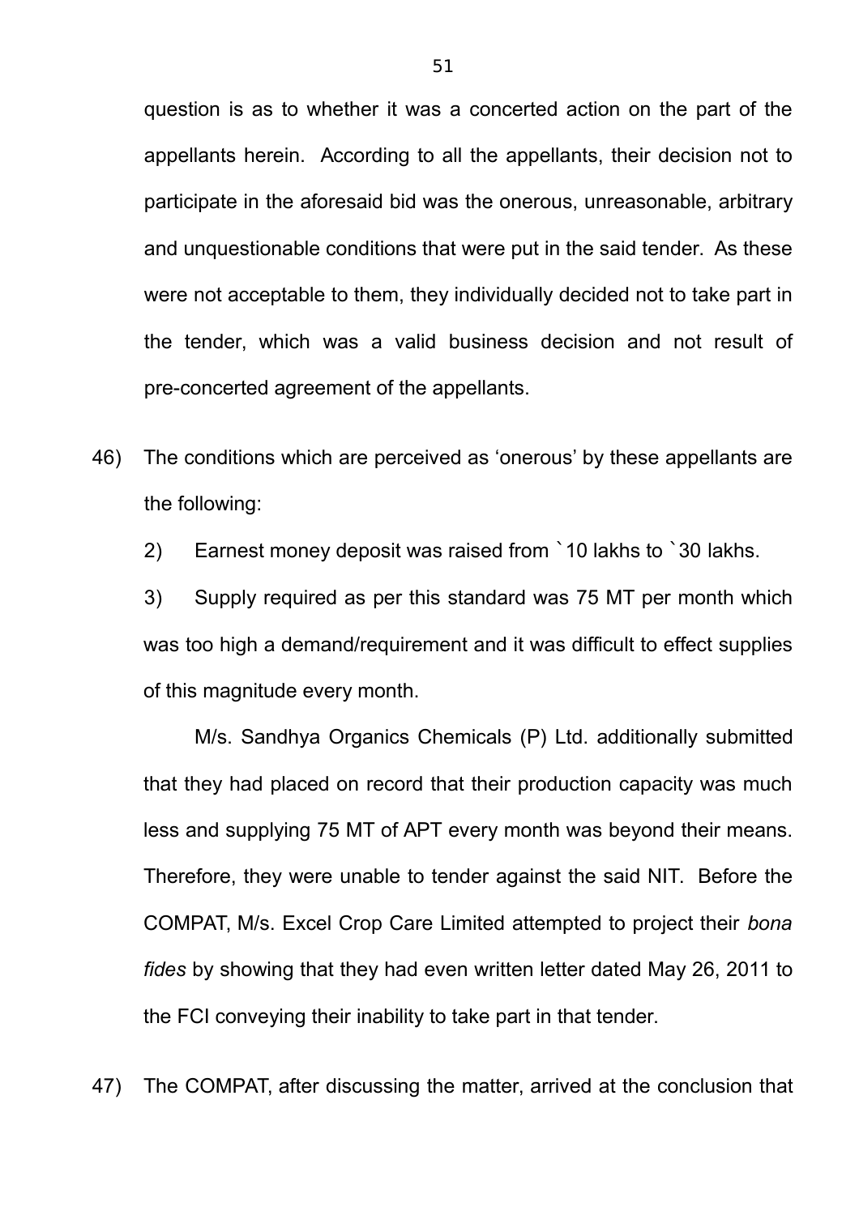question is as to whether it was a concerted action on the part of the appellants herein. According to all the appellants, their decision not to participate in the aforesaid bid was the onerous, unreasonable, arbitrary and unquestionable conditions that were put in the said tender. As these were not acceptable to them, they individually decided not to take part in the tender, which was a valid business decision and not result of pre-concerted agreement of the appellants.

46) The conditions which are perceived as 'onerous' by these appellants are the following:

2) Earnest money deposit was raised from `10 lakhs to `30 lakhs.

3) Supply required as per this standard was 75 MT per month which was too high a demand/requirement and it was difficult to effect supplies of this magnitude every month.

M/s. Sandhya Organics Chemicals (P) Ltd. additionally submitted that they had placed on record that their production capacity was much less and supplying 75 MT of APT every month was beyond their means. Therefore, they were unable to tender against the said NIT. Before the COMPAT, M/s. Excel Crop Care Limited attempted to project their *bona fides* by showing that they had even written letter dated May 26, 2011 to the FCI conveying their inability to take part in that tender.

47) The COMPAT, after discussing the matter, arrived at the conclusion that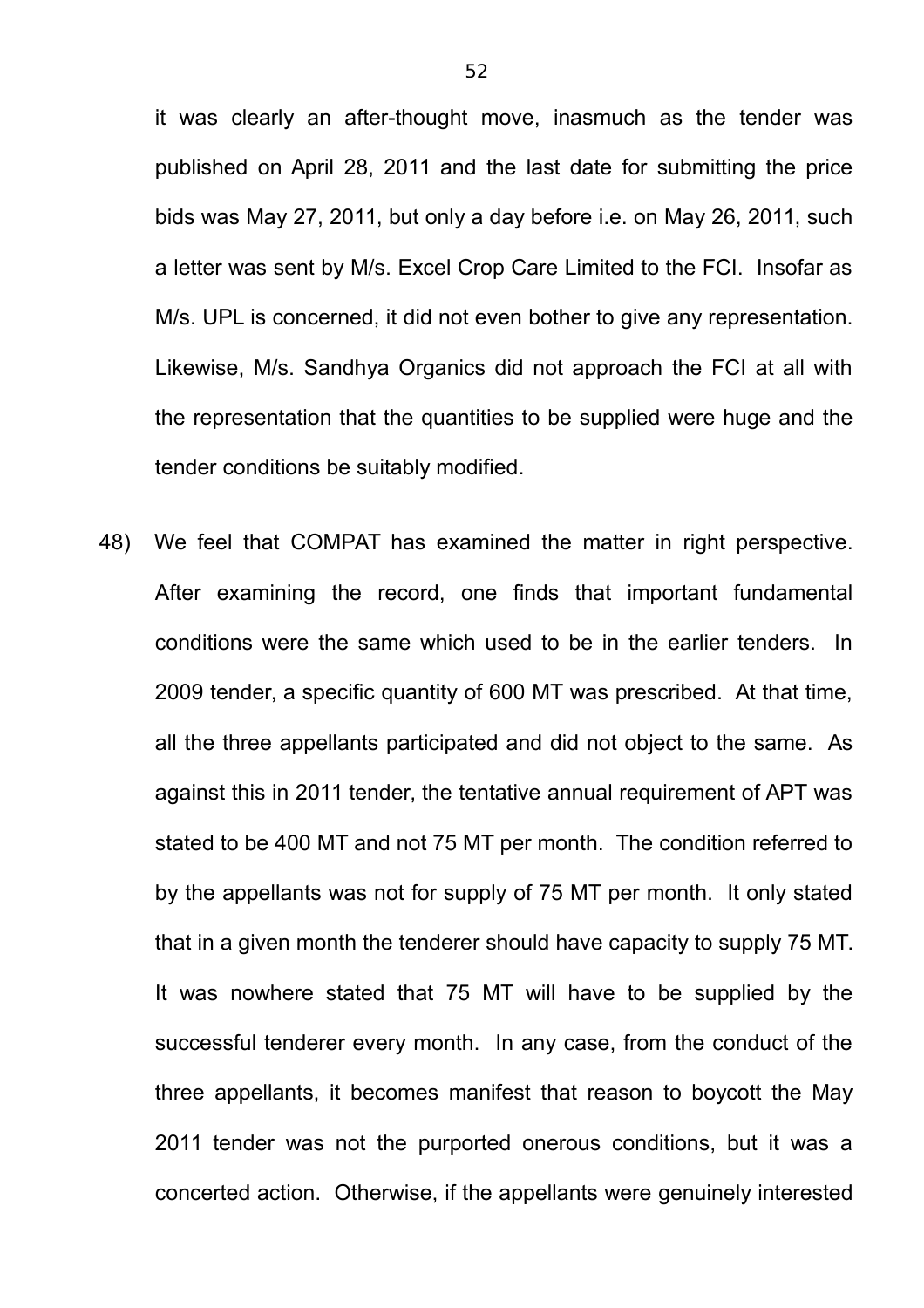it was clearly an after-thought move, inasmuch as the tender was published on April 28, 2011 and the last date for submitting the price bids was May 27, 2011, but only a day before i.e. on May 26, 2011, such a letter was sent by M/s. Excel Crop Care Limited to the FCI. Insofar as M/s. UPL is concerned, it did not even bother to give any representation. Likewise, M/s. Sandhya Organics did not approach the FCI at all with the representation that the quantities to be supplied were huge and the tender conditions be suitably modified.

48) We feel that COMPAT has examined the matter in right perspective. After examining the record, one finds that important fundamental conditions were the same which used to be in the earlier tenders. In 2009 tender, a specific quantity of 600 MT was prescribed. At that time, all the three appellants participated and did not object to the same. As against this in 2011 tender, the tentative annual requirement of APT was stated to be 400 MT and not 75 MT per month. The condition referred to by the appellants was not for supply of 75 MT per month. It only stated that in a given month the tenderer should have capacity to supply 75 MT. It was nowhere stated that 75 MT will have to be supplied by the successful tenderer every month. In any case, from the conduct of the three appellants, it becomes manifest that reason to boycott the May 2011 tender was not the purported onerous conditions, but it was a concerted action. Otherwise, if the appellants were genuinely interested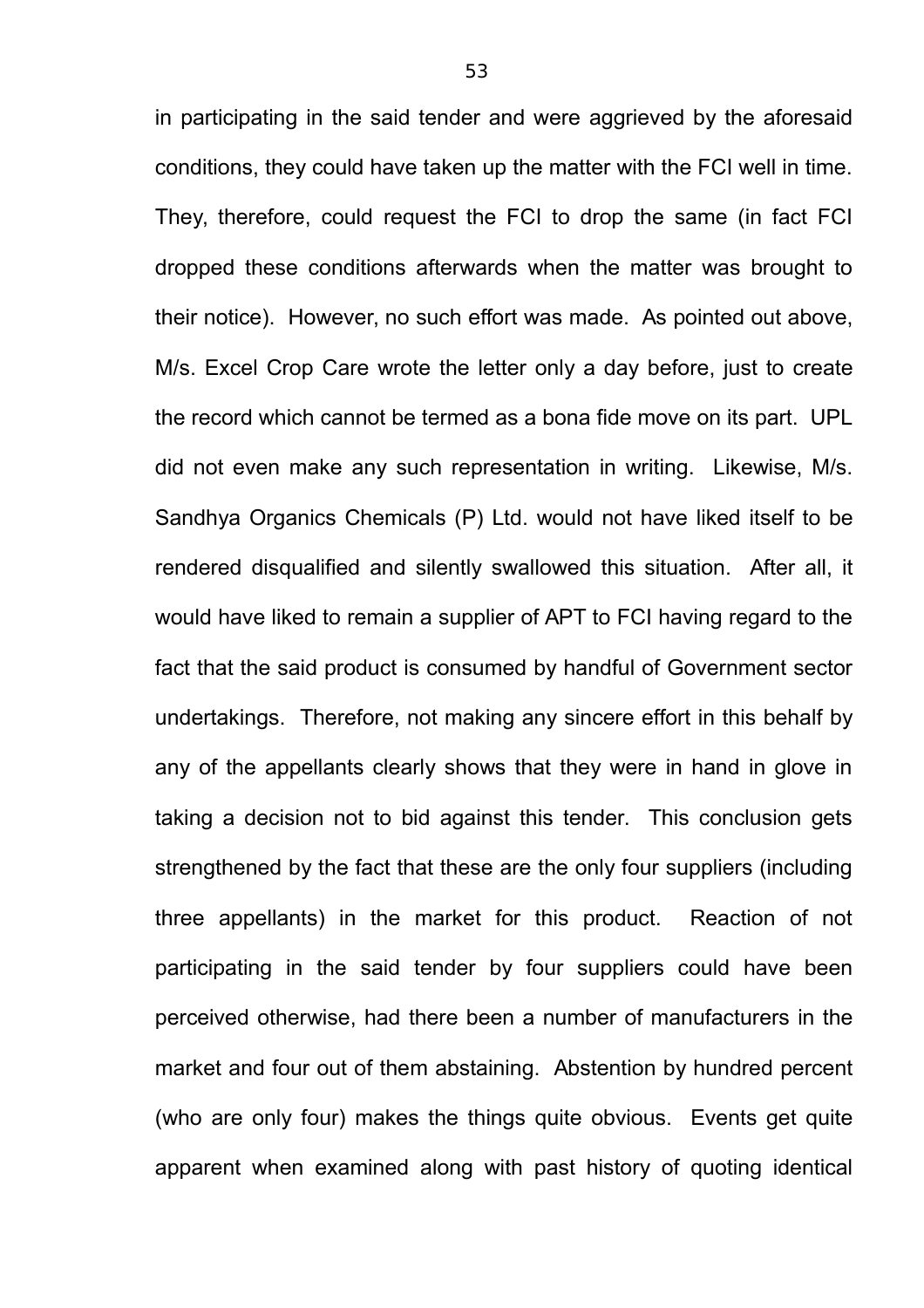in participating in the said tender and were aggrieved by the aforesaid conditions, they could have taken up the matter with the FCI well in time. They, therefore, could request the FCI to drop the same (in fact FCI dropped these conditions afterwards when the matter was brought to their notice). However, no such effort was made. As pointed out above, M/s. Excel Crop Care wrote the letter only a day before, just to create the record which cannot be termed as a bona fide move on its part. UPL did not even make any such representation in writing. Likewise, M/s. Sandhya Organics Chemicals (P) Ltd. would not have liked itself to be rendered disqualified and silently swallowed this situation. After all, it would have liked to remain a supplier of APT to FCI having regard to the fact that the said product is consumed by handful of Government sector undertakings. Therefore, not making any sincere effort in this behalf by any of the appellants clearly shows that they were in hand in glove in taking a decision not to bid against this tender. This conclusion gets strengthened by the fact that these are the only four suppliers (including three appellants) in the market for this product. Reaction of not participating in the said tender by four suppliers could have been perceived otherwise, had there been a number of manufacturers in the market and four out of them abstaining. Abstention by hundred percent (who are only four) makes the things quite obvious. Events get quite apparent when examined along with past history of quoting identical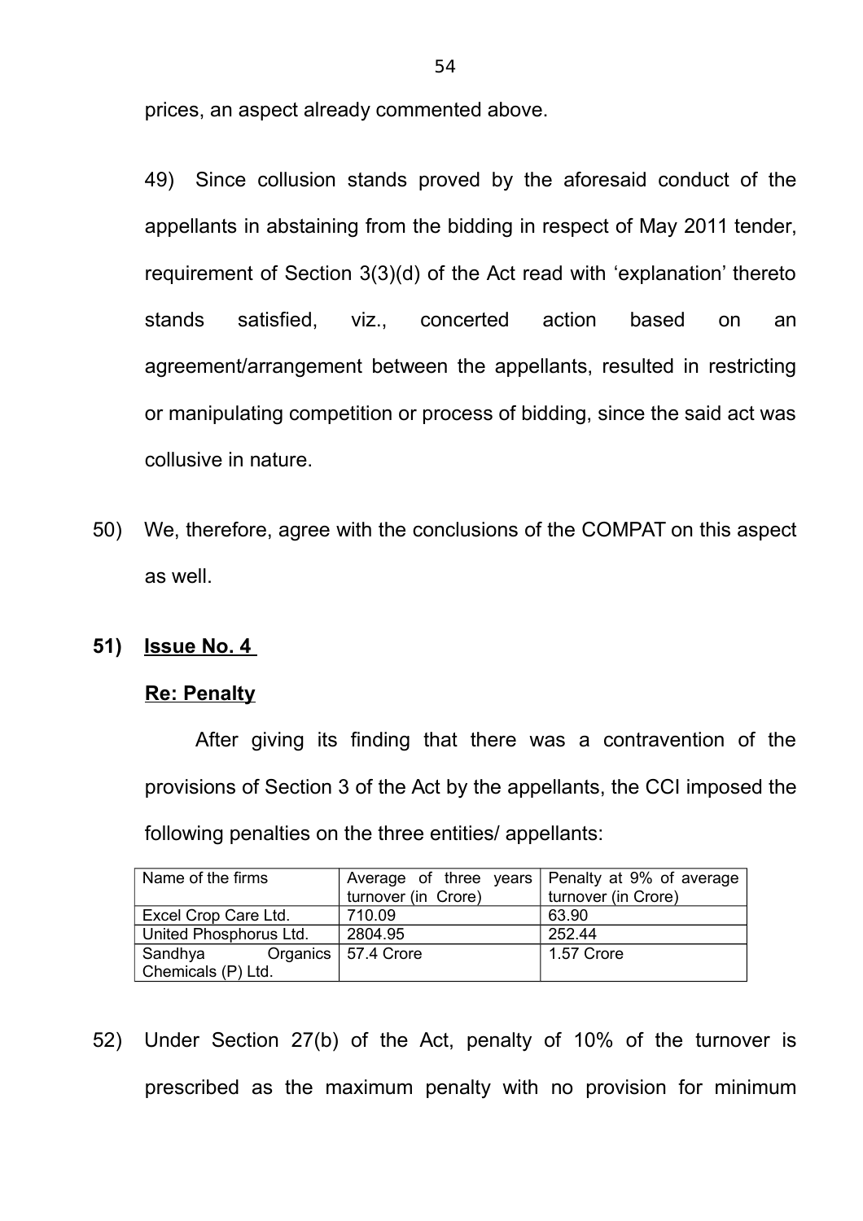prices, an aspect already commented above.

49) Since collusion stands proved by the aforesaid conduct of the appellants in abstaining from the bidding in respect of May 2011 tender, requirement of Section 3(3)(d) of the Act read with 'explanation' thereto stands satisfied, viz., concerted action based on an agreement/arrangement between the appellants, resulted in restricting or manipulating competition or process of bidding, since the said act was collusive in nature.

50) We, therefore, agree with the conclusions of the COMPAT on this aspect as well.

**51) <u>Issue No. 4</u>**

**<u>Re: Penalty</u>**

After giving its finding that there was a contravention of the provisions of Section 3 of the Act by the appellants, the CCI imposed the following penalties on the three entities/ appellants:

| Name of the firms | Average of three years turnover (in Crore) | Penalty at 9% of average turnover (in Crore) |
|---|---|---|
| Excel Crop Care Ltd. | 710.09 | 63.90 |
| United Phosphorus Ltd. | 2804.95 | 252.44 |
| Sandhya Organics Chemicals (P) Ltd. | 57.4 Crore | 1.57 Crore |

52) Under Section 27(b) of the Act, penalty of 10% of the turnover is prescribed as the maximum penalty with no provision for minimum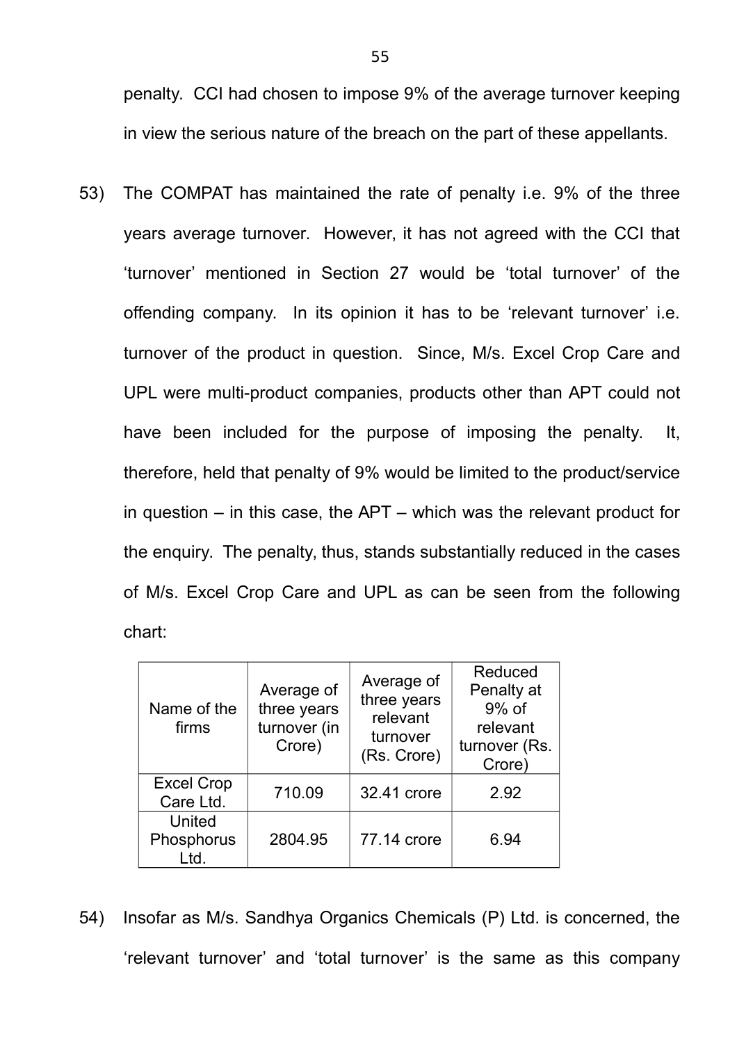penalty. CCI had chosen to impose 9% of the average turnover keeping in view the serious nature of the breach on the part of these appellants.

53) The COMPAT has maintained the rate of penalty i.e. 9% of the three years average turnover. However, it has not agreed with the CCI that 'turnover' mentioned in Section 27 would be 'total turnover' of the offending company. In its opinion it has to be 'relevant turnover' i.e. turnover of the product in question. Since, M/s. Excel Crop Care and UPL were multi-product companies, products other than APT could not have been included for the purpose of imposing the penalty. It, therefore, held that penalty of 9% would be limited to the product/service in question – in this case, the APT – which was the relevant product for the enquiry. The penalty, thus, stands substantially reduced in the cases of M/s. Excel Crop Care and UPL as can be seen from the following chart:

| Name of the firms | Average of three years turnover (in Crore) | Average of three years relevant turnover (Rs. Crore) | Reduced Penalty at 9% of relevant turnover (Rs. Crore) |
|---|---|---|---|
| Excel Crop Care Ltd. | 710.09 | 32.41 crore | 2.92 |
| United Phosphorus Ltd. | 2804.95 | 77.14 crore | 6.94 |

54) Insofar as M/s. Sandhya Organics Chemicals (P) Ltd. is concerned, the 'relevant turnover' and 'total turnover' is the same as this company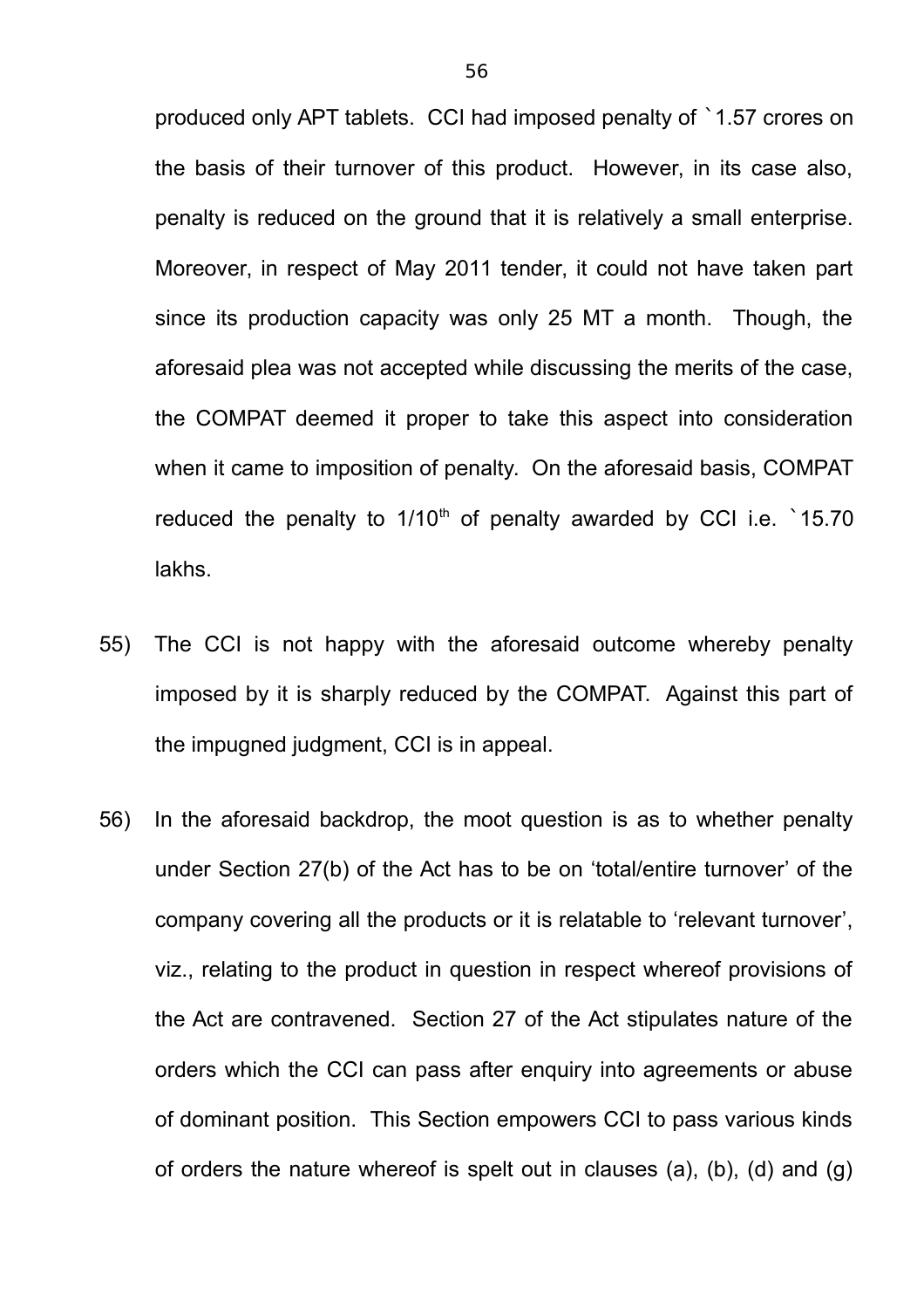produced only APT tablets. CCI had imposed penalty of `1.57 crores on the basis of their turnover of this product. However, in its case also, penalty is reduced on the ground that it is relatively a small enterprise. Moreover, in respect of May 2011 tender, it could not have taken part since its production capacity was only 25 MT a month. Though, the aforesaid plea was not accepted while discussing the merits of the case, the COMPAT deemed it proper to take this aspect into consideration when it came to imposition of penalty. On the aforesaid basis, COMPAT reduced the penalty to 1/10th of penalty awarded by CCI i.e. `15.70 lakhs.

55) The CCI is not happy with the aforesaid outcome whereby penalty imposed by it is sharply reduced by the COMPAT. Against this part of the impugned judgment, CCI is in appeal.

56) In the aforesaid backdrop, the moot question is as to whether penalty under Section 27(b) of the Act has to be on 'total/entire turnover' of the company covering all the products or it is relatable to 'relevant turnover', viz., relating to the product in question in respect whereof provisions of the Act are contravened. Section 27 of the Act stipulates nature of the orders which the CCI can pass after enquiry into agreements or abuse of dominant position. This Section empowers CCI to pass various kinds of orders the nature whereof is spelt out in clauses (a), (b), (d) and (g)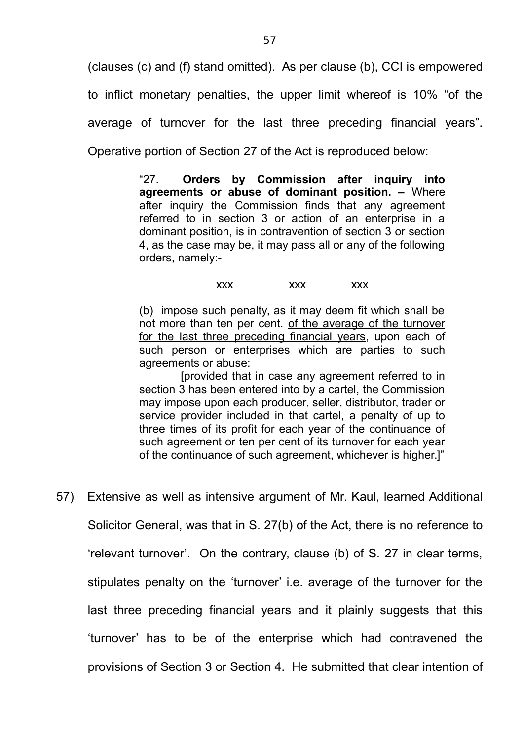(clauses (c) and (f) stand omitted). As per clause (b), CCI is empowered to inflict monetary penalties, the upper limit whereof is 10% "of the average of turnover for the last three preceding financial years". Operative portion of Section 27 of the Act is reproduced below:

> "27. **Orders by Commission after inquiry into agreements or abuse of dominant position. –** Where after inquiry the Commission finds that any agreement referred to in section 3 or action of an enterprise in a dominant position, is in contravention of section 3 or section 4, as the case may be, it may pass all or any of the following orders, namely:-
>
> xxx xxx xxx
>
> (b) impose such penalty, as it may deem fit which shall be not more than ten per cent. <u>of the average of the turnover for the last three preceding financial years</u>, upon each of such person or enterprises which are parties to such agreements or abuse:
>
> [provided that in case any agreement referred to in section 3 has been entered into by a cartel, the Commission may impose upon each producer, seller, distributor, trader or service provider included in that cartel, a penalty of up to three times of its profit for each year of the continuance of such agreement or ten per cent of its turnover for each year of the continuance of such agreement, whichever is higher.]"

57) Extensive as well as intensive argument of Mr. Kaul, learned Additional Solicitor General, was that in S. 27(b) of the Act, there is no reference to 'relevant turnover'. On the contrary, clause (b) of S. 27 in clear terms, stipulates penalty on the 'turnover' i.e. average of the turnover for the last three preceding financial years and it plainly suggests that this 'turnover' has to be of the enterprise which had contravened the provisions of Section 3 or Section 4. He submitted that clear intention of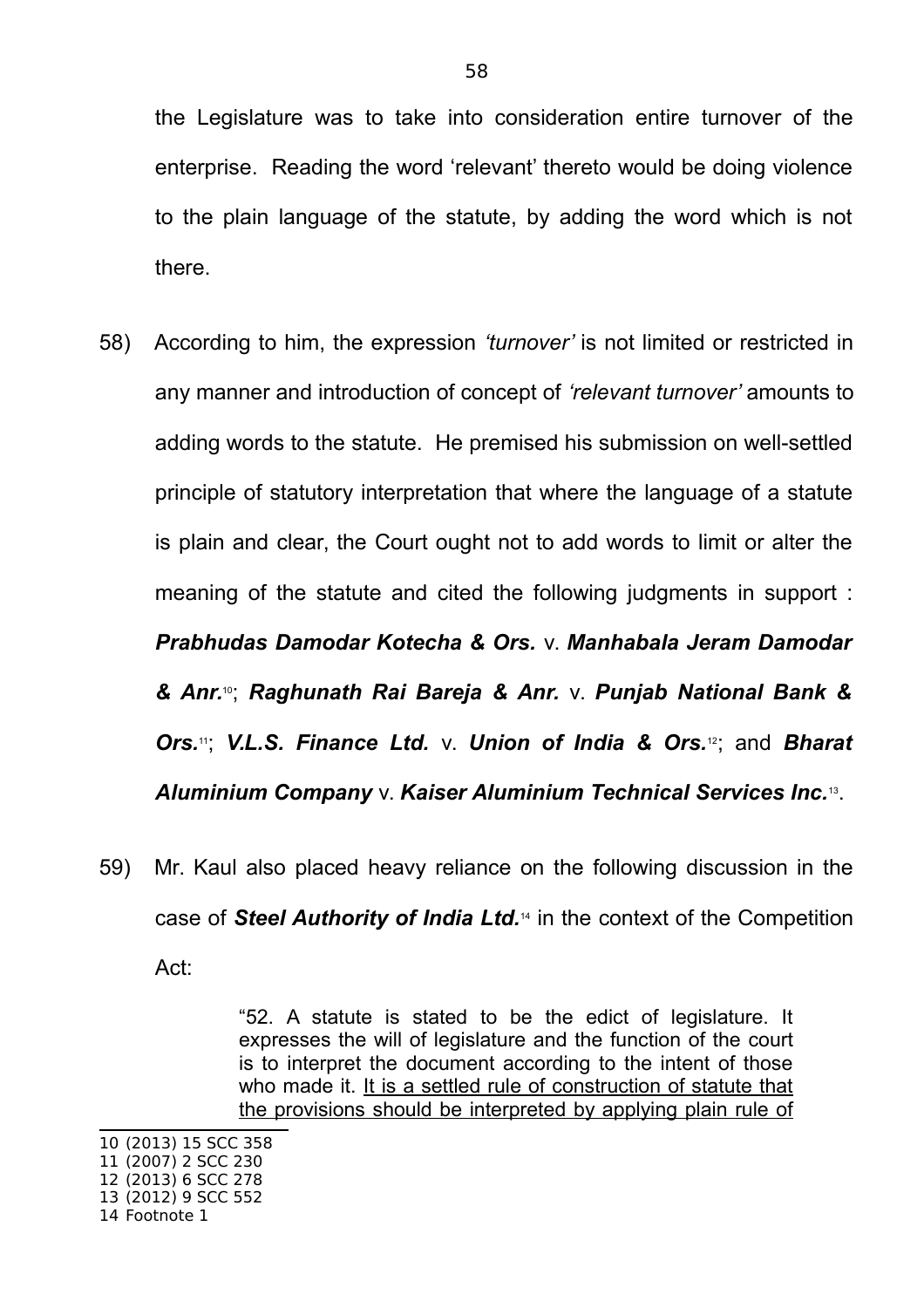the Legislature was to take into consideration entire turnover of the enterprise. Reading the word 'relevant' thereto would be doing violence to the plain language of the statute, by adding the word which is not there.

58) According to him, the expression *'turnover'* is not limited or restricted in any manner and introduction of concept of *'relevant turnover'* amounts to adding words to the statute. He premised his submission on well-settled principle of statutory interpretation that where the language of a statute is plain and clear, the Court ought not to add words to limit or alter the meaning of the statute and cited the following judgments in support : ***Prabhudas Damodar Kotecha & Ors.*** v. ***Manhabala Jeram Damodar & Anr.***[10]; ***Raghunath Rai Bareja & Anr.*** v. ***Punjab National Bank & Ors.***[11]; ***V.L.S. Finance Ltd.*** v. ***Union of India & Ors.***[12]; and ***Bharat Aluminium Company*** v. ***Kaiser Aluminium Technical Services Inc.***[13].

59) Mr. Kaul also placed heavy reliance on the following discussion in the case of ***Steel Authority of India Ltd.***[14] in the context of the Competition Act:

> "52. A statute is stated to be the edict of legislature. It expresses the will of legislature and the function of the court is to interpret the document according to the intent of those who made it. <u>It is a settled rule of construction of statute that the provisions should be interpreted by applying plain rule of</u>

---

10 (2013) 15 SCC 358
11 (2007) 2 SCC 230
12 (2013) 6 SCC 278
13 (2012) 9 SCC 552
14 Footnote 1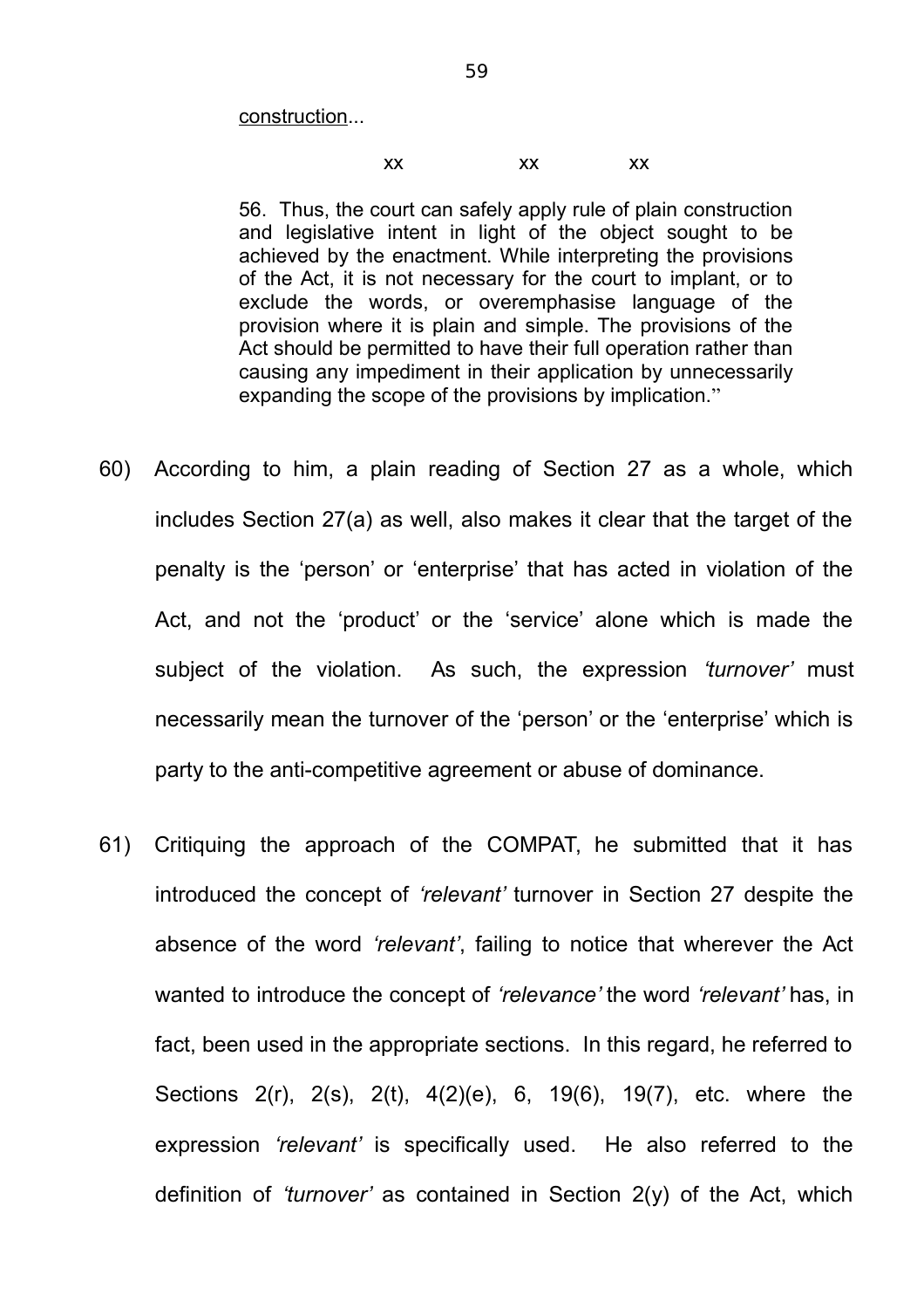construction...

xx xx xx

> 56. Thus, the court can safely apply rule of plain construction and legislative intent in light of the object sought to be achieved by the enactment. While interpreting the provisions of the Act, it is not necessary for the court to implant, or to exclude the words, or overemphasise language of the provision where it is plain and simple. The provisions of the Act should be permitted to have their full operation rather than causing any impediment in their application by unnecessarily expanding the scope of the provisions by implication."

60) According to him, a plain reading of Section 27 as a whole, which includes Section 27(a) as well, also makes it clear that the target of the penalty is the 'person' or 'enterprise' that has acted in violation of the Act, and not the 'product' or the 'service' alone which is made the subject of the violation. As such, the expression *'turnover'* must necessarily mean the turnover of the 'person' or the 'enterprise' which is party to the anti-competitive agreement or abuse of dominance.

61) Critiquing the approach of the COMPAT, he submitted that it has introduced the concept of *'relevant'* turnover in Section 27 despite the absence of the word *'relevant'*, failing to notice that wherever the Act wanted to introduce the concept of *'relevance'* the word *'relevant'* has, in fact, been used in the appropriate sections. In this regard, he referred to Sections 2(r), 2(s), 2(t), 4(2)(e), 6, 19(6), 19(7), etc. where the expression *'relevant'* is specifically used. He also referred to the definition of *'turnover'* as contained in Section 2(y) of the Act, which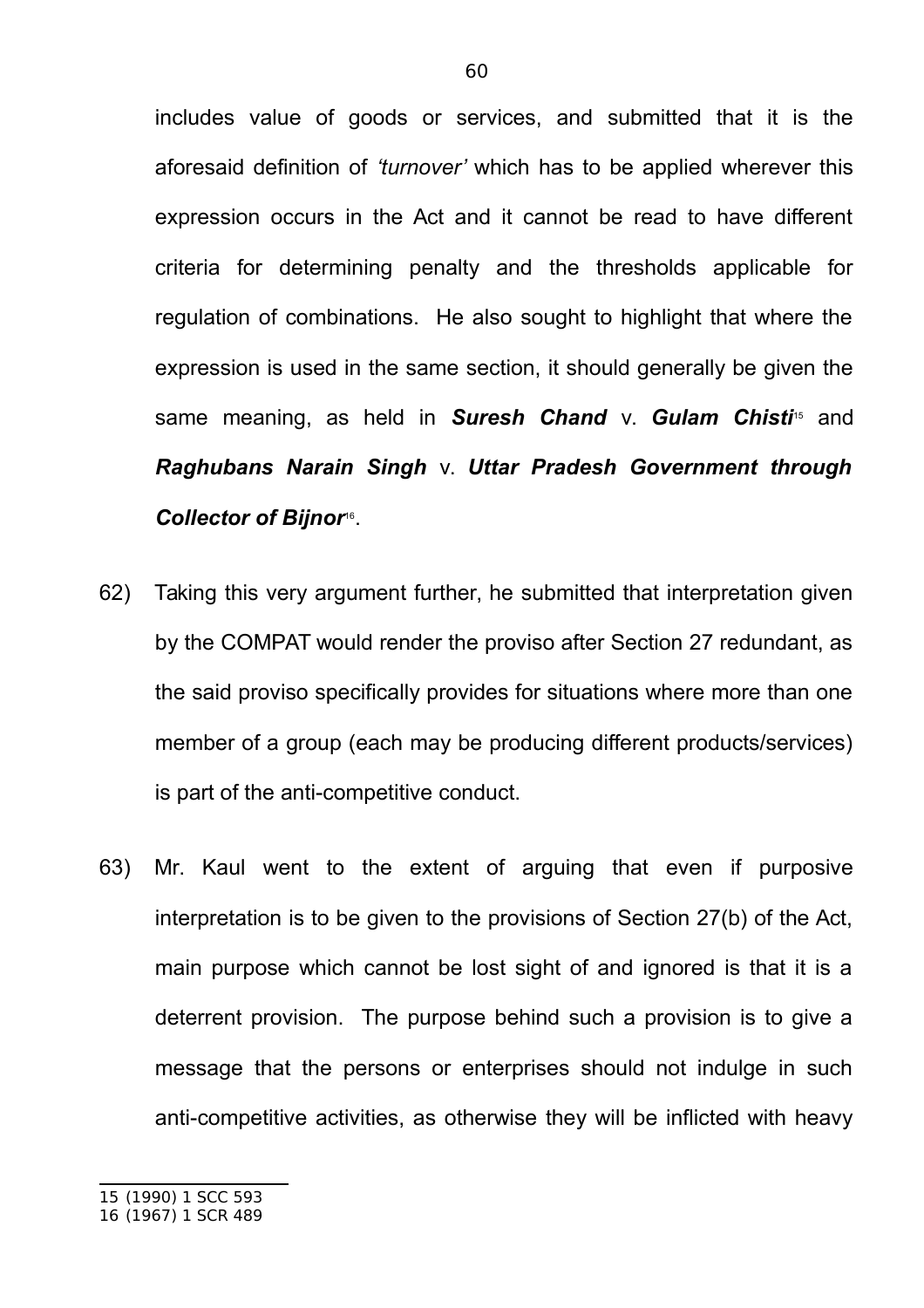includes value of goods or services, and submitted that it is the aforesaid definition of *'turnover'* which has to be applied wherever this expression occurs in the Act and it cannot be read to have different criteria for determining penalty and the thresholds applicable for regulation of combinations. He also sought to highlight that where the expression is used in the same section, it should generally be given the same meaning, as held in ***Suresh Chand*** v. ***Gulam Chisti***[15] and ***Raghubans Narain Singh*** v. ***Uttar Pradesh Government through Collector of Bijnor***[16].

62) Taking this very argument further, he submitted that interpretation given by the COMPAT would render the proviso after Section 27 redundant, as the said proviso specifically provides for situations where more than one member of a group (each may be producing different products/services) is part of the anti-competitive conduct.

63) Mr. Kaul went to the extent of arguing that even if purposive interpretation is to be given to the provisions of Section 27(b) of the Act, main purpose which cannot be lost sight of and ignored is that it is a deterrent provision. The purpose behind such a provision is to give a message that the persons or enterprises should not indulge in such anti-competitive activities, as otherwise they will be inflicted with heavy

---

15 (1990) 1 SCC 593

16 (1967) 1 SCR 489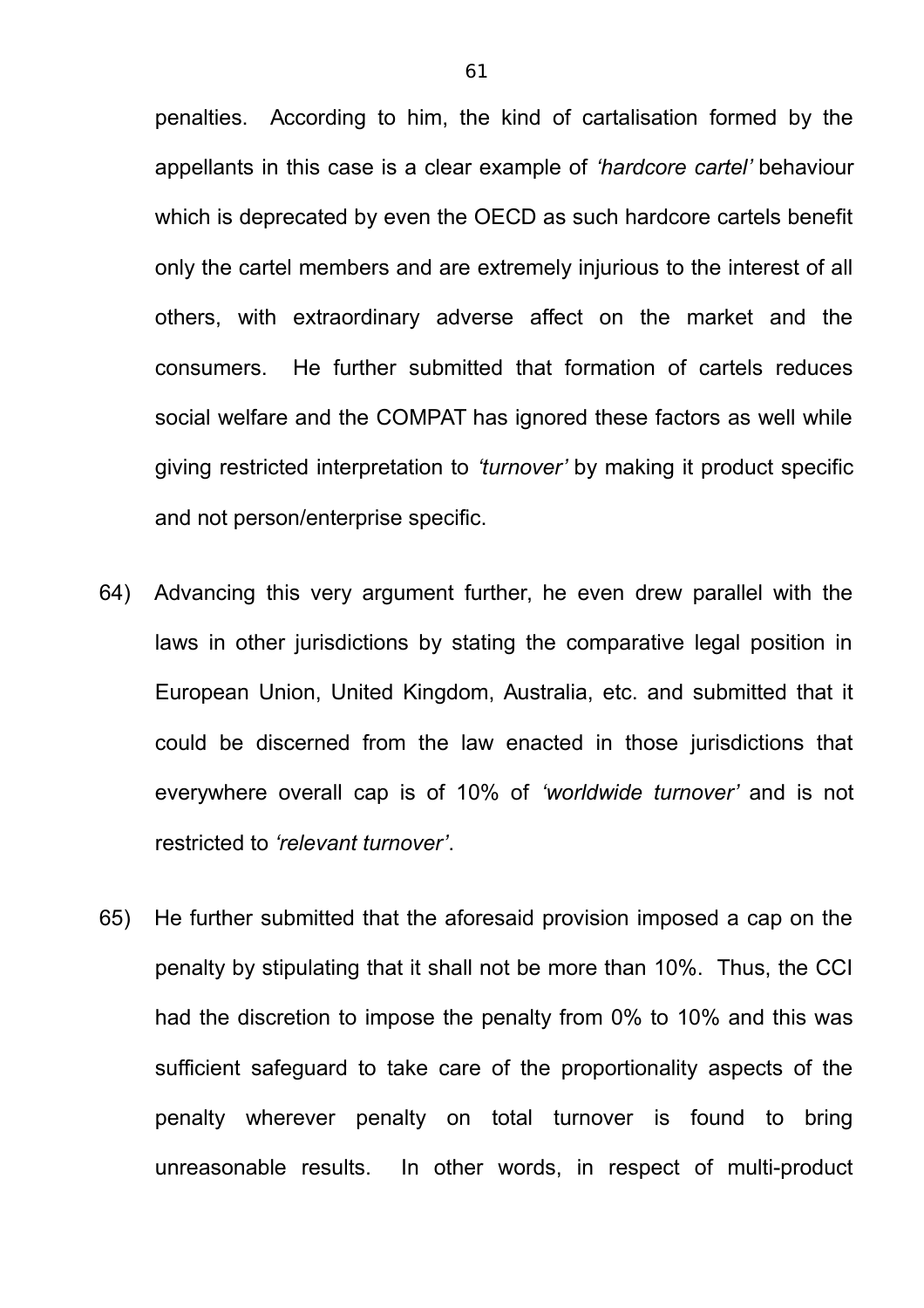penalties. According to him, the kind of cartalisation formed by the appellants in this case is a clear example of *'hardcore cartel'* behaviour which is deprecated by even the OECD as such hardcore cartels benefit only the cartel members and are extremely injurious to the interest of all others, with extraordinary adverse affect on the market and the consumers. He further submitted that formation of cartels reduces social welfare and the COMPAT has ignored these factors as well while giving restricted interpretation to *'turnover'* by making it product specific and not person/enterprise specific.

64) Advancing this very argument further, he even drew parallel with the laws in other jurisdictions by stating the comparative legal position in European Union, United Kingdom, Australia, etc. and submitted that it could be discerned from the law enacted in those jurisdictions that everywhere overall cap is of 10% of *'worldwide turnover'* and is not restricted to *'relevant turnover'*.

65) He further submitted that the aforesaid provision imposed a cap on the penalty by stipulating that it shall not be more than 10%. Thus, the CCI had the discretion to impose the penalty from 0% to 10% and this was sufficient safeguard to take care of the proportionality aspects of the penalty wherever penalty on total turnover is found to bring unreasonable results. In other words, in respect of multi-product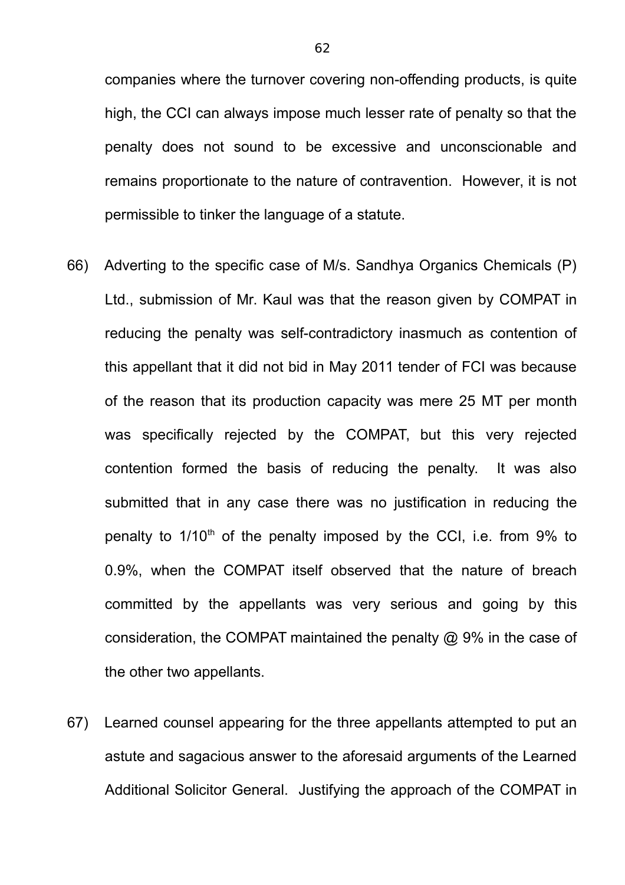companies where the turnover covering non-offending products, is quite high, the CCI can always impose much lesser rate of penalty so that the penalty does not sound to be excessive and unconscionable and remains proportionate to the nature of contravention. However, it is not permissible to tinker the language of a statute.

66) Adverting to the specific case of M/s. Sandhya Organics Chemicals (P) Ltd., submission of Mr. Kaul was that the reason given by COMPAT in reducing the penalty was self-contradictory inasmuch as contention of this appellant that it did not bid in May 2011 tender of FCI was because of the reason that its production capacity was mere 25 MT per month was specifically rejected by the COMPAT, but this very rejected contention formed the basis of reducing the penalty. It was also submitted that in any case there was no justification in reducing the penalty to 1/10th of the penalty imposed by the CCI, i.e. from 9% to 0.9%, when the COMPAT itself observed that the nature of breach committed by the appellants was very serious and going by this consideration, the COMPAT maintained the penalty @ 9% in the case of the other two appellants.

67) Learned counsel appearing for the three appellants attempted to put an astute and sagacious answer to the aforesaid arguments of the Learned Additional Solicitor General. Justifying the approach of the COMPAT in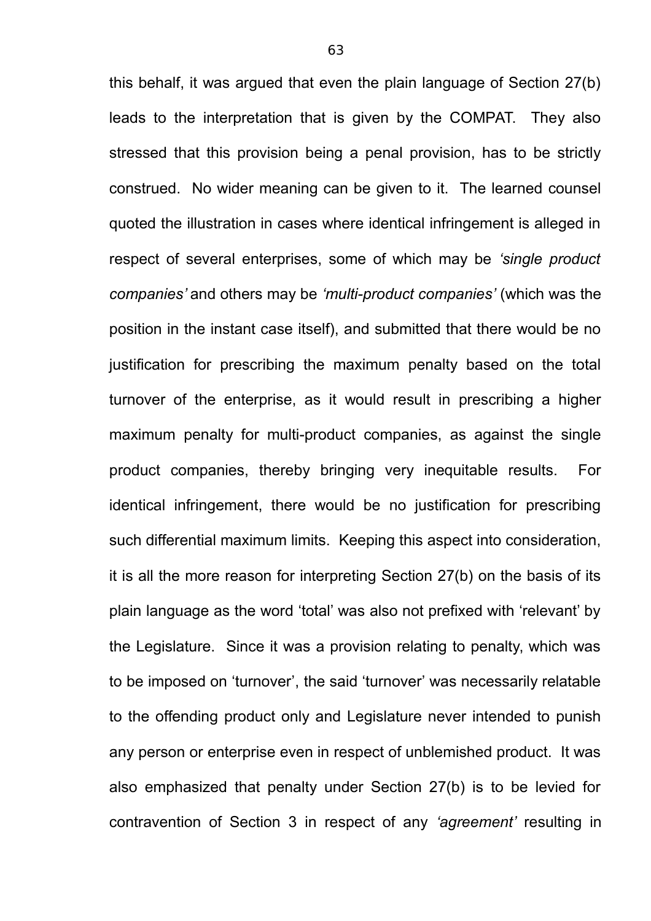this behalf, it was argued that even the plain language of Section 27(b) leads to the interpretation that is given by the COMPAT. They also stressed that this provision being a penal provision, has to be strictly construed. No wider meaning can be given to it. The learned counsel quoted the illustration in cases where identical infringement is alleged in respect of several enterprises, some of which may be *'single product companies'* and others may be *'multi-product companies'* (which was the position in the instant case itself), and submitted that there would be no justification for prescribing the maximum penalty based on the total turnover of the enterprise, as it would result in prescribing a higher maximum penalty for multi-product companies, as against the single product companies, thereby bringing very inequitable results. For identical infringement, there would be no justification for prescribing such differential maximum limits. Keeping this aspect into consideration, it is all the more reason for interpreting Section 27(b) on the basis of its plain language as the word 'total' was also not prefixed with 'relevant' by the Legislature. Since it was a provision relating to penalty, which was to be imposed on 'turnover', the said 'turnover' was necessarily relatable to the offending product only and Legislature never intended to punish any person or enterprise even in respect of unblemished product. It was also emphasized that penalty under Section 27(b) is to be levied for contravention of Section 3 in respect of any *'agreement'* resulting in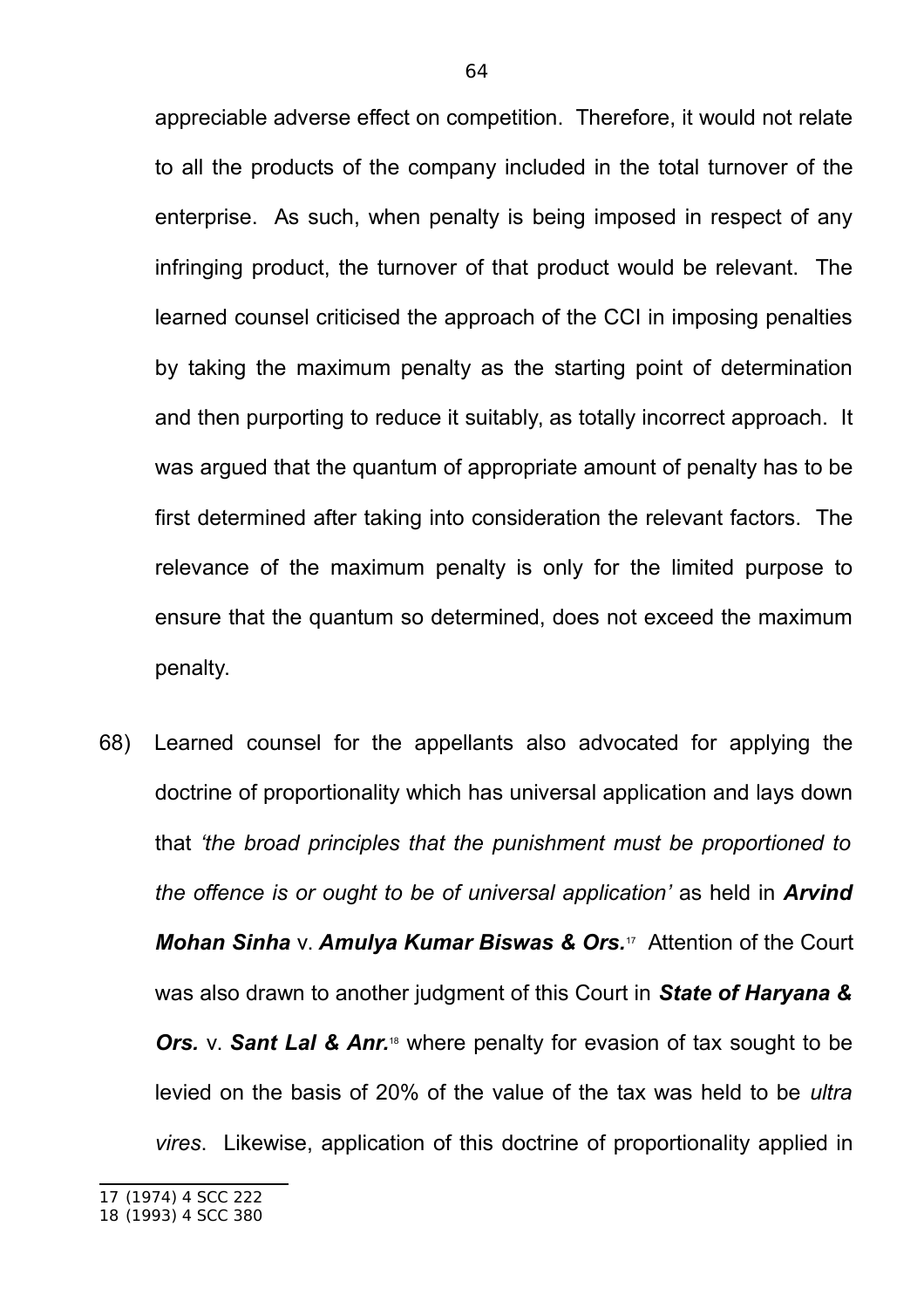appreciable adverse effect on competition. Therefore, it would not relate to all the products of the company included in the total turnover of the enterprise. As such, when penalty is being imposed in respect of any infringing product, the turnover of that product would be relevant. The learned counsel criticised the approach of the CCI in imposing penalties by taking the maximum penalty as the starting point of determination and then purporting to reduce it suitably, as totally incorrect approach. It was argued that the quantum of appropriate amount of penalty has to be first determined after taking into consideration the relevant factors. The relevance of the maximum penalty is only for the limited purpose to ensure that the quantum so determined, does not exceed the maximum penalty.

68) Learned counsel for the appellants also advocated for applying the doctrine of proportionality which has universal application and lays down that *'the broad principles that the punishment must be proportioned to the offence is or ought to be of universal application'* as held in ***Arvind Mohan Sinha*** v. ***Amulya Kumar Biswas & Ors.***[17] Attention of the Court was also drawn to another judgment of this Court in ***State of Haryana & Ors.*** v. ***Sant Lal & Anr.***[18] where penalty for evasion of tax sought to be levied on the basis of 20% of the value of the tax was held to be *ultra vires*. Likewise, application of this doctrine of proportionality applied in

17 (1974) 4 SCC 222
18 (1993) 4 SCC 380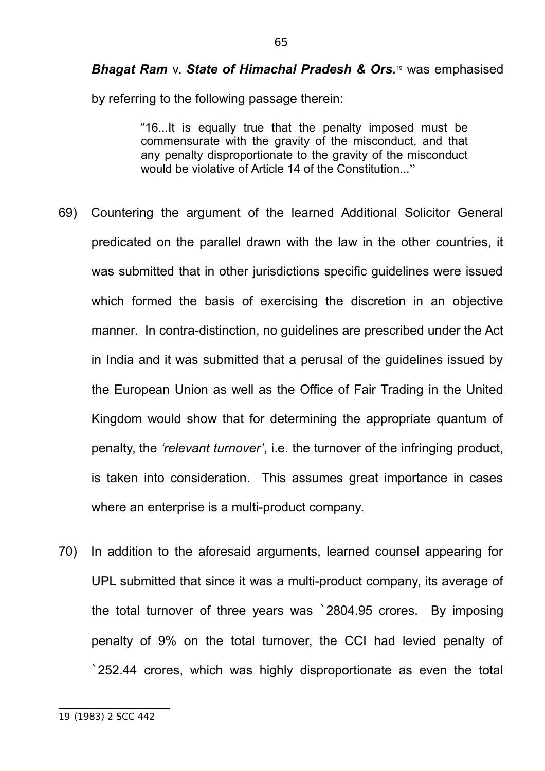***Bhagat Ram*** v. ***State of Himachal Pradesh & Ors.***[19] was emphasised by referring to the following passage therein:

> "16...It is equally true that the penalty imposed must be commensurate with the gravity of the misconduct, and that any penalty disproportionate to the gravity of the misconduct would be violative of Article 14 of the Constitution..."

69) Countering the argument of the learned Additional Solicitor General predicated on the parallel drawn with the law in the other countries, it was submitted that in other jurisdictions specific guidelines were issued which formed the basis of exercising the discretion in an objective manner. In contra-distinction, no guidelines are prescribed under the Act in India and it was submitted that a perusal of the guidelines issued by the European Union as well as the Office of Fair Trading in the United Kingdom would show that for determining the appropriate quantum of penalty, the *'relevant turnover'*, i.e. the turnover of the infringing product, is taken into consideration. This assumes great importance in cases where an enterprise is a multi-product company.

70) In addition to the aforesaid arguments, learned counsel appearing for UPL submitted that since it was a multi-product company, its average of the total turnover of three years was `2804.95 crores. By imposing penalty of 9% on the total turnover, the CCI had levied penalty of `252.44 crores, which was highly disproportionate as even the total

19 (1983) 2 SCC 442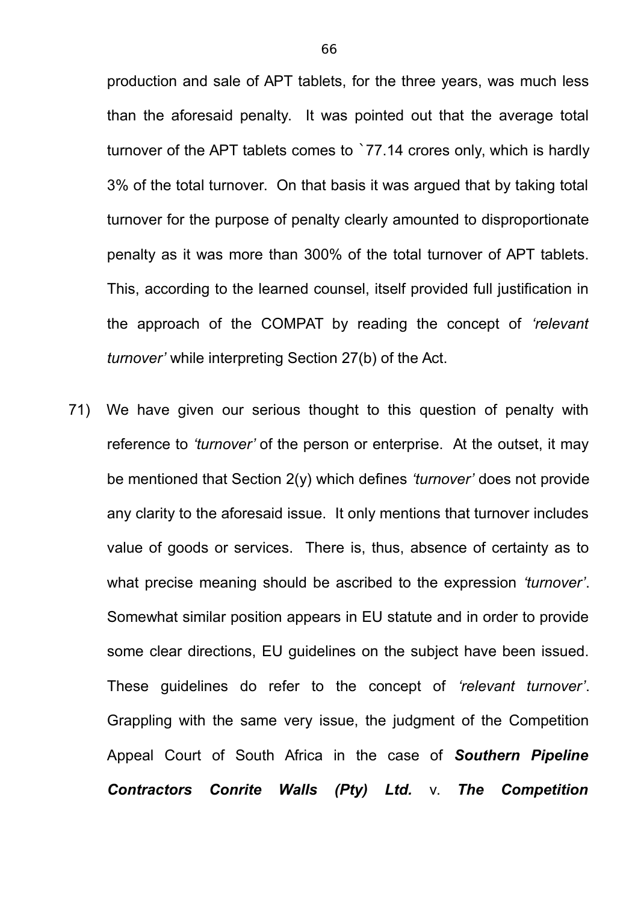production and sale of APT tablets, for the three years, was much less than the aforesaid penalty. It was pointed out that the average total turnover of the APT tablets comes to `77.14 crores only, which is hardly 3% of the total turnover. On that basis it was argued that by taking total turnover for the purpose of penalty clearly amounted to disproportionate penalty as it was more than 300% of the total turnover of APT tablets. This, according to the learned counsel, itself provided full justification in the approach of the COMPAT by reading the concept of *'relevant turnover'* while interpreting Section 27(b) of the Act.

71) We have given our serious thought to this question of penalty with reference to *'turnover'* of the person or enterprise. At the outset, it may be mentioned that Section 2(y) which defines *'turnover'* does not provide any clarity to the aforesaid issue. It only mentions that turnover includes value of goods or services. There is, thus, absence of certainty as to what precise meaning should be ascribed to the expression *'turnover'*. Somewhat similar position appears in EU statute and in order to provide some clear directions, EU guidelines on the subject have been issued. These guidelines do refer to the concept of *'relevant turnover'*. Grappling with the same very issue, the judgment of the Competition Appeal Court of South Africa in the case of ***Southern Pipeline Contractors Conrite Walls (Pty) Ltd.*** v. ***The Competition***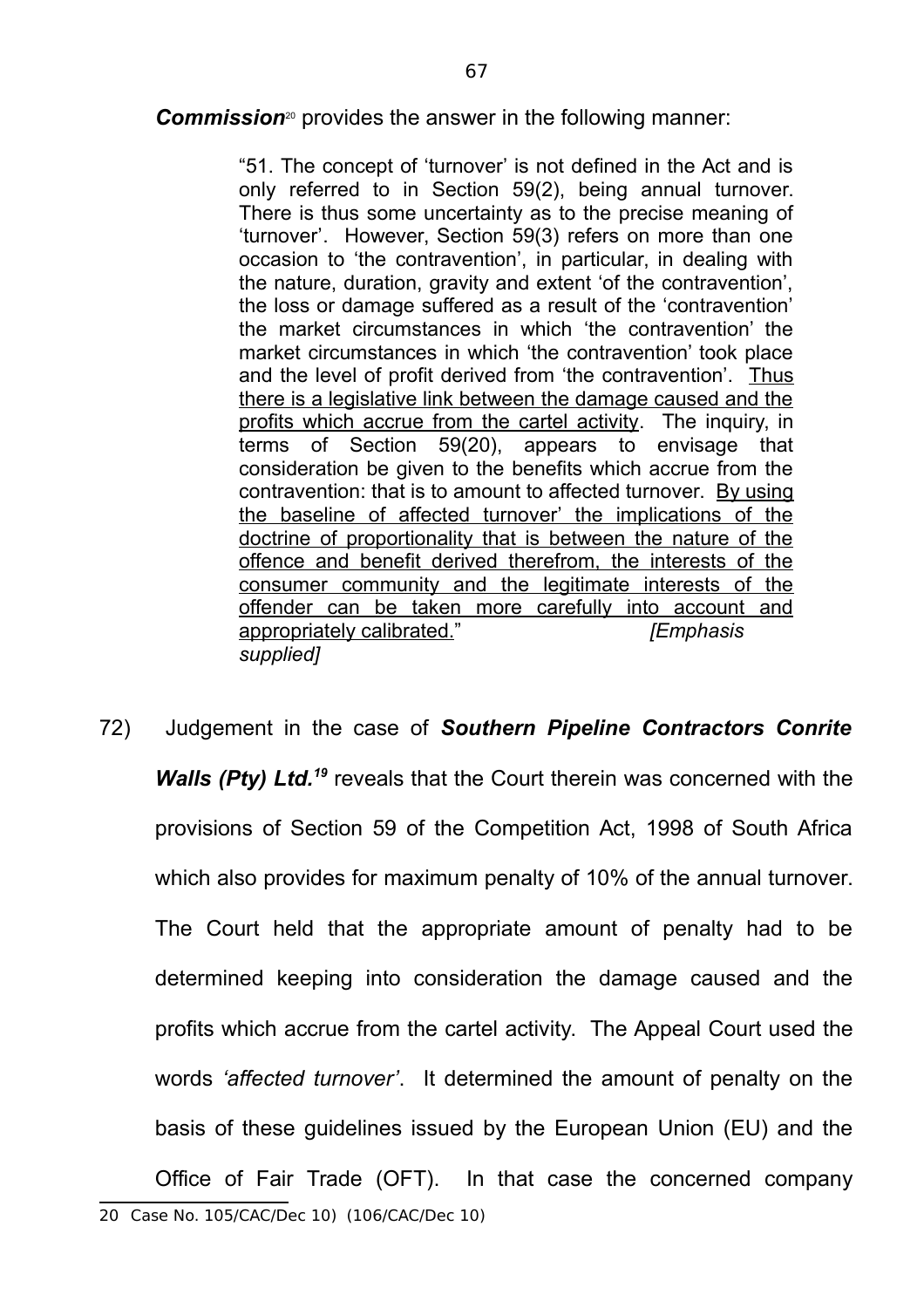***Commission***[20] provides the answer in the following manner:

> "51. The concept of 'turnover' is not defined in the Act and is only referred to in Section 59(2), being annual turnover. There is thus some uncertainty as to the precise meaning of 'turnover'. However, Section 59(3) refers on more than one occasion to 'the contravention', in particular, in dealing with the nature, duration, gravity and extent 'of the contravention', the loss or damage suffered as a result of the 'contravention' the market circumstances in which 'the contravention' the market circumstances in which 'the contravention' took place and the level of profit derived from 'the contravention'. <u>Thus there is a legislative link between the damage caused and the profits which accrue from the cartel activity</u>. The inquiry, in terms of Section 59(20), appears to envisage that consideration be given to the benefits which accrue from the contravention: that is to amount to affected turnover. <u>By using the baseline of affected turnover' the implications of the doctrine of proportionality that is between the nature of the offence and benefit derived therefrom, the interests of the consumer community and the legitimate interests of the offender can be taken more carefully into account and appropriately calibrated.</u>" *[Emphasis supplied]*

72) Judgement in the case of ***Southern Pipeline Contractors Conrite Walls (Pty) Ltd.***[19] reveals that the Court therein was concerned with the provisions of Section 59 of the Competition Act, 1998 of South Africa which also provides for maximum penalty of 10% of the annual turnover. The Court held that the appropriate amount of penalty had to be determined keeping into consideration the damage caused and the profits which accrue from the cartel activity. The Appeal Court used the words *'affected turnover'*. It determined the amount of penalty on the basis of these guidelines issued by the European Union (EU) and the Office of Fair Trade (OFT). In that case the concerned company

20 Case No. 105/CAC/Dec 10) (106/CAC/Dec 10)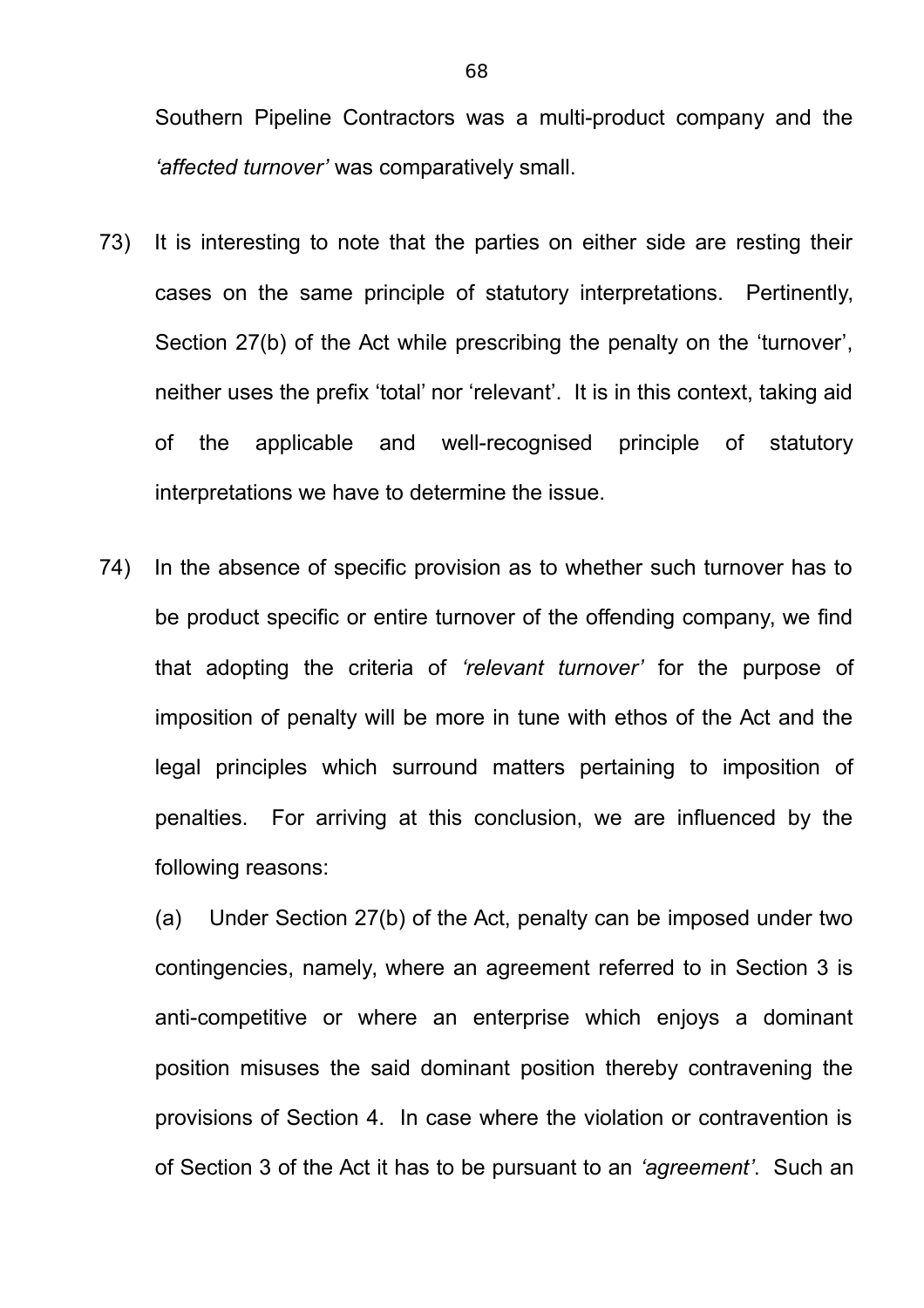Southern Pipeline Contractors was a multi-product company and the *'affected turnover'* was comparatively small.

73) It is interesting to note that the parties on either side are resting their cases on the same principle of statutory interpretations. Pertinently, Section 27(b) of the Act while prescribing the penalty on the 'turnover', neither uses the prefix 'total' nor 'relevant'. It is in this context, taking aid of the applicable and well-recognised principle of statutory interpretations we have to determine the issue.

74) In the absence of specific provision as to whether such turnover has to be product specific or entire turnover of the offending company, we find that adopting the criteria of *'relevant turnover'* for the purpose of imposition of penalty will be more in tune with ethos of the Act and the legal principles which surround matters pertaining to imposition of penalties. For arriving at this conclusion, we are influenced by the following reasons:

(a) Under Section 27(b) of the Act, penalty can be imposed under two contingencies, namely, where an agreement referred to in Section 3 is anti-competitive or where an enterprise which enjoys a dominant position misuses the said dominant position thereby contravening the provisions of Section 4. In case where the violation or contravention is of Section 3 of the Act it has to be pursuant to an *'agreement'*. Such an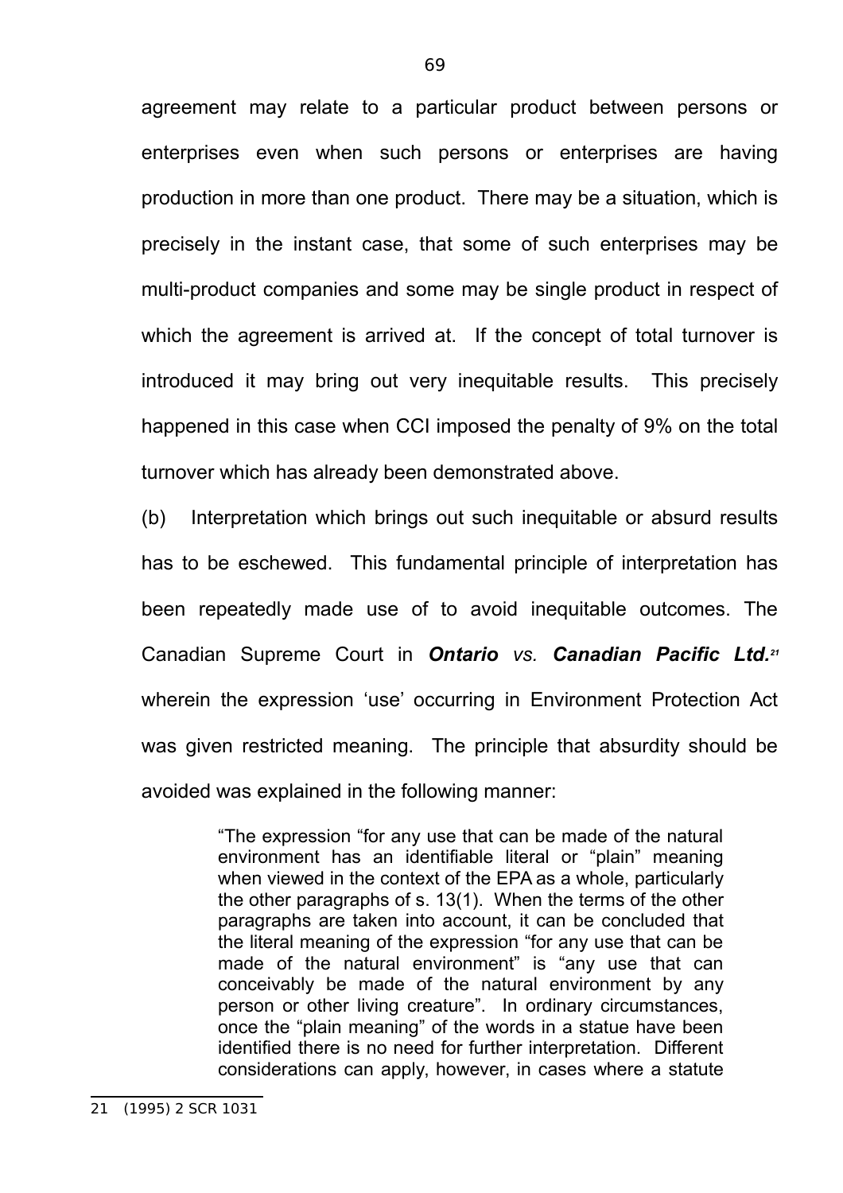agreement may relate to a particular product between persons or enterprises even when such persons or enterprises are having production in more than one product. There may be a situation, which is precisely in the instant case, that some of such enterprises may be multi-product companies and some may be single product in respect of which the agreement is arrived at. If the concept of total turnover is introduced it may bring out very inequitable results. This precisely happened in this case when CCI imposed the penalty of 9% on the total turnover which has already been demonstrated above.

(b) Interpretation which brings out such inequitable or absurd results has to be eschewed. This fundamental principle of interpretation has been repeatedly made use of to avoid inequitable outcomes. The Canadian Supreme Court in ***Ontario** vs. **Canadian Pacific Ltd.***[21] wherein the expression 'use' occurring in Environment Protection Act was given restricted meaning. The principle that absurdity should be avoided was explained in the following manner:

> "The expression "for any use that can be made of the natural environment has an identifiable literal or "plain" meaning when viewed in the context of the EPA as a whole, particularly the other paragraphs of s. 13(1). When the terms of the other paragraphs are taken into account, it can be concluded that the literal meaning of the expression "for any use that can be made of the natural environment" is "any use that can conceivably be made of the natural environment by any person or other living creature". In ordinary circumstances, once the "plain meaning" of the words in a statue have been identified there is no need for further interpretation. Different considerations can apply, however, in cases where a statute

---

21 (1995) 2 SCR 1031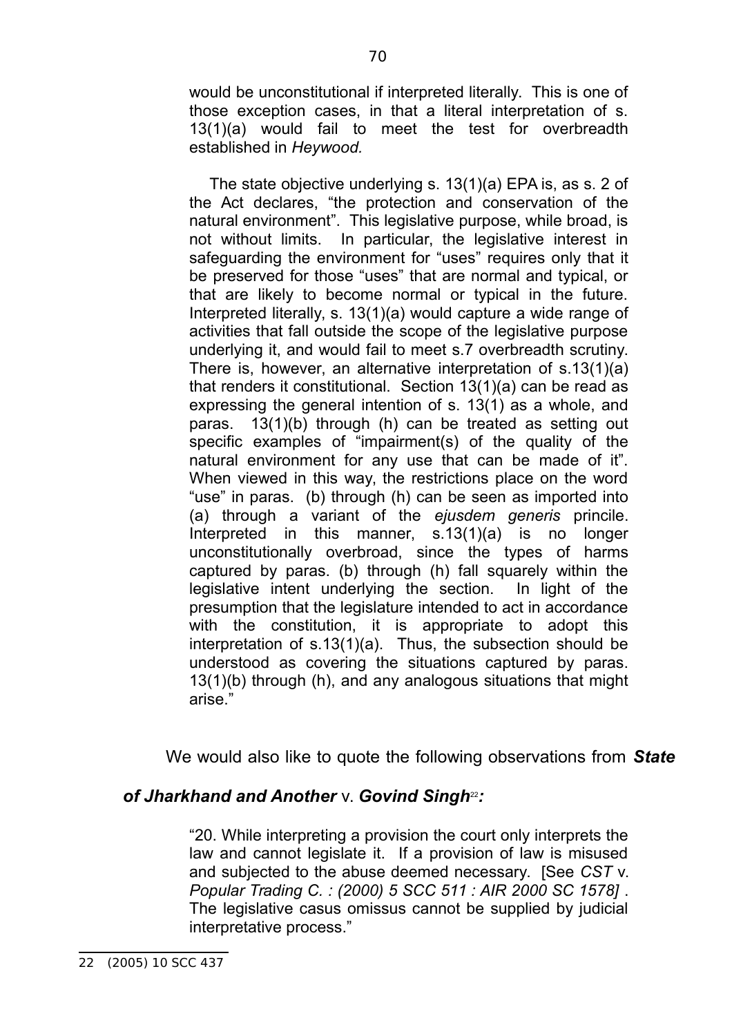would be unconstitutional if interpreted literally. This is one of those exception cases, in that a literal interpretation of s. 13(1)(a) would fail to meet the test for overbreadth established in *Heywood.*

> The state objective underlying s. 13(1)(a) EPA is, as s. 2 of the Act declares, "the protection and conservation of the natural environment". This legislative purpose, while broad, is not without limits. In particular, the legislative interest in safeguarding the environment for "uses" requires only that it be preserved for those "uses" that are normal and typical, or that are likely to become normal or typical in the future. Interpreted literally, s. 13(1)(a) would capture a wide range of activities that fall outside the scope of the legislative purpose underlying it, and would fail to meet s.7 overbreadth scrutiny. There is, however, an alternative interpretation of s.13(1)(a) that renders it constitutional. Section 13(1)(a) can be read as expressing the general intention of s. 13(1) as a whole, and paras. 13(1)(b) through (h) can be treated as setting out specific examples of "impairment(s) of the quality of the natural environment for any use that can be made of it". When viewed in this way, the restrictions place on the word "use" in paras. (b) through (h) can be seen as imported into (a) through a variant of the *ejusdem generis* princile. Interpreted in this manner, s.13(1)(a) is no longer unconstitutionally overbroad, since the types of harms captured by paras. (b) through (h) fall squarely within the legislative intent underlying the section. In light of the presumption that the legislature intended to act in accordance with the constitution, it is appropriate to adopt this interpretation of s.13(1)(a). Thus, the subsection should be understood as covering the situations captured by paras. 13(1)(b) through (h), and any analogous situations that might arise."

We would also like to quote the following observations from ***State of Jharkhand and Another*** v. ***Govind Singh***[22]***:***

> "20. While interpreting a provision the court only interprets the law and cannot legislate it. If a provision of law is misused and subjected to the abuse deemed necessary. [See *CST* v. *Popular Trading C. : (2000) 5 SCC 511 : AIR 2000 SC 1578]* . The legislative casus omissus cannot be supplied by judicial interpretative process."

---

22 (2005) 10 SCC 437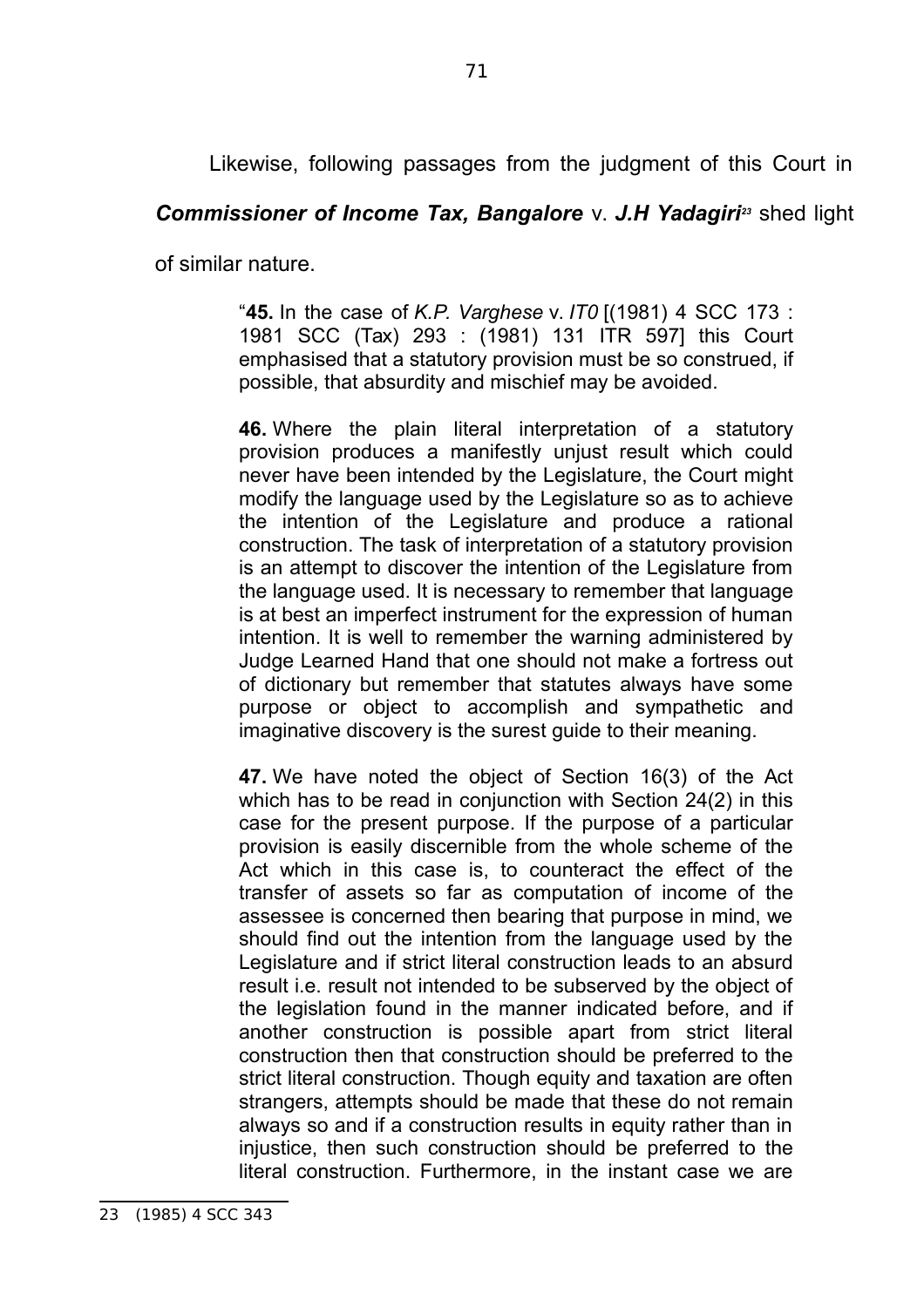Likewise, following passages from the judgment of this Court in ***Commissioner of Income Tax, Bangalore*** v. ***J.H Yadagiri***[23] shed light of similar nature.

> "**45.** In the case of *K.P. Varghese* v. *IT0* [(1981) 4 SCC 173 : 1981 SCC (Tax) 293 : (1981) 131 ITR 597] this Court emphasised that a statutory provision must be so construed, if possible, that absurdity and mischief may be avoided.
>
> **46.** Where the plain literal interpretation of a statutory provision produces a manifestly unjust result which could never have been intended by the Legislature, the Court might modify the language used by the Legislature so as to achieve the intention of the Legislature and produce a rational construction. The task of interpretation of a statutory provision is an attempt to discover the intention of the Legislature from the language used. It is necessary to remember that language is at best an imperfect instrument for the expression of human intention. It is well to remember the warning administered by Judge Learned Hand that one should not make a fortress out of dictionary but remember that statutes always have some purpose or object to accomplish and sympathetic and imaginative discovery is the surest guide to their meaning.
>
> **47.** We have noted the object of Section 16(3) of the Act which has to be read in conjunction with Section 24(2) in this case for the present purpose. If the purpose of a particular provision is easily discernible from the whole scheme of the Act which in this case is, to counteract the effect of the transfer of assets so far as computation of income of the assessee is concerned then bearing that purpose in mind, we should find out the intention from the language used by the Legislature and if strict literal construction leads to an absurd result i.e. result not intended to be subserved by the object of the legislation found in the manner indicated before, and if another construction is possible apart from strict literal construction then that construction should be preferred to the strict literal construction. Though equity and taxation are often strangers, attempts should be made that these do not remain always so and if a construction results in equity rather than in injustice, then such construction should be preferred to the literal construction. Furthermore, in the instant case we are

---

23 (1985) 4 SCC 343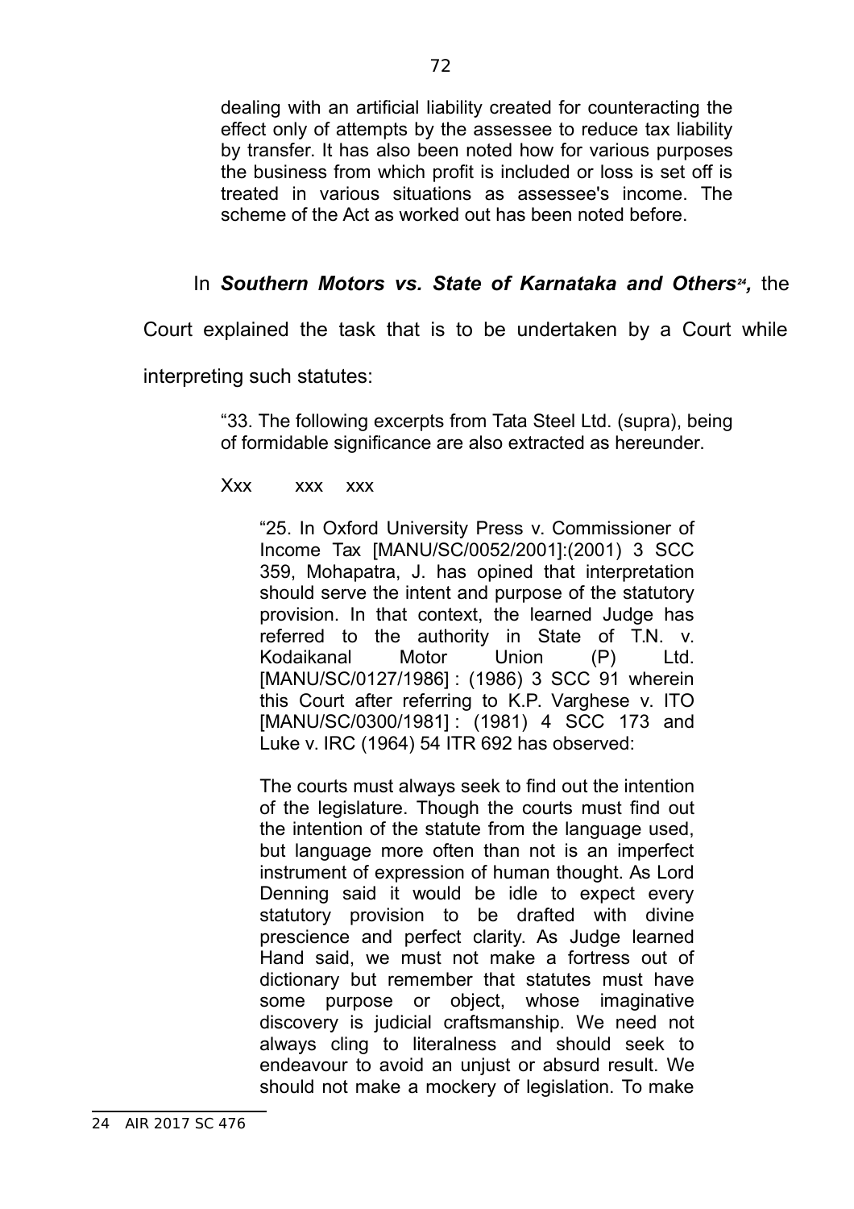> dealing with an artificial liability created for counteracting the effect only of attempts by the assessee to reduce tax liability by transfer. It has also been noted how for various purposes the business from which profit is included or loss is set off is treated in various situations as assessee's income. The scheme of the Act as worked out has been noted before.

In ***Southern Motors vs. State of Karnataka and Others***[24], the Court explained the task that is to be undertaken by a Court while interpreting such statutes:

> "33. The following excerpts from Tata Steel Ltd. (supra), being of formidable significance are also extracted as hereunder.
>
> Xxx xxx xxx
>
> > "25. In Oxford University Press v. Commissioner of Income Tax [MANU/SC/0052/2001]:(2001) 3 SCC 359, Mohapatra, J. has opined that interpretation should serve the intent and purpose of the statutory provision. In that context, the learned Judge has referred to the authority in State of T.N. v. Kodaikanal Motor Union (P) Ltd. [MANU/SC/0127/1986] : (1986) 3 SCC 91 wherein this Court after referring to K.P. Varghese v. ITO [MANU/SC/0300/1981] : (1981) 4 SCC 173 and Luke v. IRC (1964) 54 ITR 692 has observed:
> >
> > The courts must always seek to find out the intention of the legislature. Though the courts must find out the intention of the statute from the language used, but language more often than not is an imperfect instrument of expression of human thought. As Lord Denning said it would be idle to expect every statutory provision to be drafted with divine prescience and perfect clarity. As Judge learned Hand said, we must not make a fortress out of dictionary but remember that statutes must have some purpose or object, whose imaginative discovery is judicial craftsmanship. We need not always cling to literalness and should seek to endeavour to avoid an unjust or absurd result. We should not make a mockery of legislation. To make

[24] AIR 2017 SC 476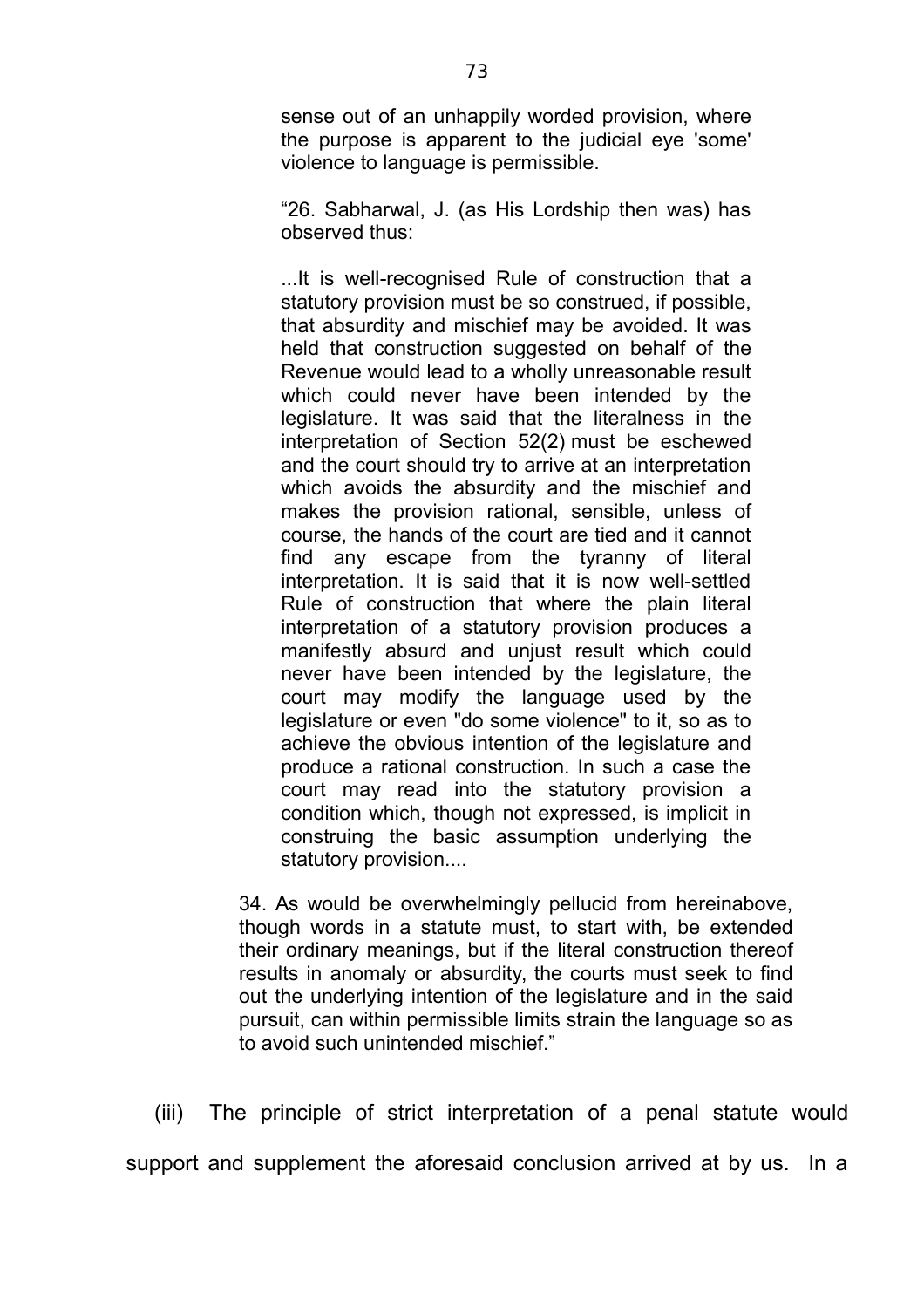> sense out of an unhappily worded provision, where the purpose is apparent to the judicial eye 'some' violence to language is permissible.
>
> "26. Sabharwal, J. (as His Lordship then was) has observed thus:
>
> ...It is well-recognised Rule of construction that a statutory provision must be so construed, if possible, that absurdity and mischief may be avoided. It was held that construction suggested on behalf of the Revenue would lead to a wholly unreasonable result which could never have been intended by the legislature. It was said that the literalness in the interpretation of Section 52(2) must be eschewed and the court should try to arrive at an interpretation which avoids the absurdity and the mischief and makes the provision rational, sensible, unless of course, the hands of the court are tied and it cannot find any escape from the tyranny of literal interpretation. It is said that it is now well-settled Rule of construction that where the plain literal interpretation of a statutory provision produces a manifestly absurd and unjust result which could never have been intended by the legislature, the court may modify the language used by the legislature or even "do some violence" to it, so as to achieve the obvious intention of the legislature and produce a rational construction. In such a case the court may read into the statutory provision a condition which, though not expressed, is implicit in construing the basic assumption underlying the statutory provision....
>
> 34. As would be overwhelmingly pellucid from hereinabove, though words in a statute must, to start with, be extended their ordinary meanings, but if the literal construction thereof results in anomaly or absurdity, the courts must seek to find out the underlying intention of the legislature and in the said pursuit, can within permissible limits strain the language so as to avoid such unintended mischief."

(iii) The principle of strict interpretation of a penal statute would support and supplement the aforesaid conclusion arrived at by us. In a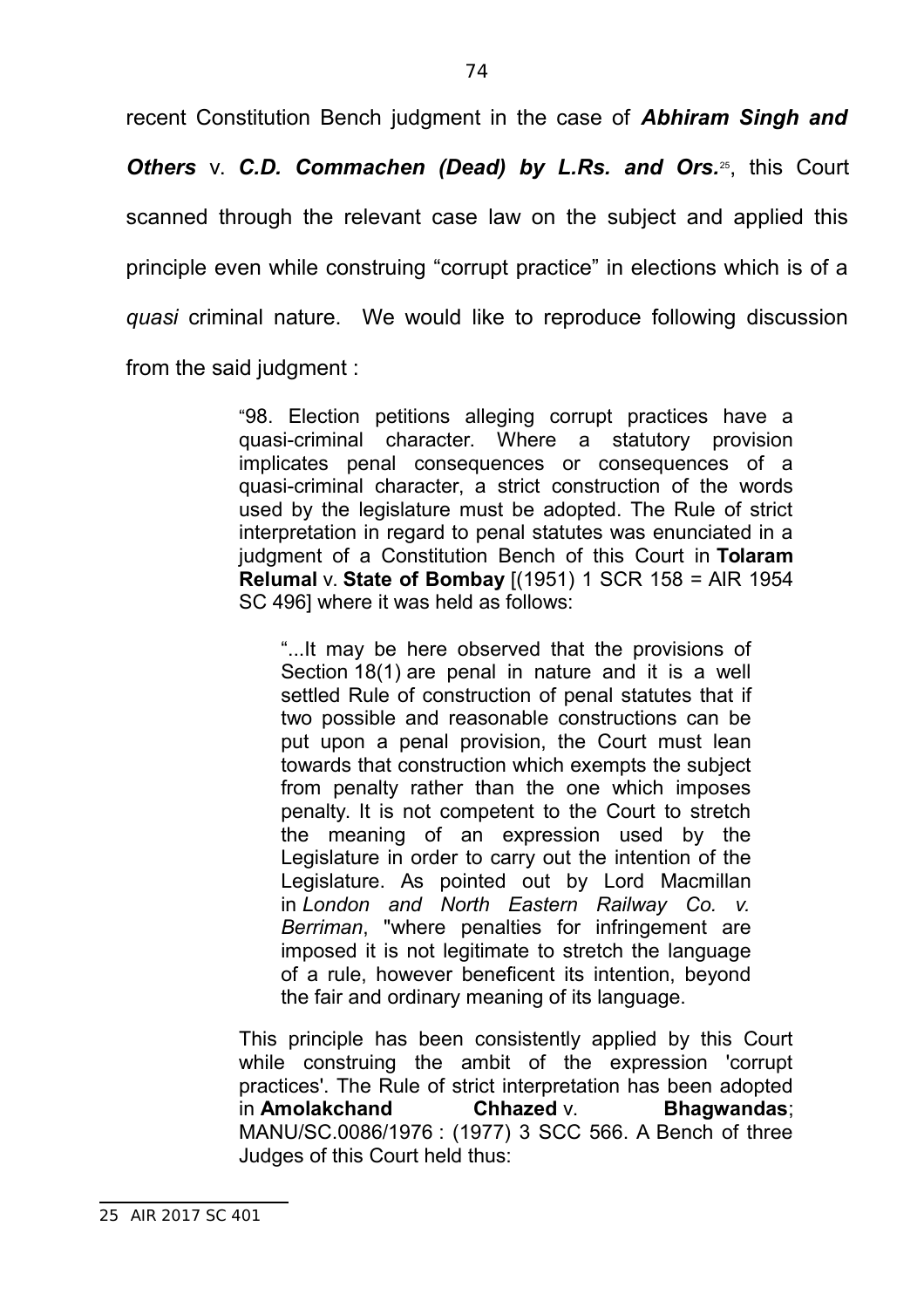recent Constitution Bench judgment in the case of ***Abhiram Singh and Others*** v. ***C.D. Commachen (Dead) by L.Rs. and Ors.***[25], this Court scanned through the relevant case law on the subject and applied this principle even while construing "corrupt practice" in elections which is of a *quasi* criminal nature. We would like to reproduce following discussion from the said judgment :

> "98. Election petitions alleging corrupt practices have a quasi-criminal character. Where a statutory provision implicates penal consequences or consequences of a quasi-criminal character, a strict construction of the words used by the legislature must be adopted. The Rule of strict interpretation in regard to penal statutes was enunciated in a judgment of a Constitution Bench of this Court in **Tolaram Relumal** v. **State of Bombay** [(1951) 1 SCR 158 = AIR 1954 SC 496] where it was held as follows:
>
> > "...It may be here observed that the provisions of Section 18(1) are penal in nature and it is a well settled Rule of construction of penal statutes that if two possible and reasonable constructions can be put upon a penal provision, the Court must lean towards that construction which exempts the subject from penalty rather than the one which imposes penalty. It is not competent to the Court to stretch the meaning of an expression used by the Legislature in order to carry out the intention of the Legislature. As pointed out by Lord Macmillan in *London and North Eastern Railway Co. v. Berriman*, "where penalties for infringement are imposed it is not legitimate to stretch the language of a rule, however beneficent its intention, beyond the fair and ordinary meaning of its language.
>
> This principle has been consistently applied by this Court while construing the ambit of the expression 'corrupt practices'. The Rule of strict interpretation has been adopted in **Amolakchand Chhazed** v. **Bhagwandas**; MANU/SC.0086/1976 : (1977) 3 SCC 566. A Bench of three Judges of this Court held thus:

---

25 AIR 2017 SC 401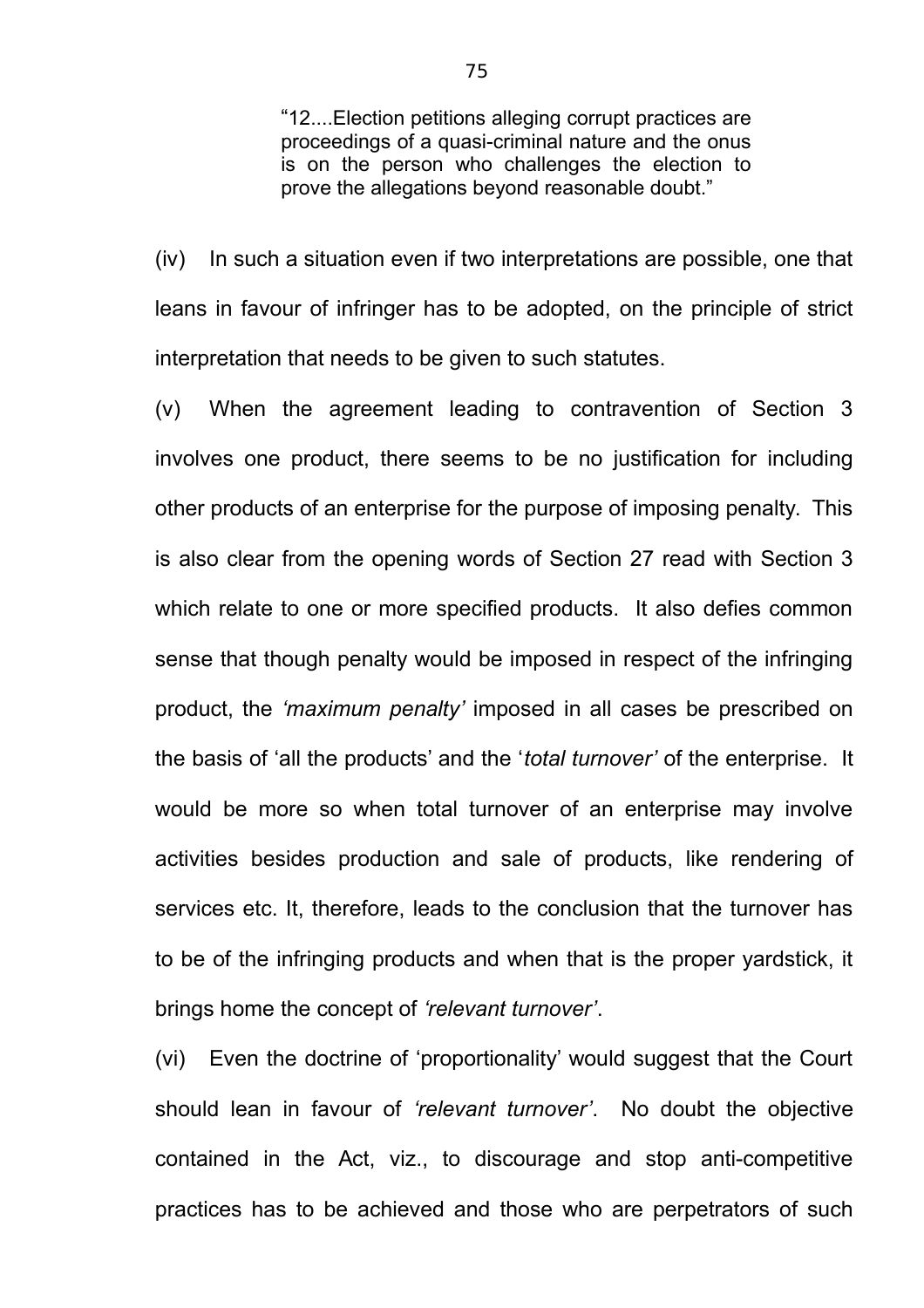> "12....Election petitions alleging corrupt practices are proceedings of a quasi-criminal nature and the onus is on the person who challenges the election to prove the allegations beyond reasonable doubt."

(iv) In such a situation even if two interpretations are possible, one that leans in favour of infringer has to be adopted, on the principle of strict interpretation that needs to be given to such statutes.

(v) When the agreement leading to contravention of Section 3 involves one product, there seems to be no justification for including other products of an enterprise for the purpose of imposing penalty. This is also clear from the opening words of Section 27 read with Section 3 which relate to one or more specified products. It also defies common sense that though penalty would be imposed in respect of the infringing product, the *'maximum penalty'* imposed in all cases be prescribed on the basis of 'all the products' and the '*total turnover'* of the enterprise. It would be more so when total turnover of an enterprise may involve activities besides production and sale of products, like rendering of services etc. It, therefore, leads to the conclusion that the turnover has to be of the infringing products and when that is the proper yardstick, it brings home the concept of *'relevant turnover'*.

(vi) Even the doctrine of 'proportionality' would suggest that the Court should lean in favour of *'relevant turnover'*. No doubt the objective contained in the Act, viz., to discourage and stop anti-competitive practices has to be achieved and those who are perpetrators of such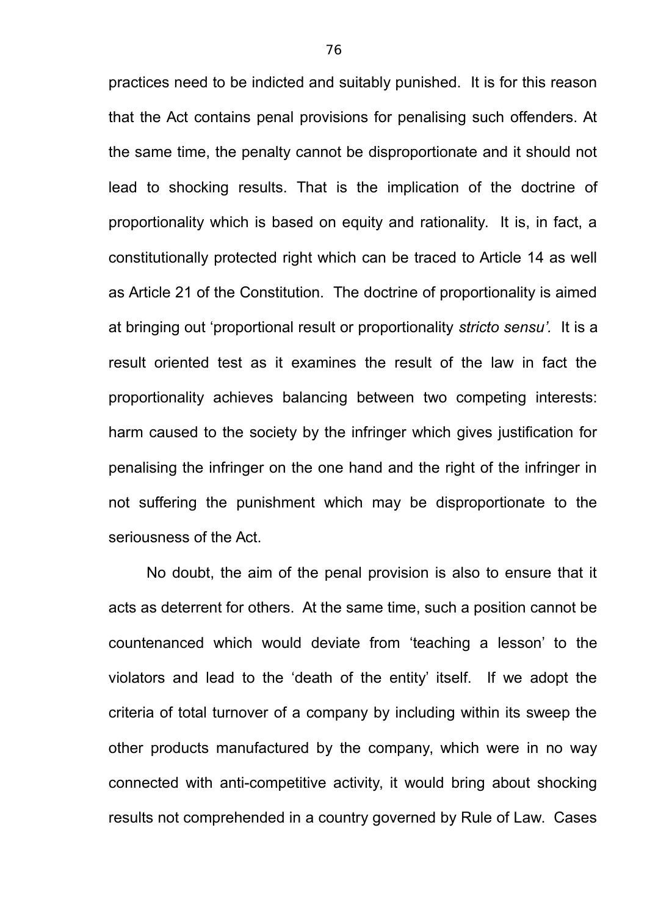practices need to be indicted and suitably punished. It is for this reason that the Act contains penal provisions for penalising such offenders. At the same time, the penalty cannot be disproportionate and it should not lead to shocking results. That is the implication of the doctrine of proportionality which is based on equity and rationality. It is, in fact, a constitutionally protected right which can be traced to Article 14 as well as Article 21 of the Constitution. The doctrine of proportionality is aimed at bringing out 'proportional result or proportionality *stricto sensu'.* It is a result oriented test as it examines the result of the law in fact the proportionality achieves balancing between two competing interests: harm caused to the society by the infringer which gives justification for penalising the infringer on the one hand and the right of the infringer in not suffering the punishment which may be disproportionate to the seriousness of the Act.

No doubt, the aim of the penal provision is also to ensure that it acts as deterrent for others. At the same time, such a position cannot be countenanced which would deviate from 'teaching a lesson' to the violators and lead to the 'death of the entity' itself. If we adopt the criteria of total turnover of a company by including within its sweep the other products manufactured by the company, which were in no way connected with anti-competitive activity, it would bring about shocking results not comprehended in a country governed by Rule of Law. Cases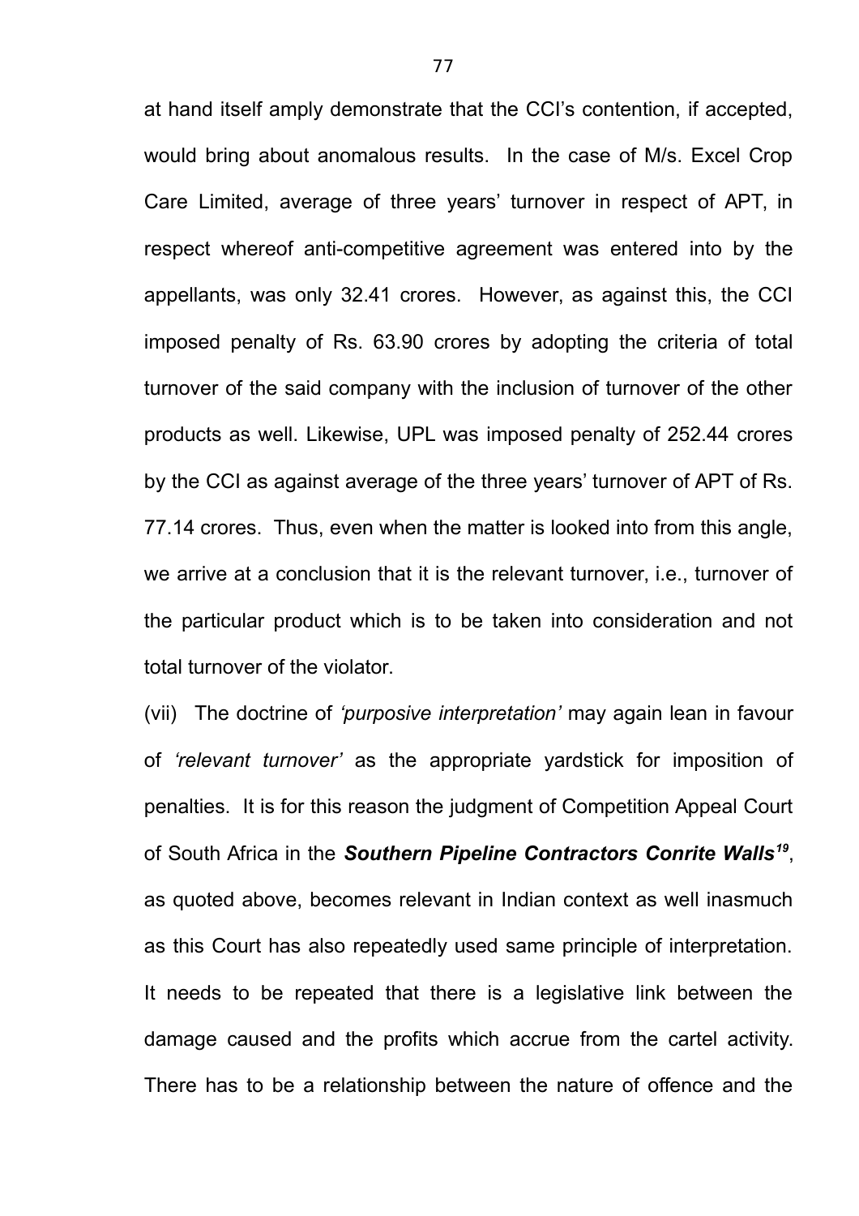at hand itself amply demonstrate that the CCI's contention, if accepted, would bring about anomalous results. In the case of M/s. Excel Crop Care Limited, average of three years' turnover in respect of APT, in respect whereof anti-competitive agreement was entered into by the appellants, was only 32.41 crores. However, as against this, the CCI imposed penalty of Rs. 63.90 crores by adopting the criteria of total turnover of the said company with the inclusion of turnover of the other products as well. Likewise, UPL was imposed penalty of 252.44 crores by the CCI as against average of the three years' turnover of APT of Rs. 77.14 crores. Thus, even when the matter is looked into from this angle, we arrive at a conclusion that it is the relevant turnover, i.e., turnover of the particular product which is to be taken into consideration and not total turnover of the violator.

(vii) The doctrine of *'purposive interpretation'* may again lean in favour of *'relevant turnover'* as the appropriate yardstick for imposition of penalties. It is for this reason the judgment of Competition Appeal Court of South Africa in the ***Southern Pipeline Contractors Conrite Walls***[19], as quoted above, becomes relevant in Indian context as well inasmuch as this Court has also repeatedly used same principle of interpretation. It needs to be repeated that there is a legislative link between the damage caused and the profits which accrue from the cartel activity. There has to be a relationship between the nature of offence and the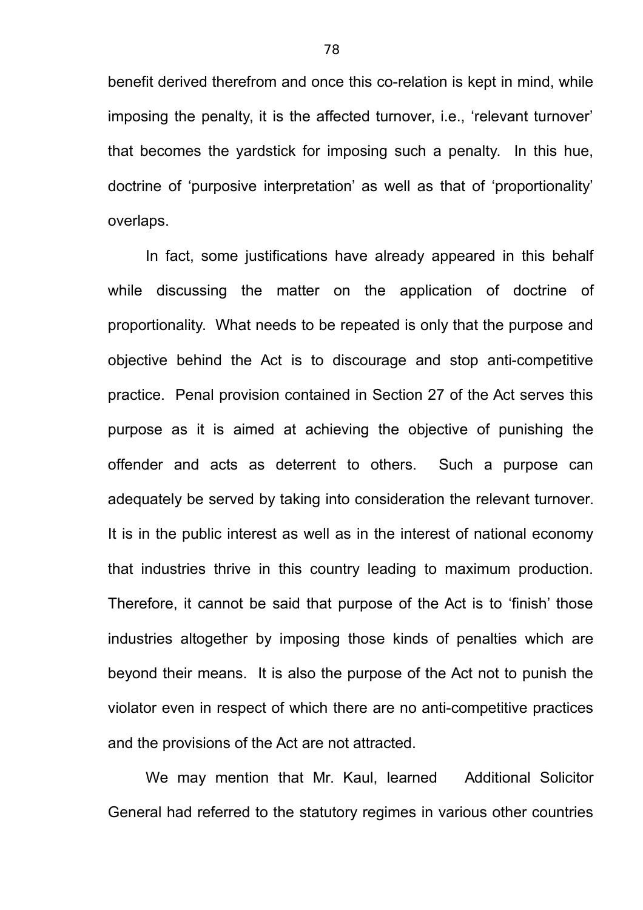benefit derived therefrom and once this co-relation is kept in mind, while imposing the penalty, it is the affected turnover, i.e., 'relevant turnover' that becomes the yardstick for imposing such a penalty. In this hue, doctrine of 'purposive interpretation' as well as that of 'proportionality' overlaps.

In fact, some justifications have already appeared in this behalf while discussing the matter on the application of doctrine of proportionality. What needs to be repeated is only that the purpose and objective behind the Act is to discourage and stop anti-competitive practice. Penal provision contained in Section 27 of the Act serves this purpose as it is aimed at achieving the objective of punishing the offender and acts as deterrent to others. Such a purpose can adequately be served by taking into consideration the relevant turnover. It is in the public interest as well as in the interest of national economy that industries thrive in this country leading to maximum production. Therefore, it cannot be said that purpose of the Act is to 'finish' those industries altogether by imposing those kinds of penalties which are beyond their means. It is also the purpose of the Act not to punish the violator even in respect of which there are no anti-competitive practices and the provisions of the Act are not attracted.

We may mention that Mr. Kaul, learned Additional Solicitor General had referred to the statutory regimes in various other countries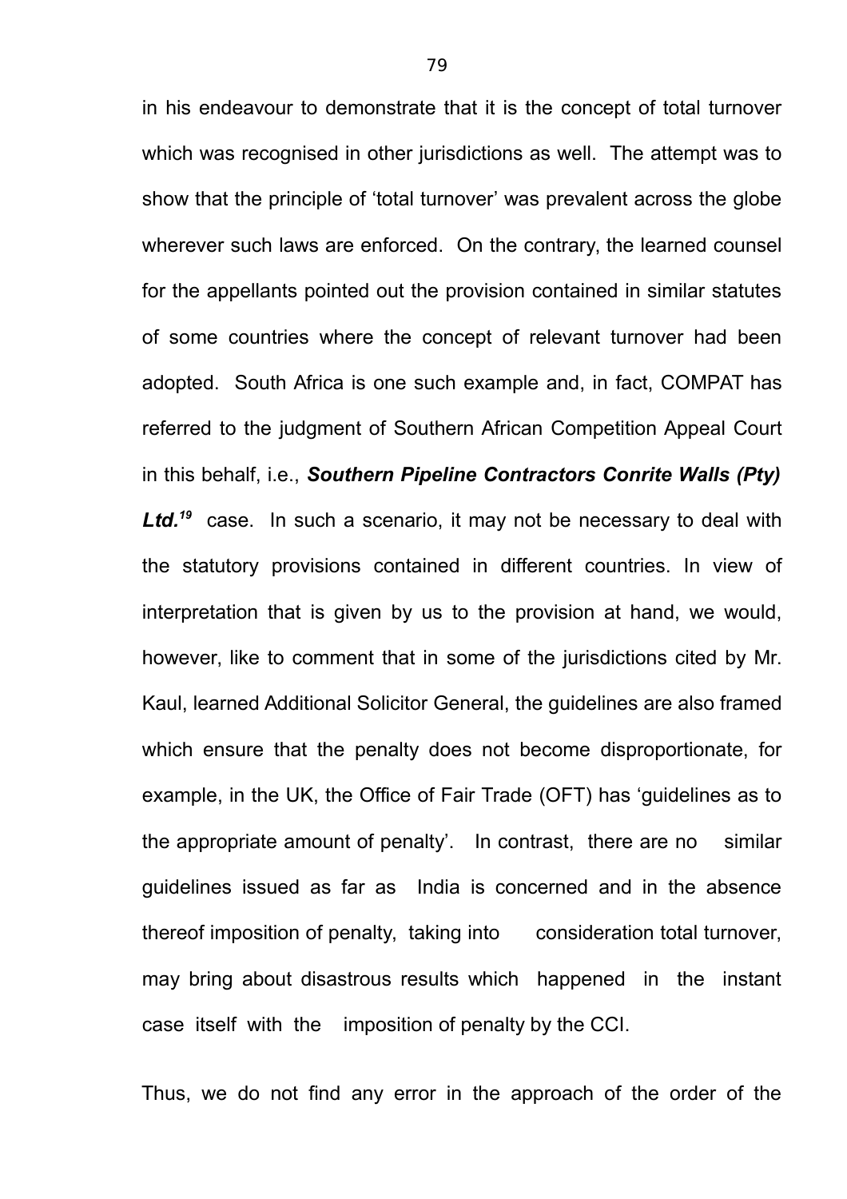in his endeavour to demonstrate that it is the concept of total turnover which was recognised in other jurisdictions as well. The attempt was to show that the principle of 'total turnover' was prevalent across the globe wherever such laws are enforced. On the contrary, the learned counsel for the appellants pointed out the provision contained in similar statutes of some countries where the concept of relevant turnover had been adopted. South Africa is one such example and, in fact, COMPAT has referred to the judgment of Southern African Competition Appeal Court in this behalf, i.e., ***Southern Pipeline Contractors Conrite Walls (Pty) Ltd.***[19] case. In such a scenario, it may not be necessary to deal with the statutory provisions contained in different countries. In view of interpretation that is given by us to the provision at hand, we would, however, like to comment that in some of the jurisdictions cited by Mr. Kaul, learned Additional Solicitor General, the guidelines are also framed which ensure that the penalty does not become disproportionate, for example, in the UK, the Office of Fair Trade (OFT) has 'guidelines as to the appropriate amount of penalty'. In contrast, there are no similar guidelines issued as far as India is concerned and in the absence thereof imposition of penalty, taking into consideration total turnover, may bring about disastrous results which happened in the instant case itself with the imposition of penalty by the CCI.

Thus, we do not find any error in the approach of the order of the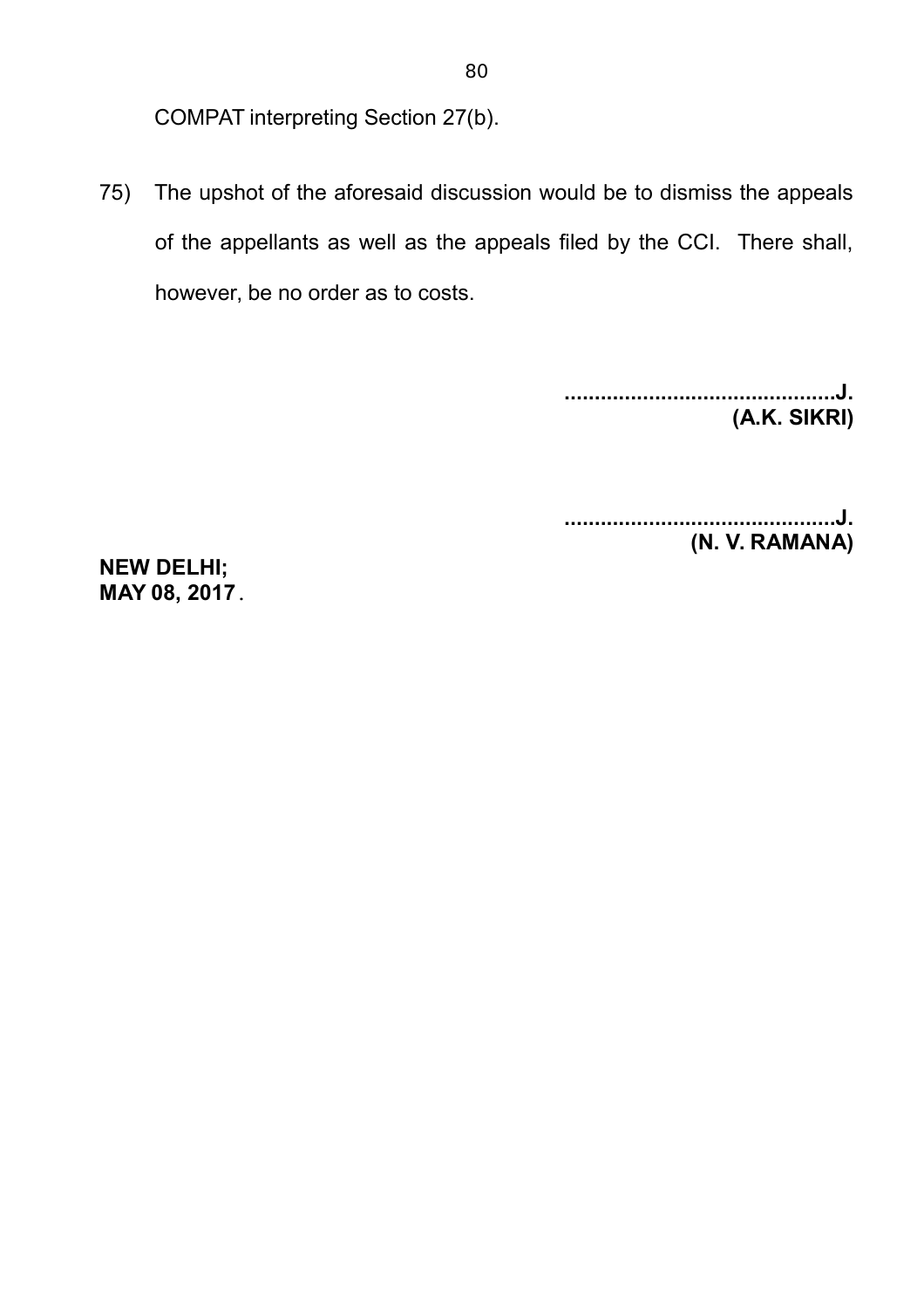COMPAT interpreting Section 27(b).

75) The upshot of the aforesaid discussion would be to dismiss the appeals of the appellants as well as the appeals filed by the CCI. There shall, however, be no order as to costs.

**.............................................J.**
**(A.K. SIKRI)**

**.............................................J.**
**(N. V. RAMANA)**

**NEW DELHI;**
**MAY 08, 2017**.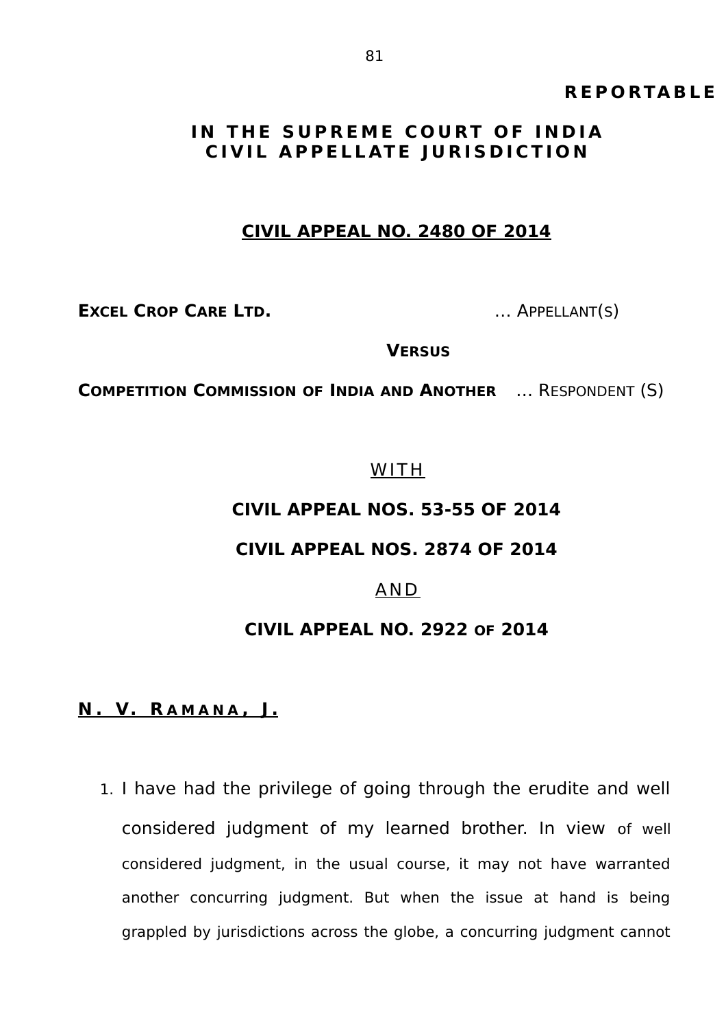**REPORTABLE**

**IN THE SUPREME COURT OF INDIA**
**CIVIL APPELLATE JURISDICTION**

**CIVIL APPEAL NO. 2480 OF 2014**

**EXCEL CROP CARE LTD.** … APPELLANT(S)

**VERSUS**

**COMPETITION COMMISSION OF INDIA AND ANOTHER** … RESPONDENT (S)

WITH

**CIVIL APPEAL NOS. 53-55 OF 2014**

**CIVIL APPEAL NOS. 2874 OF 2014**

AND

**CIVIL APPEAL NO. 2922 OF 2014**

**N. V. RAMANA, J.**

1. I have had the privilege of going through the erudite and well considered judgment of my learned brother. In view of well considered judgment, in the usual course, it may not have warranted another concurring judgment. But when the issue at hand is being grappled by jurisdictions across the globe, a concurring judgment cannot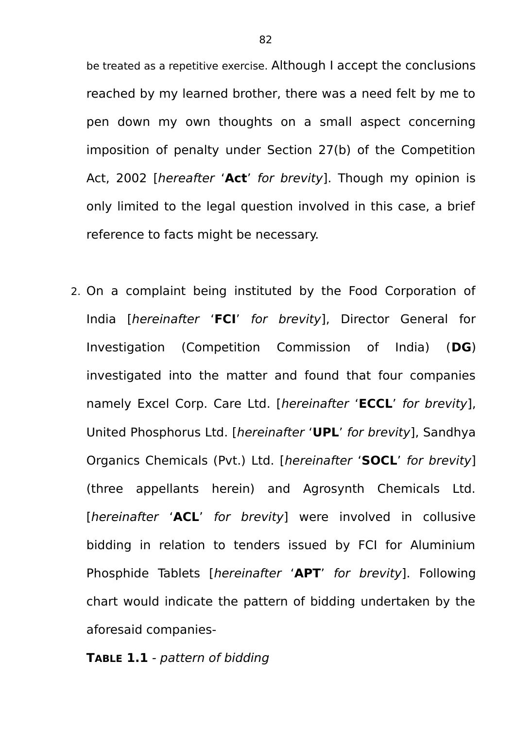be treated as a repetitive exercise. Although I accept the conclusions reached by my learned brother, there was a need felt by me to pen down my own thoughts on a small aspect concerning imposition of penalty under Section 27(b) of the Competition Act, 2002 [*hereafter* '**Act**' *for brevity*]. Though my opinion is only limited to the legal question involved in this case, a brief reference to facts might be necessary.

2. On a complaint being instituted by the Food Corporation of India [*hereinafter* '**FCI**' *for brevity*], Director General for Investigation (Competition Commission of India) (**DG**) investigated into the matter and found that four companies namely Excel Corp. Care Ltd. [*hereinafter* '**ECCL**' *for brevity*], United Phosphorus Ltd. [*hereinafter* '**UPL**' *for brevity*], Sandhya Organics Chemicals (Pvt.) Ltd. [*hereinafter* '**SOCL**' *for brevity*] (three appellants herein) and Agrosynth Chemicals Ltd. [*hereinafter* '**ACL**' *for brevity*] were involved in collusive bidding in relation to tenders issued by FCI for Aluminium Phosphide Tablets [*hereinafter* '**APT**' *for brevity*]. Following chart would indicate the pattern of bidding undertaken by the aforesaid companies-

**TABLE 1.1** - *pattern of bidding*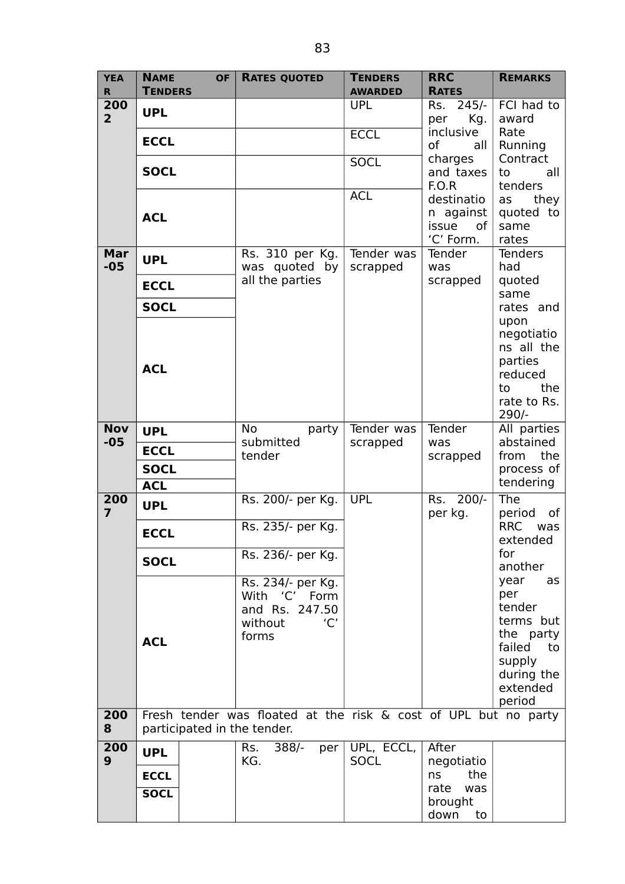| YEAR | NAME OF TENDERS | RATES QUOTED | TENDERS AWARDED | RRC RATES | REMARKS |
|---|---|---|---|---|---|
| 2002 | UPL | | UPL | Rs. 245/- per Kg. inclusive of all charges and taxes F.O.R destination against issue of 'C' Form. | FCI had to award Rate Running Contract to all tenders as they quoted to same rates |
| | ECCL | | ECCL | | |
| | SOCL | | SOCL | | |
| | ACL | | ACL | | |
| Mar-05 | UPL | Rs. 310 per Kg. was quoted by all the parties | Tender was scrapped | Tender was scrapped | Tenders had quoted same rates and upon negotiations all the parties reduced to the rate to Rs. 290/- |
| | ECCL | | | | |
| | SOCL | | | | |
| | ACL | | | | |
| Nov-05 | UPL | No party submitted tender | Tender was scrapped | Tender was scrapped | All parties abstained from the process of tendering |
| | ECCL | | | | |
| | SOCL | | | | |
| | ACL | | | | |
| 2007 | UPL | Rs. 200/- per Kg. | UPL | Rs. 200/- per kg. | The period of RRC was extended for another year as per tender terms but the party failed to supply during the extended period |
| | ECCL | Rs. 235/- per Kg. | | | |
| | SOCL | Rs. 236/- per Kg. | | | |
| | ACL | Rs. 234/- per Kg. With 'C' Form and Rs. 247.50 without 'C' forms | | | |
| 2008 | Fresh tender was floated at the risk & cost of UPL but no party participated in the tender. | | | | |
| 2009 | UPL | Rs. 388/- per KG. | UPL, ECCL, SOCL | After negotiations the rate was brought down to | |
| | ECCL | | | | |
| | SOCL | | | | |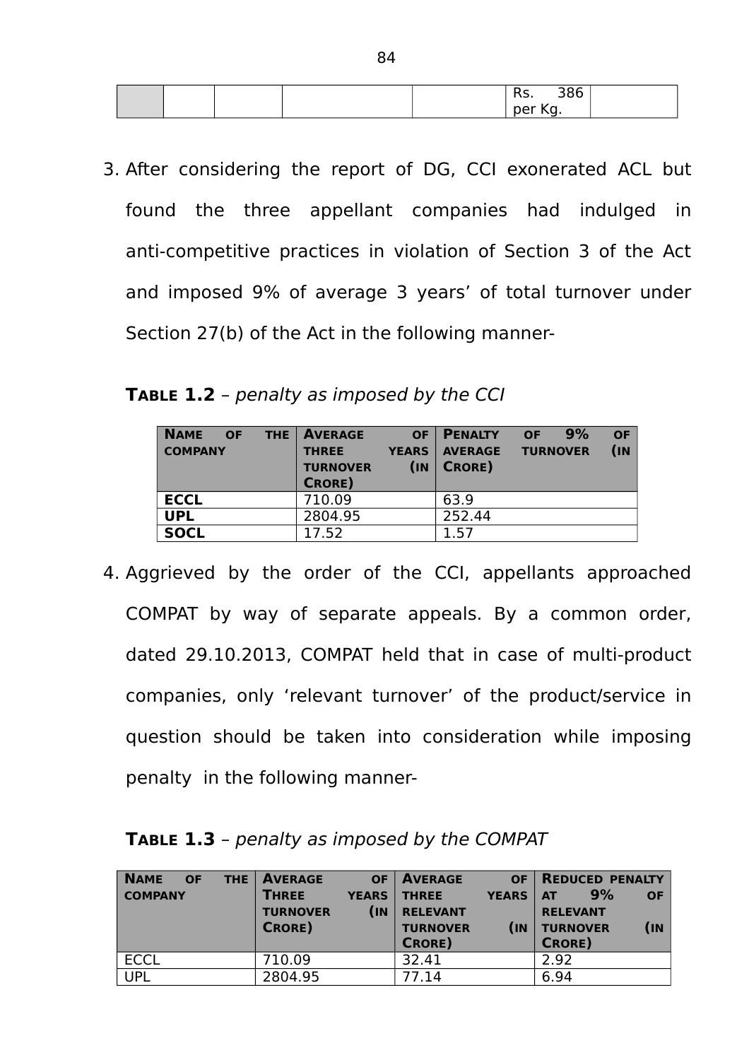| | | | | | Rs. 386 per Kg. | |
|---|---|---|---|---|---|---|

3. After considering the report of DG, CCI exonerated ACL but found the three appellant companies had indulged in anti-competitive practices in violation of Section 3 of the Act and imposed 9% of average 3 years' of total turnover under Section 27(b) of the Act in the following manner-

**TABLE 1.2** – *penalty as imposed by the CCI*

| NAME OF THE COMPANY | AVERAGE OF THREE YEARS TURNOVER (IN CRORE) | PENALTY OF 9% OF AVERAGE TURNOVER (IN CRORE) |
|---|---|---|
| **ECCL** | 710.09 | 63.9 |
| **UPL** | 2804.95 | 252.44 |
| **SOCL** | 17.52 | 1.57 |

4. Aggrieved by the order of the CCI, appellants approached COMPAT by way of separate appeals. By a common order, dated 29.10.2013, COMPAT held that in case of multi-product companies, only 'relevant turnover' of the product/service in question should be taken into consideration while imposing penalty in the following manner-

**TABLE 1.3** – *penalty as imposed by the COMPAT*

| NAME OF THE COMPANY | AVERAGE THREE YEARS TURNOVER (IN CRORE) | AVERAGE OF THREE YEARS RELEVANT TURNOVER (IN CRORE) | REDUCED PENALTY AT 9% OF RELEVANT TURNOVER (IN CRORE) |
|---|---|---|---|
| ECCL | 710.09 | 32.41 | 2.92 |
| UPL | 2804.95 | 77.14 | 6.94 |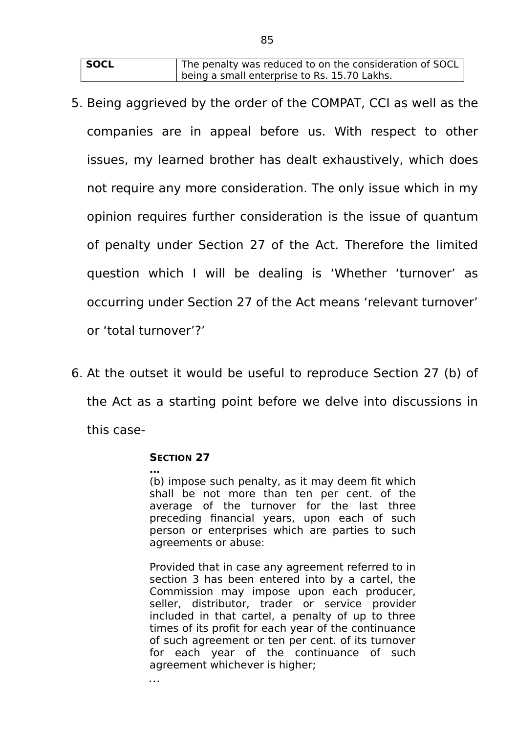| SOCL | The penalty was reduced to on the consideration of SOCL being a small enterprise to Rs. 15.70 Lakhs. |
|---|---|

5. Being aggrieved by the order of the COMPAT, CCI as well as the companies are in appeal before us. With respect to other issues, my learned brother has dealt exhaustively, which does not require any more consideration. The only issue which in my opinion requires further consideration is the issue of quantum of penalty under Section 27 of the Act. Therefore the limited question which I will be dealing is 'Whether 'turnover' as occurring under Section 27 of the Act means 'relevant turnover' or 'total turnover'?'

6. At the outset it would be useful to reproduce Section 27 (b) of the Act as a starting point before we delve into discussions in this case-

> **SECTION 27**
>
> **…**
>
> (b) impose such penalty, as it may deem fit which shall be not more than ten per cent. of the average of the turnover for the last three preceding financial years, upon each of such person or enterprises which are parties to such agreements or abuse:
>
> Provided that in case any agreement referred to in section 3 has been entered into by a cartel, the Commission may impose upon each producer, seller, distributor, trader or service provider included in that cartel, a penalty of up to three times of its profit for each year of the continuance of such agreement or ten per cent. of its turnover for each year of the continuance of such agreement whichever is higher;
>
> …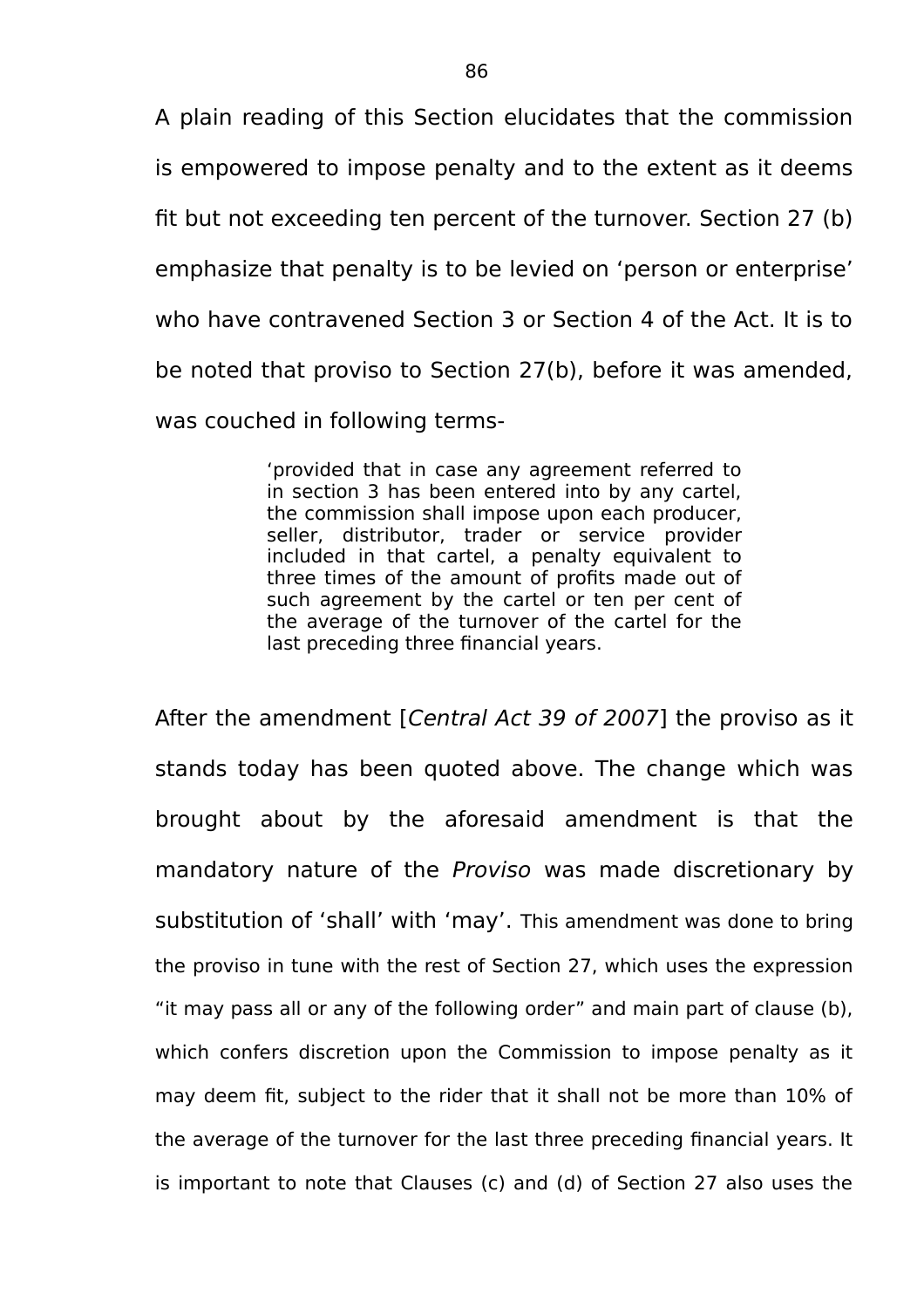A plain reading of this Section elucidates that the commission is empowered to impose penalty and to the extent as it deems fit but not exceeding ten percent of the turnover. Section 27 (b) emphasize that penalty is to be levied on 'person or enterprise' who have contravened Section 3 or Section 4 of the Act. It is to be noted that proviso to Section 27(b), before it was amended, was couched in following terms-

> 'provided that in case any agreement referred to in section 3 has been entered into by any cartel, the commission shall impose upon each producer, seller, distributor, trader or service provider included in that cartel, a penalty equivalent to three times of the amount of profits made out of such agreement by the cartel or ten per cent of the average of the turnover of the cartel for the last preceding three financial years.

After the amendment [*Central Act 39 of 2007*] the proviso as it stands today has been quoted above. The change which was brought about by the aforesaid amendment is that the mandatory nature of the *Proviso* was made discretionary by substitution of 'shall' with 'may'. This amendment was done to bring the proviso in tune with the rest of Section 27, which uses the expression "it may pass all or any of the following order" and main part of clause (b), which confers discretion upon the Commission to impose penalty as it may deem fit, subject to the rider that it shall not be more than 10% of the average of the turnover for the last three preceding financial years. It is important to note that Clauses (c) and (d) of Section 27 also uses the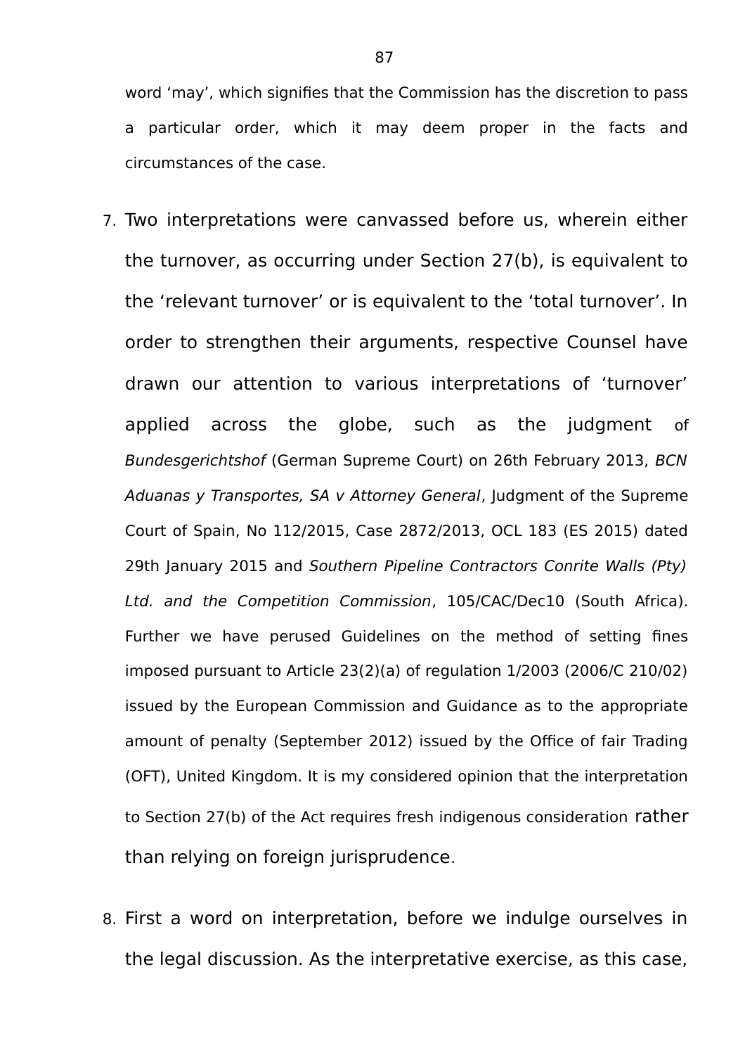word 'may', which signifies that the Commission has the discretion to pass a particular order, which it may deem proper in the facts and circumstances of the case.

7. Two interpretations were canvassed before us, wherein either the turnover, as occurring under Section 27(b), is equivalent to the 'relevant turnover' or is equivalent to the 'total turnover'. In order to strengthen their arguments, respective Counsel have drawn our attention to various interpretations of 'turnover' applied across the globe, such as the judgment of *Bundesgerichtshof* (German Supreme Court) on 26th February 2013, *BCN Aduanas y Transportes, SA v Attorney General*, Judgment of the Supreme Court of Spain, No 112/2015, Case 2872/2013, OCL 183 (ES 2015) dated 29th January 2015 and *Southern Pipeline Contractors Conrite Walls (Pty) Ltd. and the Competition Commission*, 105/CAC/Dec10 (South Africa). Further we have perused Guidelines on the method of setting fines imposed pursuant to Article 23(2)(a) of regulation 1/2003 (2006/C 210/02) issued by the European Commission and Guidance as to the appropriate amount of penalty (September 2012) issued by the Office of fair Trading (OFT), United Kingdom. It is my considered opinion that the interpretation to Section 27(b) of the Act requires fresh indigenous consideration rather than relying on foreign jurisprudence.

8. First a word on interpretation, before we indulge ourselves in the legal discussion. As the interpretative exercise, as this case,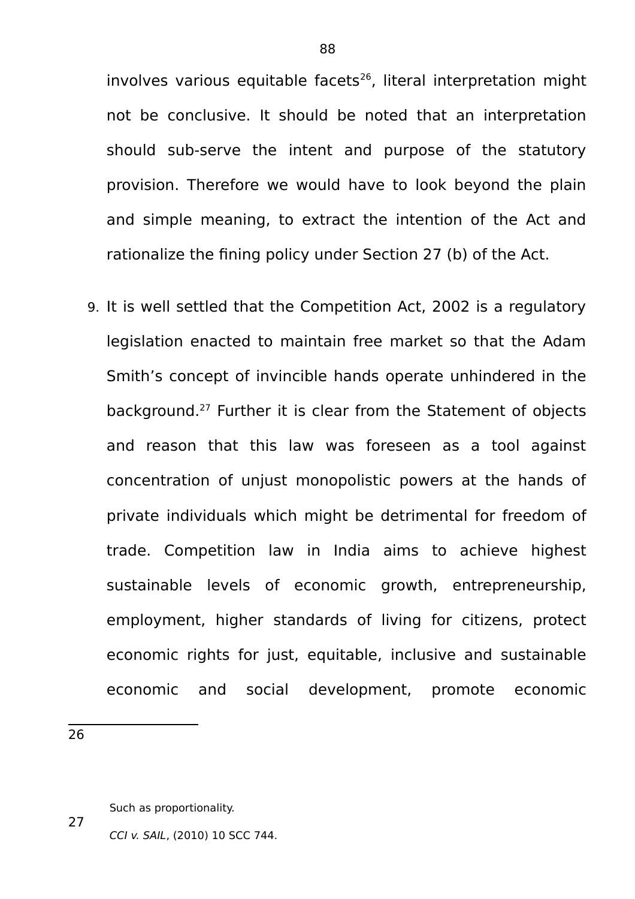involves various equitable facets[26], literal interpretation might not be conclusive. It should be noted that an interpretation should sub-serve the intent and purpose of the statutory provision. Therefore we would have to look beyond the plain and simple meaning, to extract the intention of the Act and rationalize the fining policy under Section 27 (b) of the Act.

9. It is well settled that the Competition Act, 2002 is a regulatory legislation enacted to maintain free market so that the Adam Smith's concept of invincible hands operate unhindered in the background.[27] Further it is clear from the Statement of objects and reason that this law was foreseen as a tool against concentration of unjust monopolistic powers at the hands of private individuals which might be detrimental for freedom of trade. Competition law in India aims to achieve highest sustainable levels of economic growth, entrepreneurship, employment, higher standards of living for citizens, protect economic rights for just, equitable, inclusive and sustainable economic and social development, promote economic

---

[26] Such as proportionality.

[27] *CCI v. SAIL*, (2010) 10 SCC 744.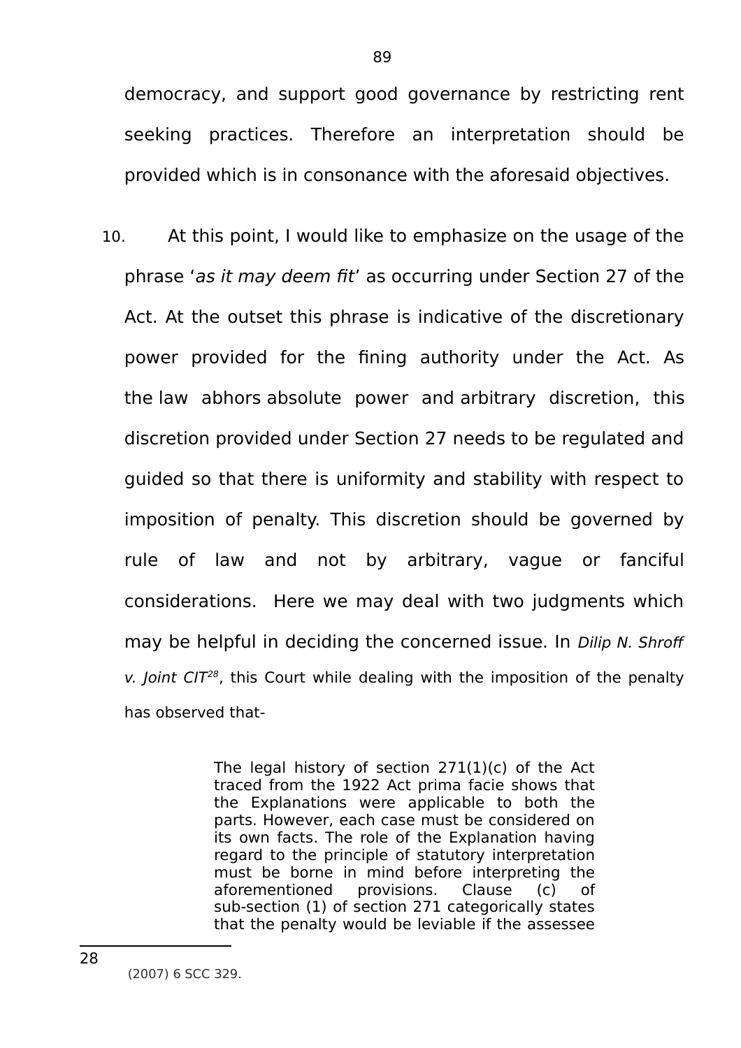democracy, and support good governance by restricting rent seeking practices. Therefore an interpretation should be provided which is in consonance with the aforesaid objectives.

10. At this point, I would like to emphasize on the usage of the phrase '*as it may deem fit*' as occurring under Section 27 of the Act. At the outset this phrase is indicative of the discretionary power provided for the fining authority under the Act. As the law abhors absolute power and arbitrary discretion, this discretion provided under Section 27 needs to be regulated and guided so that there is uniformity and stability with respect to imposition of penalty. This discretion should be governed by rule of law and not by arbitrary, vague or fanciful considerations. Here we may deal with two judgments which may be helpful in deciding the concerned issue. In *Dilip N. Shroff v. Joint CIT*[28], this Court while dealing with the imposition of the penalty has observed that-

> The legal history of section 271(1)(c) of the Act traced from the 1922 Act prima facie shows that the Explanations were applicable to both the parts. However, each case must be considered on its own facts. The role of the Explanation having regard to the principle of statutory interpretation must be borne in mind before interpreting the aforementioned provisions. Clause (c) of sub-section (1) of section 271 categorically states that the penalty would be leviable if the assessee

---

28 (2007) 6 SCC 329.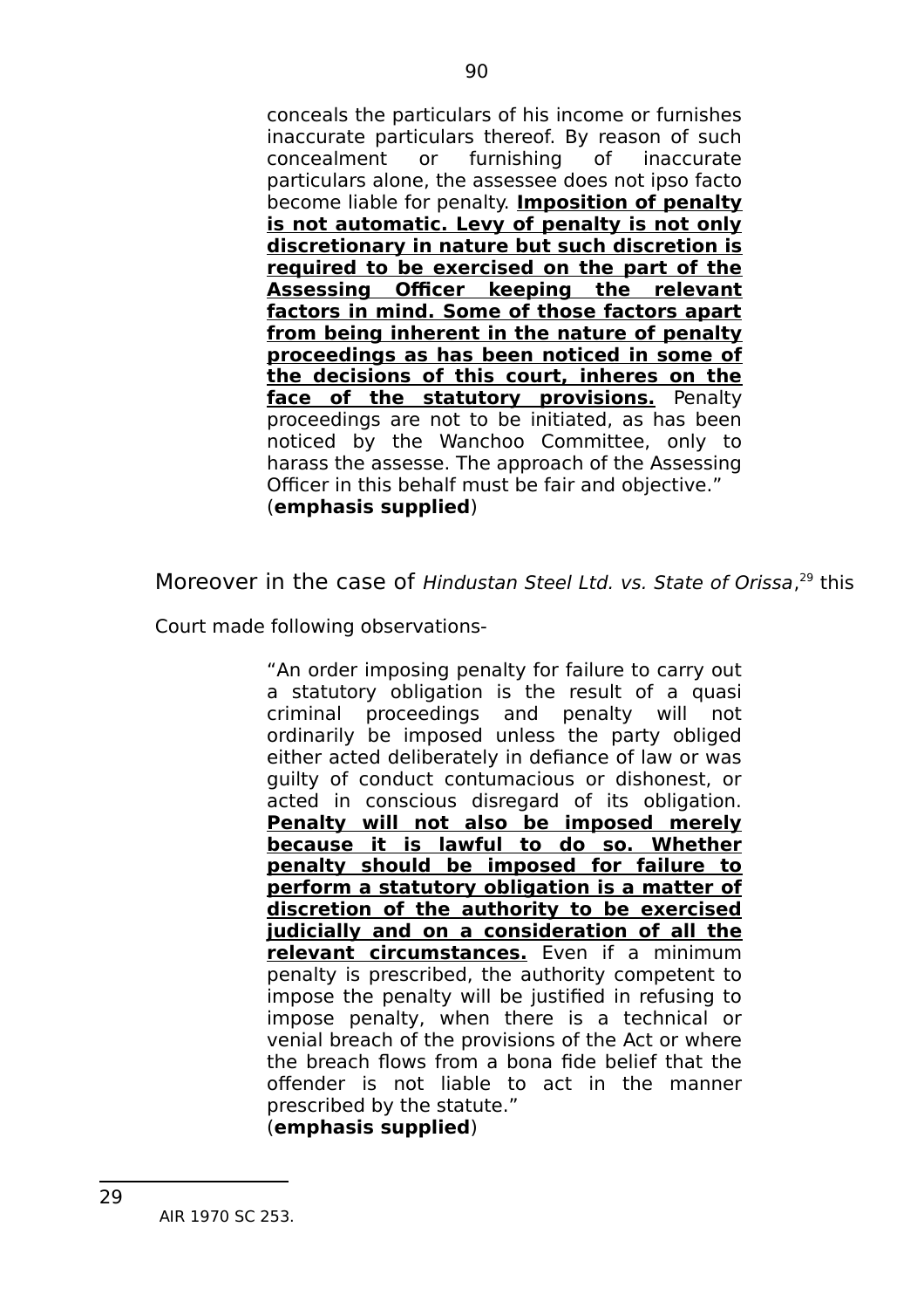> conceals the particulars of his income or furnishes inaccurate particulars thereof. By reason of such concealment or furnishing of inaccurate particulars alone, the assessee does not ipso facto become liable for penalty. **<u>Imposition of penalty is not automatic. Levy of penalty is not only discretionary in nature but such discretion is required to be exercised on the part of the Assessing Officer keeping the relevant factors in mind. Some of those factors apart from being inherent in the nature of penalty proceedings as has been noticed in some of the decisions of this court, inheres on the face of the statutory provisions.</u>** Penalty proceedings are not to be initiated, as has been noticed by the Wanchoo Committee, only to harass the assesse. The approach of the Assessing Officer in this behalf must be fair and objective."
> (**emphasis supplied**)

Moreover in the case of *Hindustan Steel Ltd. vs. State of Orissa*,[29] this Court made following observations-

> "An order imposing penalty for failure to carry out a statutory obligation is the result of a quasi criminal proceedings and penalty will not ordinarily be imposed unless the party obliged either acted deliberately in defiance of law or was guilty of conduct contumacious or dishonest, or acted in conscious disregard of its obligation. **<u>Penalty will not also be imposed merely because it is lawful to do so. Whether penalty should be imposed for failure to perform a statutory obligation is a matter of discretion of the authority to be exercised judicially and on a consideration of all the relevant circumstances.</u>** Even if a minimum penalty is prescribed, the authority competent to impose the penalty will be justified in refusing to impose penalty, when there is a technical or venial breach of the provisions of the Act or where the breach flows from a bona fide belief that the offender is not liable to act in the manner prescribed by the statute."
> (**emphasis supplied**)

---

29 AIR 1970 SC 253.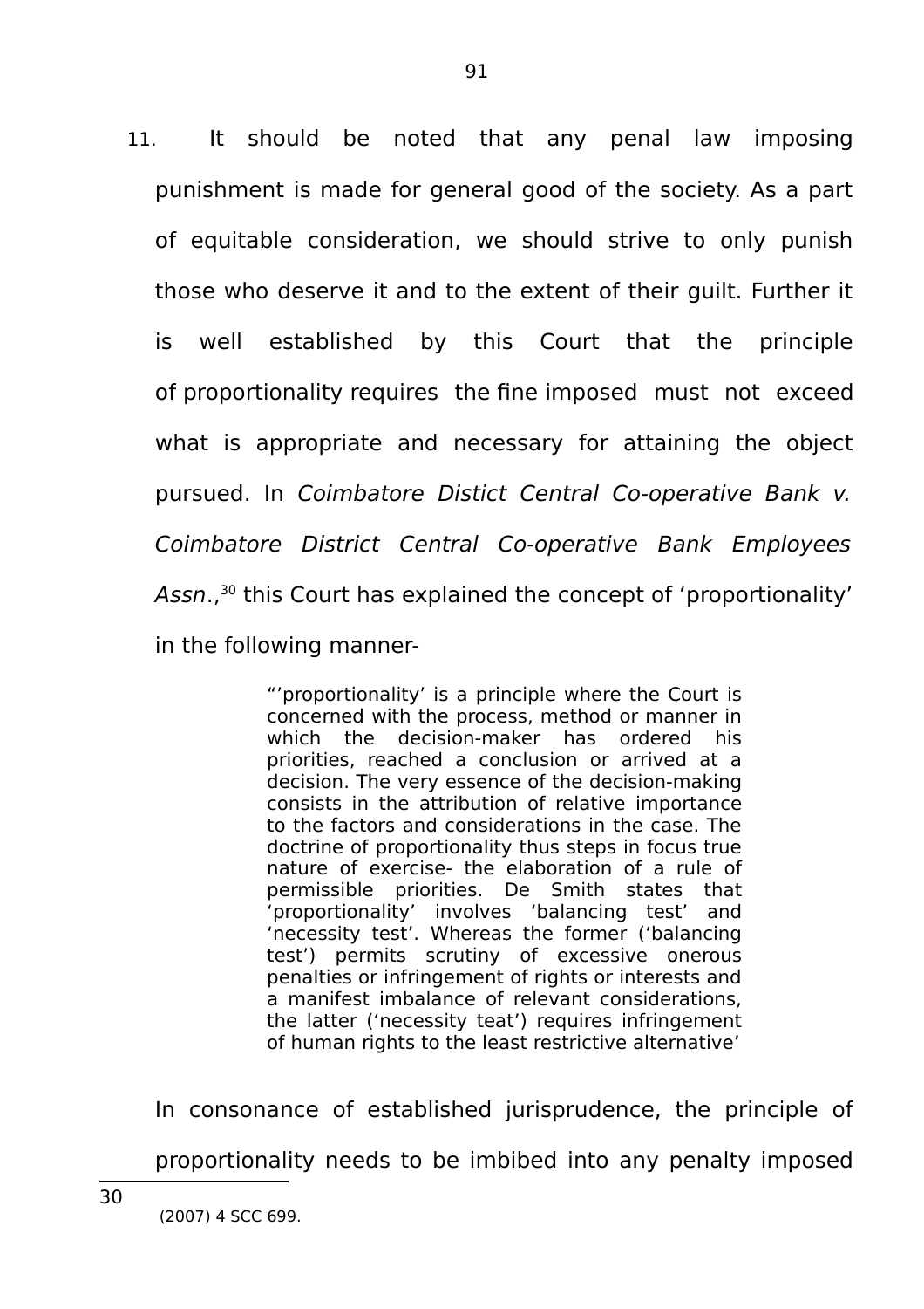11. It should be noted that any penal law imposing punishment is made for general good of the society. As a part of equitable consideration, we should strive to only punish those who deserve it and to the extent of their guilt. Further it is well established by this Court that the principle of proportionality requires the fine imposed must not exceed what is appropriate and necessary for attaining the object pursued. In *Coimbatore Distict Central Co-operative Bank v. Coimbatore District Central Co-operative Bank Employees Assn.*,[30] this Court has explained the concept of 'proportionality' in the following manner-

> "'proportionality' is a principle where the Court is concerned with the process, method or manner in which the decision-maker has ordered his priorities, reached a conclusion or arrived at a decision. The very essence of the decision-making consists in the attribution of relative importance to the factors and considerations in the case. The doctrine of proportionality thus steps in focus true nature of exercise- the elaboration of a rule of permissible priorities. De Smith states that 'proportionality' involves 'balancing test' and 'necessity test'. Whereas the former ('balancing test') permits scrutiny of excessive onerous penalties or infringement of rights or interests and a manifest imbalance of relevant considerations, the latter ('necessity teat') requires infringement of human rights to the least restrictive alternative'

In consonance of established jurisprudence, the principle of proportionality needs to be imbibed into any penalty imposed

---

[30] (2007) 4 SCC 699.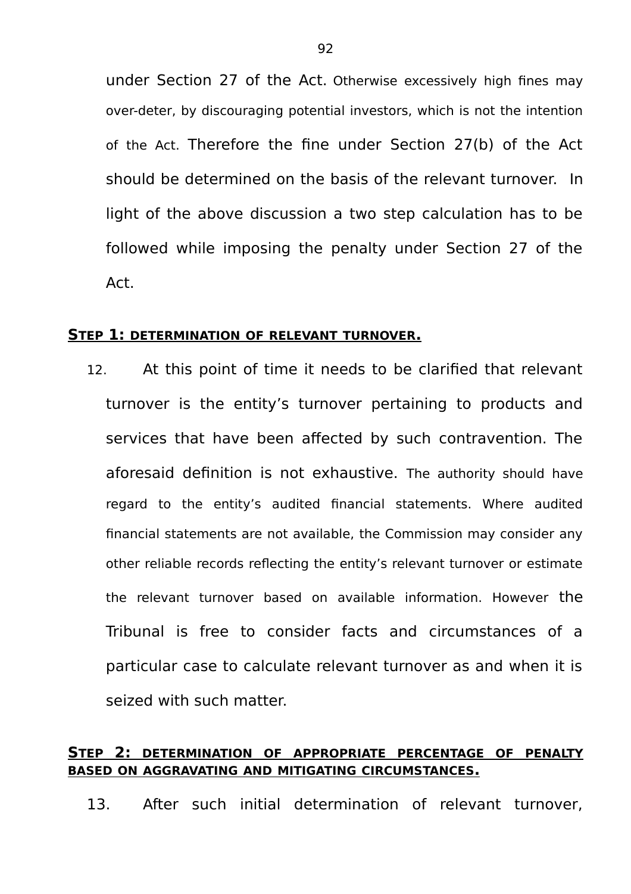under Section 27 of the Act. Otherwise excessively high fines may over-deter, by discouraging potential investors, which is not the intention of the Act. Therefore the fine under Section 27(b) of the Act should be determined on the basis of the relevant turnover. In light of the above discussion a two step calculation has to be followed while imposing the penalty under Section 27 of the Act.

**STEP 1: DETERMINATION OF RELEVANT TURNOVER.**

12. At this point of time it needs to be clarified that relevant turnover is the entity's turnover pertaining to products and services that have been affected by such contravention. The aforesaid definition is not exhaustive. The authority should have regard to the entity's audited financial statements. Where audited financial statements are not available, the Commission may consider any other reliable records reflecting the entity's relevant turnover or estimate the relevant turnover based on available information. However the Tribunal is free to consider facts and circumstances of a particular case to calculate relevant turnover as and when it is seized with such matter.

**STEP 2: DETERMINATION OF APPROPRIATE PERCENTAGE OF PENALTY BASED ON AGGRAVATING AND MITIGATING CIRCUMSTANCES.**

13. After such initial determination of relevant turnover,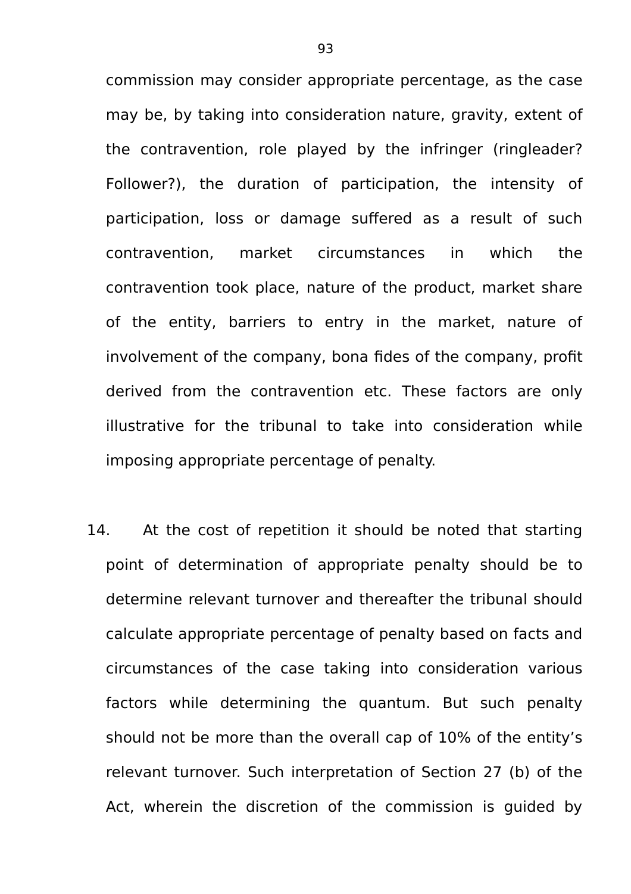commission may consider appropriate percentage, as the case may be, by taking into consideration nature, gravity, extent of the contravention, role played by the infringer (ringleader? Follower?), the duration of participation, the intensity of participation, loss or damage suffered as a result of such contravention, market circumstances in which the contravention took place, nature of the product, market share of the entity, barriers to entry in the market, nature of involvement of the company, bona fides of the company, profit derived from the contravention etc. These factors are only illustrative for the tribunal to take into consideration while imposing appropriate percentage of penalty.

14. At the cost of repetition it should be noted that starting point of determination of appropriate penalty should be to determine relevant turnover and thereafter the tribunal should calculate appropriate percentage of penalty based on facts and circumstances of the case taking into consideration various factors while determining the quantum. But such penalty should not be more than the overall cap of 10% of the entity's relevant turnover. Such interpretation of Section 27 (b) of the Act, wherein the discretion of the commission is guided by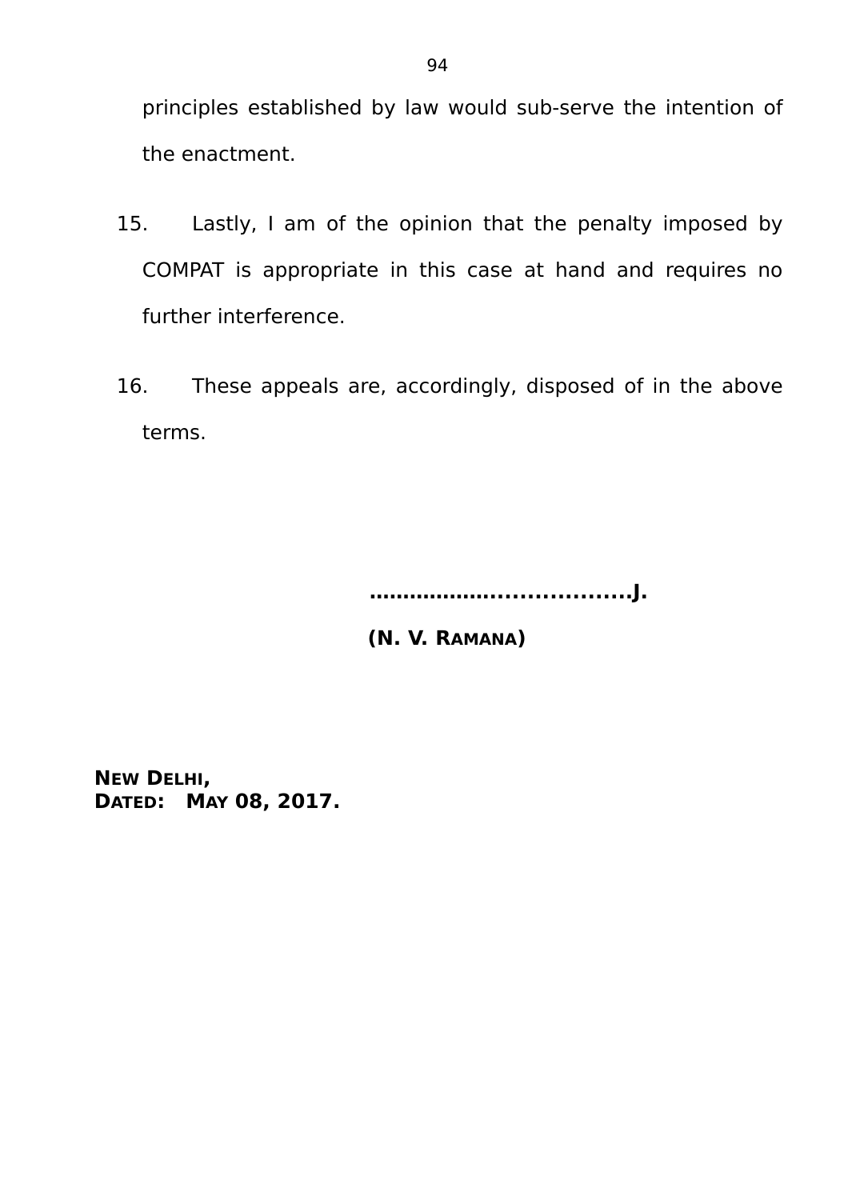principles established by law would sub-serve the intention of the enactment.

15. Lastly, I am of the opinion that the penalty imposed by COMPAT is appropriate in this case at hand and requires no further interference.

16. These appeals are, accordingly, disposed of in the above terms.

**.....................................J.**

**(N. V. RAMANA)**

**NEW DELHI,**
**DATED: MAY 08, 2017.**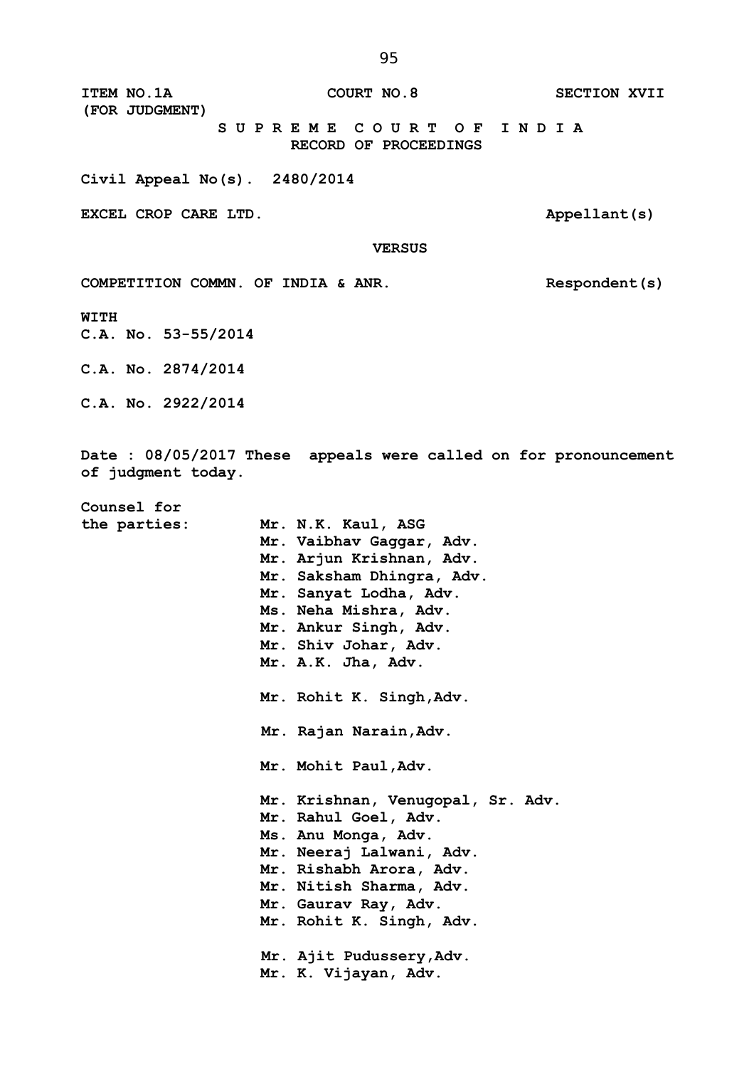**ITEM NO.1A** **COURT NO.8** **SECTION XVII**
**(FOR JUDGMENT)**

**S U P R E M E C O U R T O F I N D I A**
**RECORD OF PROCEEDINGS**

**Civil Appeal No(s). 2480/2014**

**EXCEL CROP CARE LTD.** **Appellant(s)**

**VERSUS**

**COMPETITION COMMN. OF INDIA & ANR.** **Respondent(s)**

**WITH**
**C.A. No. 53-55/2014**

**C.A. No. 2874/2014**

**C.A. No. 2922/2014**

**Date : 08/05/2017 These appeals were called on for pronouncement of judgment today.**

**Counsel for the parties:**

**Mr. N.K. Kaul, ASG**
**Mr. Vaibhav Gaggar, Adv.**
**Mr. Arjun Krishnan, Adv.**
**Mr. Saksham Dhingra, Adv.**
**Mr. Sanyat Lodha, Adv.**
**Ms. Neha Mishra, Adv.**
**Mr. Ankur Singh, Adv.**
**Mr. Shiv Johar, Adv.**
**Mr. A.K. Jha, Adv.**

**Mr. Rohit K. Singh,Adv.**

**Mr. Rajan Narain,Adv.**

**Mr. Mohit Paul,Adv.**

**Mr. Krishnan, Venugopal, Sr. Adv.**
**Mr. Rahul Goel, Adv.**
**Ms. Anu Monga, Adv.**
**Mr. Neeraj Lalwani, Adv.**
**Mr. Rishabh Arora, Adv.**
**Mr. Nitish Sharma, Adv.**
**Mr. Gaurav Ray, Adv.**
**Mr. Rohit K. Singh, Adv.**

**Mr. Ajit Pudussery,Adv.**
**Mr. K. Vijayan, Adv.**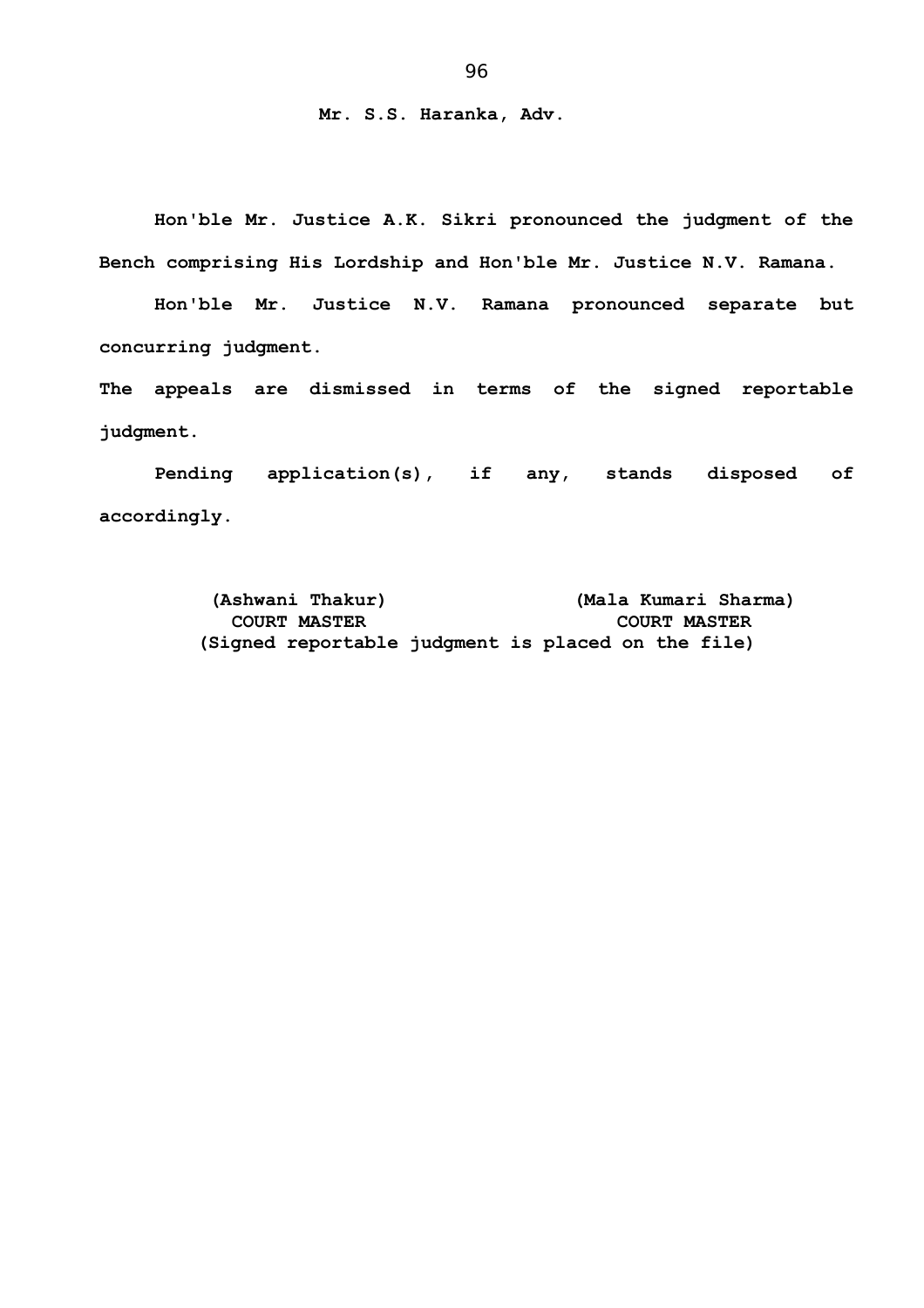**Mr. S.S. Haranka, Adv.**

**Hon'ble Mr. Justice A.K. Sikri pronounced the judgment of the Bench comprising His Lordship and Hon'ble Mr. Justice N.V. Ramana.**

**Hon'ble Mr. Justice N.V. Ramana pronounced separate but concurring judgment.**

**The appeals are dismissed in terms of the signed reportable judgment.**

**Pending application(s), if any, stands disposed of accordingly.**

| | |
|---|---|
| **(Ashwani Thakur)** | **(Mala Kumari Sharma)** |
| **COURT MASTER** | **COURT MASTER** |

**(Signed reportable judgment is placed on the file)**